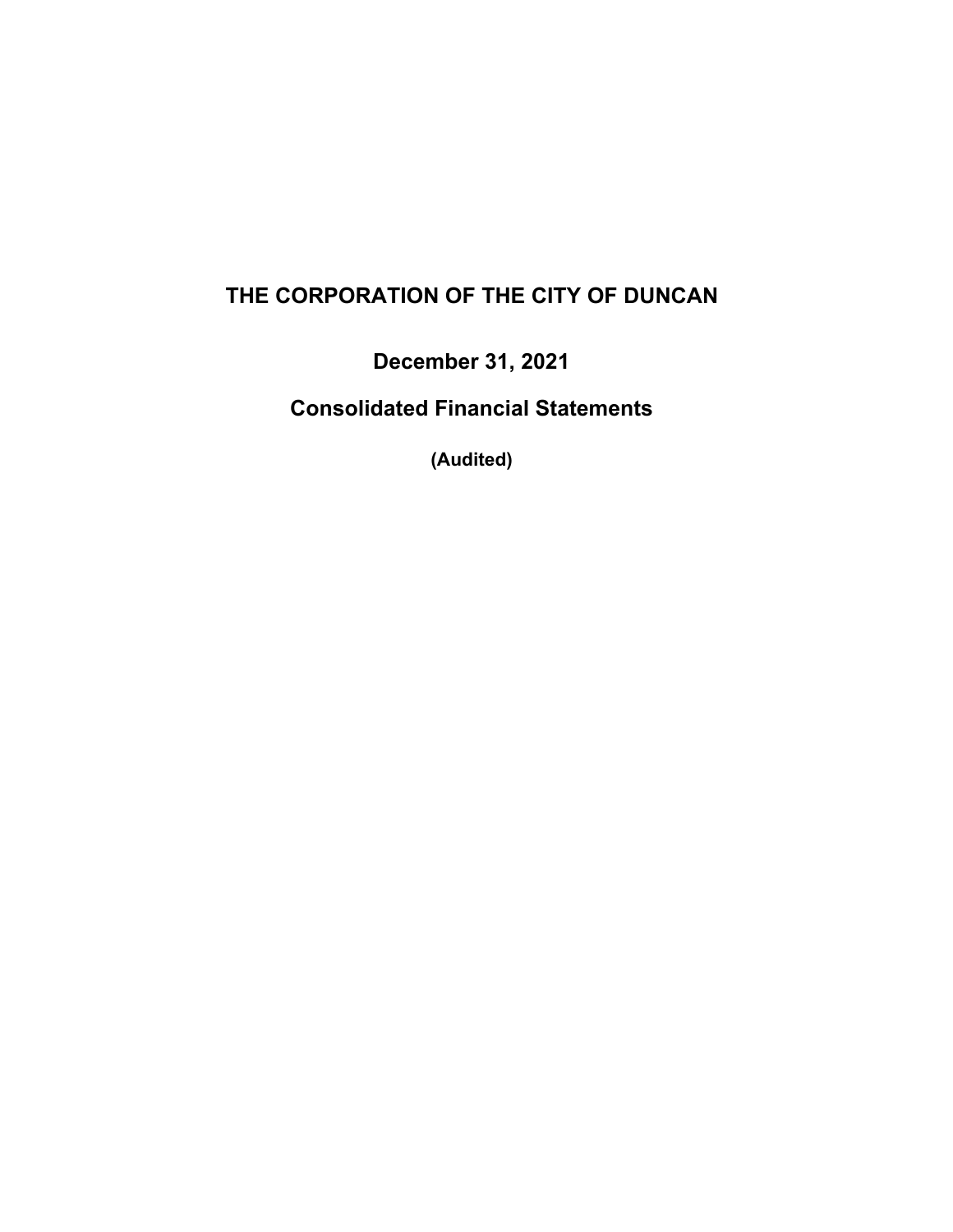# THE CORPORATION OF THE CITY OF DUNCAN

## December 31, 2021

## Consolidated Financial Statements

**(Audited)**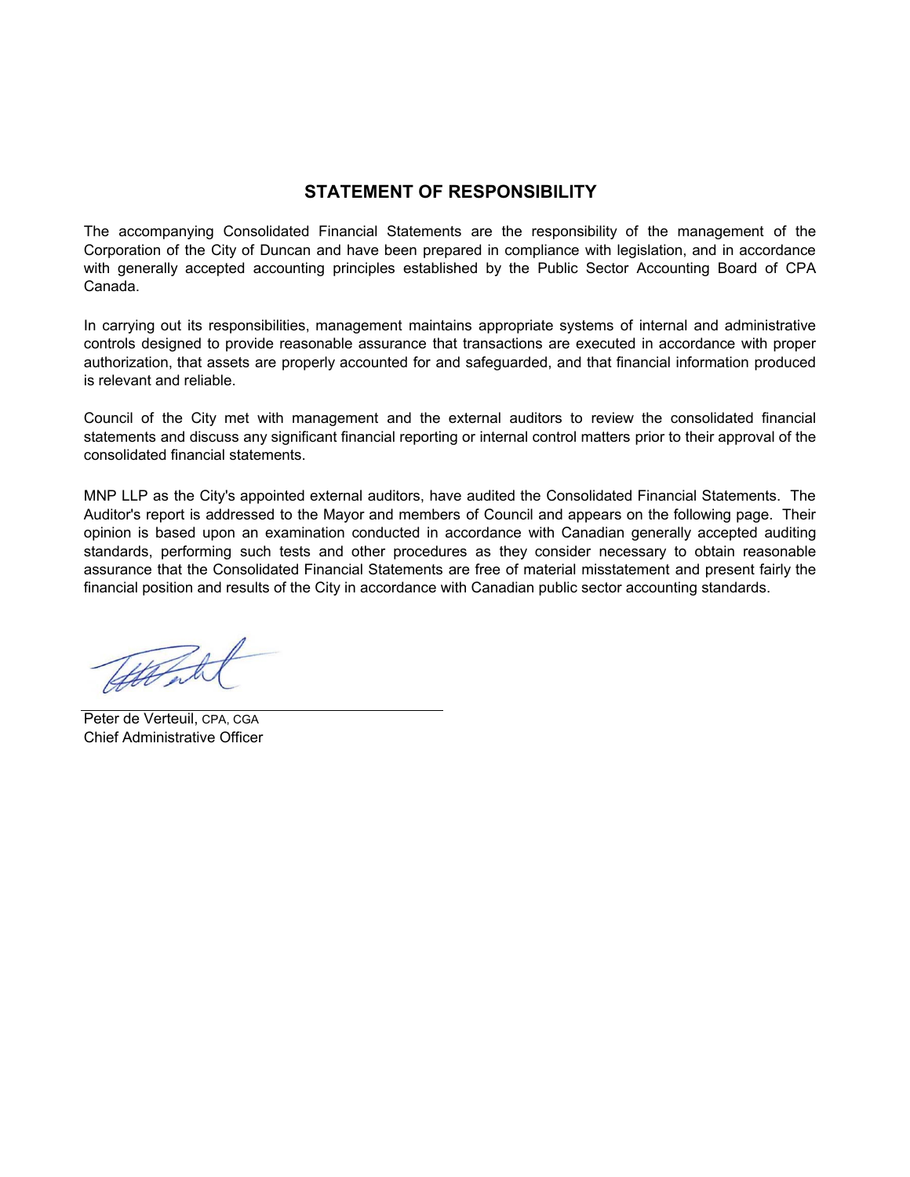## STATEMENT OF RESPONSIBILITY

The accompanying Consolidated Financial Statements are the responsibility of the management of the Corporation of the City of Duncan and have been prepared in compliance with legislation, and in accordance with generally accepted accounting principles established by the Public Sector Accounting Board of CPA Canada.

In carrying out its responsibilities, management maintains appropriate systems of internal and administrative controls designed to provide reasonable assurance that transactions are executed in accordance with proper authorization, that assets are properly accounted for and safeguarded, and that financial information produced is relevant and reliable.

Council of the City met with management and the external auditors to review the consolidated financial statements and discuss any significant financial reporting or internal control matters prior to their approval of the consolidated financial statements.

MNP LLP as the City's appointed external auditors, have audited the Consolidated Financial Statements. The Auditor's report is addressed to the Mayor and members of Council and appears on the following page. Their opinion is based upon an examination conducted in accordance with Canadian generally accepted auditing standards, performing such tests and other procedures as they consider necessary to obtain reasonable assurance that the Consolidated Financial Statements are free of material misstatement and present fairly the financial position and results of the City in accordance with Canadian public sector accounting standards.

Peter de Verteuil, CPA, CGA
Chief Administrative Officer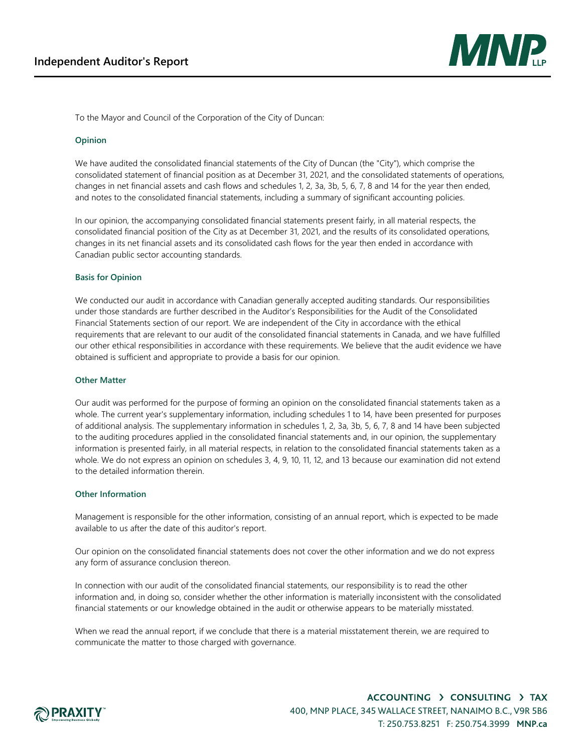# Independent Auditor's Report

To the Mayor and Council of the Corporation of the City of Duncan:

## Opinion

We have audited the consolidated financial statements of the City of Duncan (the "City"), which comprise the consolidated statement of financial position as at December 31, 2021, and the consolidated statements of operations, changes in net financial assets and cash flows and schedules 1, 2, 3a, 3b, 5, 6, 7, 8 and 14 for the year then ended, and notes to the consolidated financial statements, including a summary of significant accounting policies.

In our opinion, the accompanying consolidated financial statements present fairly, in all material respects, the consolidated financial position of the City as at December 31, 2021, and the results of its consolidated operations, changes in its net financial assets and its consolidated cash flows for the year then ended in accordance with Canadian public sector accounting standards.

## Basis for Opinion

We conducted our audit in accordance with Canadian generally accepted auditing standards. Our responsibilities under those standards are further described in the Auditor's Responsibilities for the Audit of the Consolidated Financial Statements section of our report. We are independent of the City in accordance with the ethical requirements that are relevant to our audit of the consolidated financial statements in Canada, and we have fulfilled our other ethical responsibilities in accordance with these requirements. We believe that the audit evidence we have obtained is sufficient and appropriate to provide a basis for our opinion.

## Other Matter

Our audit was performed for the purpose of forming an opinion on the consolidated financial statements taken as a whole. The current year's supplementary information, including schedules 1 to 14, have been presented for purposes of additional analysis. The supplementary information in schedules 1, 2, 3a, 3b, 5, 6, 7, 8 and 14 have been subjected to the auditing procedures applied in the consolidated financial statements and, in our opinion, the supplementary information is presented fairly, in all material respects, in relation to the consolidated financial statements taken as a whole. We do not express an opinion on schedules 3, 4, 9, 10, 11, 12, and 13 because our examination did not extend to the detailed information therein.

## Other Information

Management is responsible for the other information, consisting of an annual report, which is expected to be made available to us after the date of this auditor's report.

Our opinion on the consolidated financial statements does not cover the other information and we do not express any form of assurance conclusion thereon.

In connection with our audit of the consolidated financial statements, our responsibility is to read the other information and, in doing so, consider whether the other information is materially inconsistent with the consolidated financial statements or our knowledge obtained in the audit or otherwise appears to be materially misstated.

When we read the annual report, if we conclude that there is a material misstatement therein, we are required to communicate the matter to those charged with governance.

ACCOUNTING › CONSULTING › TAX
400, MNP PLACE, 345 WALLACE STREET, NANAIMO B.C., V9R 5B6
T: 250.753.8251 F: 250.754.3999 MNP.ca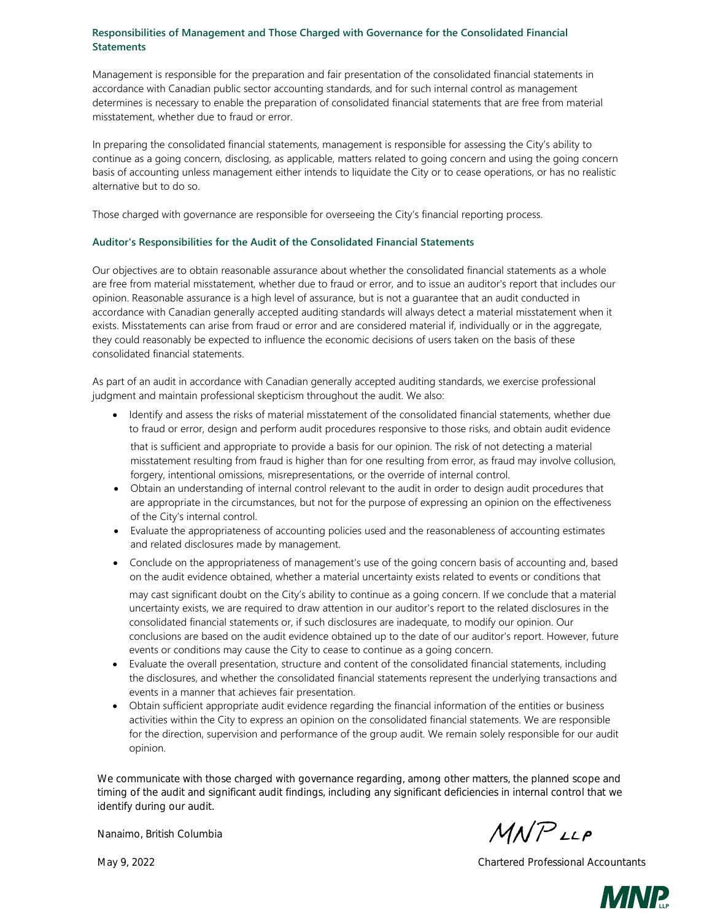### Responsibilities of Management and Those Charged with Governance for the Consolidated Financial Statements

Management is responsible for the preparation and fair presentation of the consolidated financial statements in accordance with Canadian public sector accounting standards, and for such internal control as management determines is necessary to enable the preparation of consolidated financial statements that are free from material misstatement, whether due to fraud or error.

In preparing the consolidated financial statements, management is responsible for assessing the City's ability to continue as a going concern, disclosing, as applicable, matters related to going concern and using the going concern basis of accounting unless management either intends to liquidate the City or to cease operations, or has no realistic alternative but to do so.

Those charged with governance are responsible for overseeing the City's financial reporting process.

### Auditor's Responsibilities for the Audit of the Consolidated Financial Statements

Our objectives are to obtain reasonable assurance about whether the consolidated financial statements as a whole are free from material misstatement, whether due to fraud or error, and to issue an auditor's report that includes our opinion. Reasonable assurance is a high level of assurance, but is not a guarantee that an audit conducted in accordance with Canadian generally accepted auditing standards will always detect a material misstatement when it exists. Misstatements can arise from fraud or error and are considered material if, individually or in the aggregate, they could reasonably be expected to influence the economic decisions of users taken on the basis of these consolidated financial statements.

As part of an audit in accordance with Canadian generally accepted auditing standards, we exercise professional judgment and maintain professional skepticism throughout the audit. We also:

- Identify and assess the risks of material misstatement of the consolidated financial statements, whether due to fraud or error, design and perform audit procedures responsive to those risks, and obtain audit evidence that is sufficient and appropriate to provide a basis for our opinion. The risk of not detecting a material misstatement resulting from fraud is higher than for one resulting from error, as fraud may involve collusion, forgery, intentional omissions, misrepresentations, or the override of internal control.
- Obtain an understanding of internal control relevant to the audit in order to design audit procedures that are appropriate in the circumstances, but not for the purpose of expressing an opinion on the effectiveness of the City's internal control.
- Evaluate the appropriateness of accounting policies used and the reasonableness of accounting estimates and related disclosures made by management.
- Conclude on the appropriateness of management's use of the going concern basis of accounting and, based on the audit evidence obtained, whether a material uncertainty exists related to events or conditions that may cast significant doubt on the City's ability to continue as a going concern. If we conclude that a material uncertainty exists, we are required to draw attention in our auditor's report to the related disclosures in the consolidated financial statements or, if such disclosures are inadequate, to modify our opinion. Our conclusions are based on the audit evidence obtained up to the date of our auditor's report. However, future events or conditions may cause the City to cease to continue as a going concern.
- Evaluate the overall presentation, structure and content of the consolidated financial statements, including the disclosures, and whether the consolidated financial statements represent the underlying transactions and events in a manner that achieves fair presentation.
- Obtain sufficient appropriate audit evidence regarding the financial information of the entities or business activities within the City to express an opinion on the consolidated financial statements. We are responsible for the direction, supervision and performance of the group audit. We remain solely responsible for our audit opinion.

We communicate with those charged with governance regarding, among other matters, the planned scope and timing of the audit and significant audit findings, including any significant deficiencies in internal control that we identify during our audit.

Nanaimo, British Columbia

MNP LLP

May 9, 2022

Chartered Professional Accountants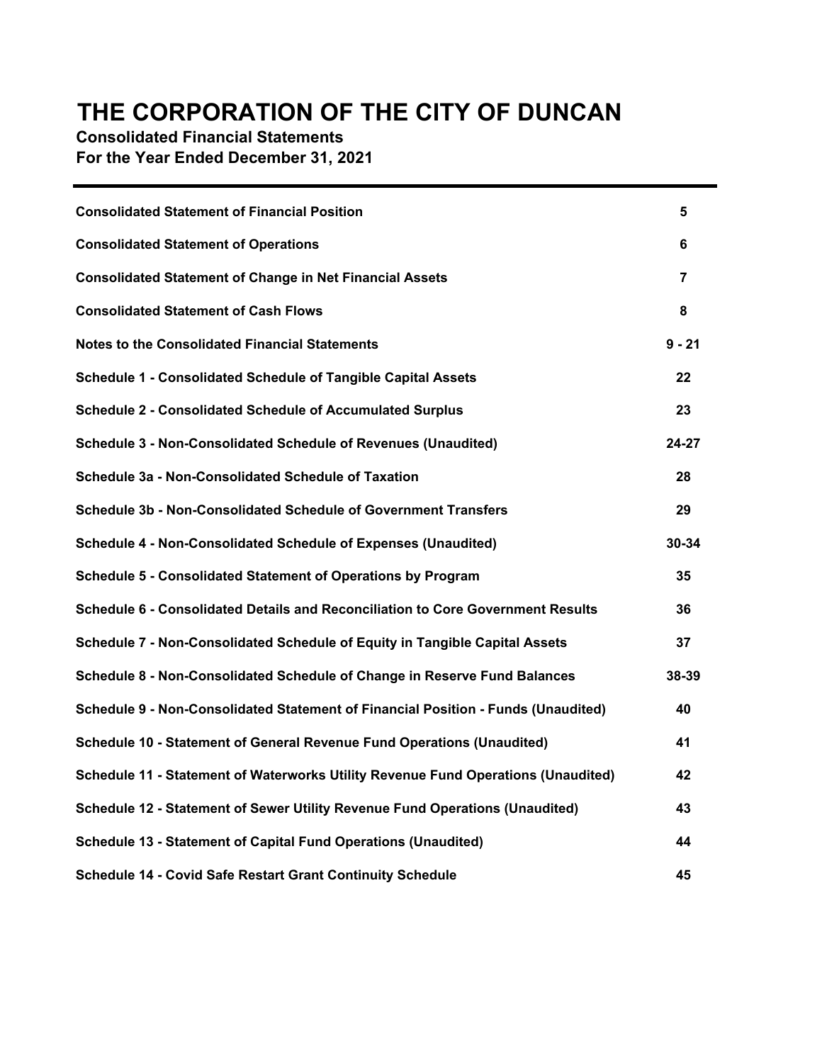# THE CORPORATION OF THE CITY OF DUNCAN

**Consolidated Financial Statements**
**For the Year Ended December 31, 2021**

| | |
|---|---|
| **Consolidated Statement of Financial Position** | **5** |
| **Consolidated Statement of Operations** | **6** |
| **Consolidated Statement of Change in Net Financial Assets** | **7** |
| **Consolidated Statement of Cash Flows** | **8** |
| **Notes to the Consolidated Financial Statements** | **9 - 21** |
| **Schedule 1 - Consolidated Schedule of Tangible Capital Assets** | **22** |
| **Schedule 2 - Consolidated Schedule of Accumulated Surplus** | **23** |
| **Schedule 3 - Non-Consolidated Schedule of Revenues (Unaudited)** | **24-27** |
| **Schedule 3a - Non-Consolidated Schedule of Taxation** | **28** |
| **Schedule 3b - Non-Consolidated Schedule of Government Transfers** | **29** |
| **Schedule 4 - Non-Consolidated Schedule of Expenses (Unaudited)** | **30-34** |
| **Schedule 5 - Consolidated Statement of Operations by Program** | **35** |
| **Schedule 6 - Consolidated Details and Reconciliation to Core Government Results** | **36** |
| **Schedule 7 - Non-Consolidated Schedule of Equity in Tangible Capital Assets** | **37** |
| **Schedule 8 - Non-Consolidated Schedule of Change in Reserve Fund Balances** | **38-39** |
| **Schedule 9 - Non-Consolidated Statement of Financial Position - Funds (Unaudited)** | **40** |
| **Schedule 10 - Statement of General Revenue Fund Operations (Unaudited)** | **41** |
| **Schedule 11 - Statement of Waterworks Utility Revenue Fund Operations (Unaudited)** | **42** |
| **Schedule 12 - Statement of Sewer Utility Revenue Fund Operations (Unaudited)** | **43** |
| **Schedule 13 - Statement of Capital Fund Operations (Unaudited)** | **44** |
| **Schedule 14 - Covid Safe Restart Grant Continuity Schedule** | **45** |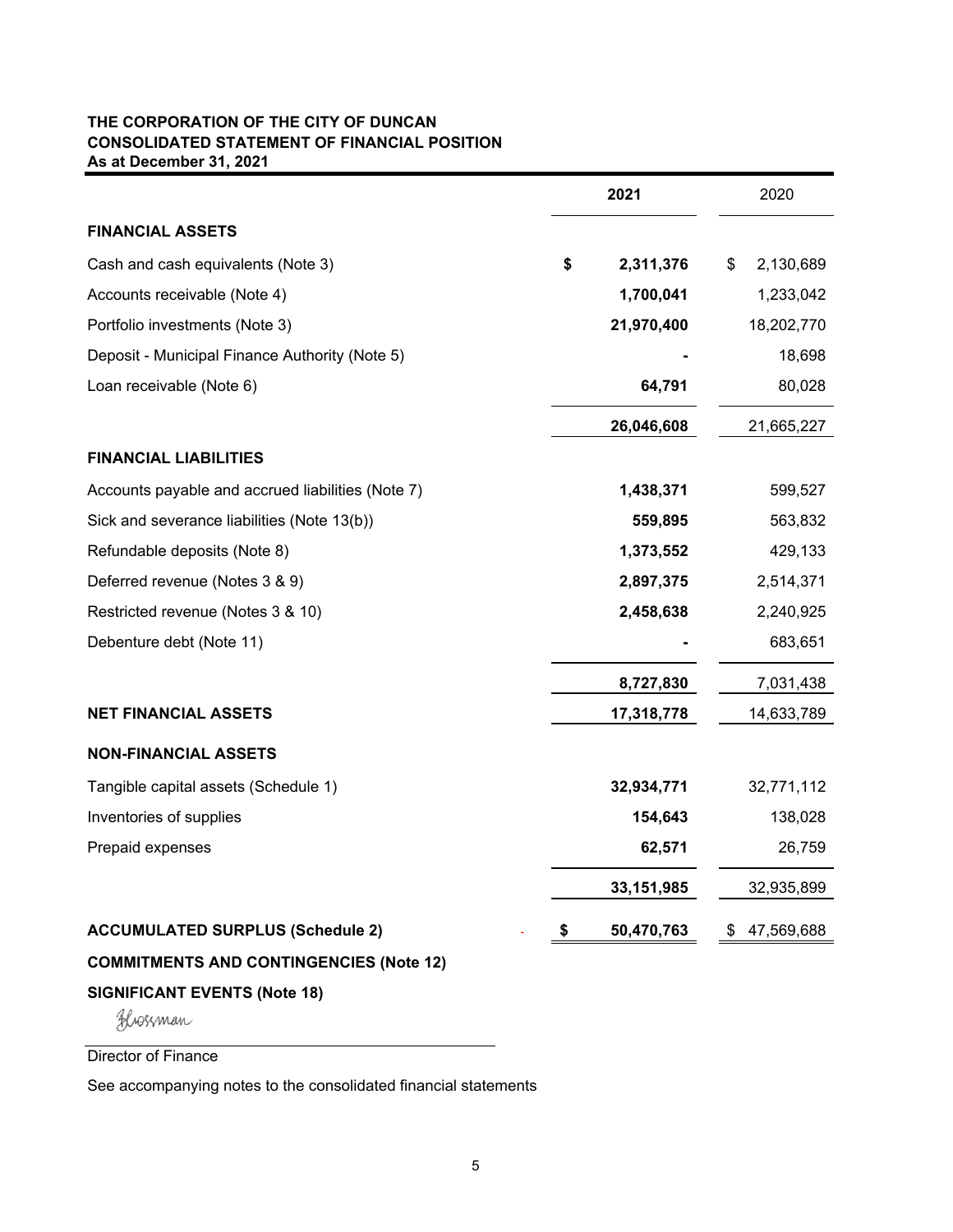**THE CORPORATION OF THE CITY OF DUNCAN**
**CONSOLIDATED STATEMENT OF FINANCIAL POSITION**
**As at December 31, 2021**

| | **2021** | 2020 |
|---|---|---|
| **FINANCIAL ASSETS** | | |
| Cash and cash equivalents (Note 3) | **$ 2,311,376** | $ 2,130,689 |
| Accounts receivable (Note 4) | **1,700,041** | 1,233,042 |
| Portfolio investments (Note 3) | **21,970,400** | 18,202,770 |
| Deposit - Municipal Finance Authority (Note 5) | **-** | 18,698 |
| Loan receivable (Note 6) | **64,791** | 80,028 |
| | **26,046,608** | 21,665,227 |
| **FINANCIAL LIABILITIES** | | |
| Accounts payable and accrued liabilities (Note 7) | **1,438,371** | 599,527 |
| Sick and severance liabilities (Note 13(b)) | **559,895** | 563,832 |
| Refundable deposits (Note 8) | **1,373,552** | 429,133 |
| Deferred revenue (Notes 3 & 9) | **2,897,375** | 2,514,371 |
| Restricted revenue (Notes 3 & 10) | **2,458,638** | 2,240,925 |
| Debenture debt (Note 11) | **-** | 683,651 |
| | **8,727,830** | 7,031,438 |
| **NET FINANCIAL ASSETS** | **17,318,778** | 14,633,789 |
| **NON-FINANCIAL ASSETS** | | |
| Tangible capital assets (Schedule 1) | **32,934,771** | 32,771,112 |
| Inventories of supplies | **154,643** | 138,028 |
| Prepaid expenses | **62,571** | 26,759 |
| | **33,151,985** | 32,935,899 |
| **ACCUMULATED SURPLUS (Schedule 2)** | **$ 50,470,763** | $ 47,569,688 |

**COMMITMENTS AND CONTINGENCIES (Note 12)**

**SIGNIFICANT EVENTS (Note 18)**

Blossman

Director of Finance

See accompanying notes to the consolidated financial statements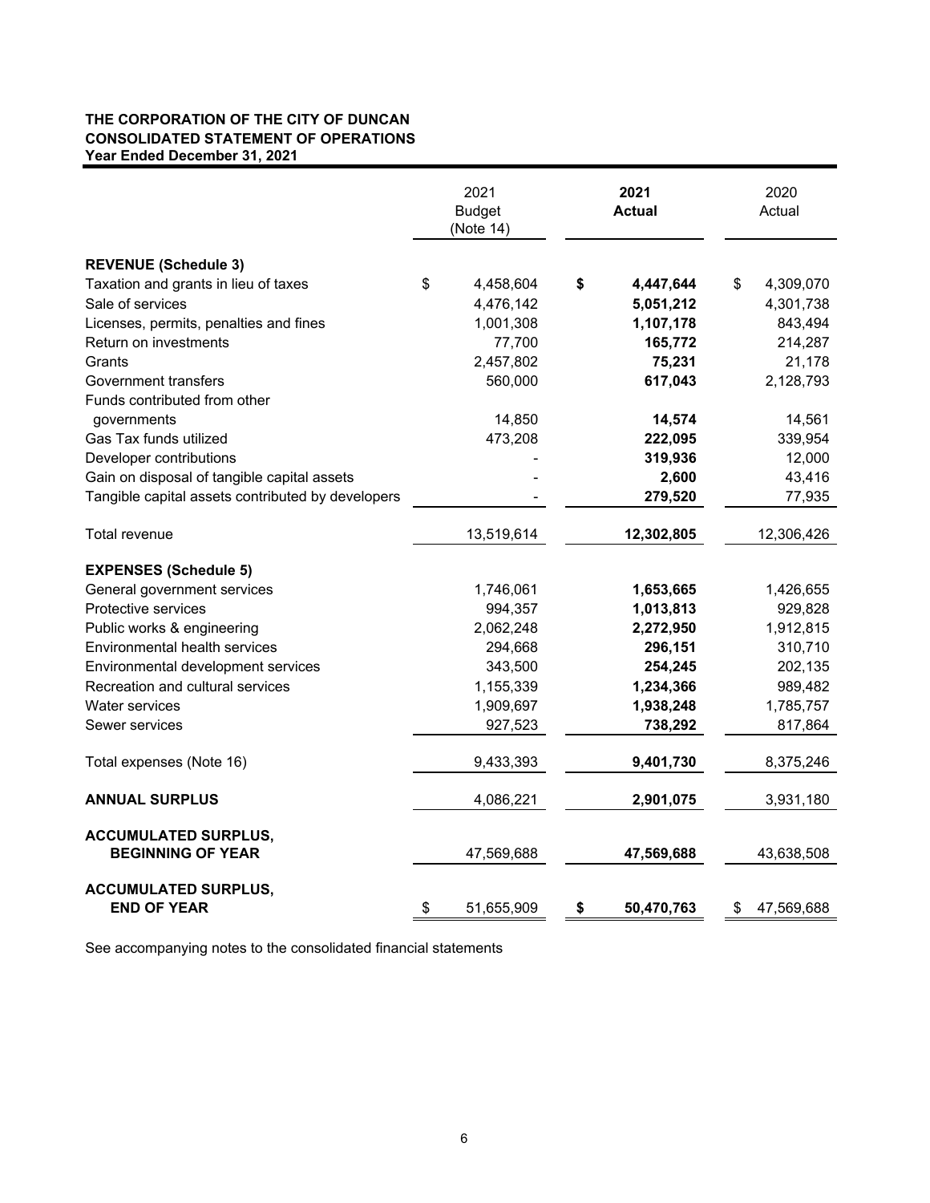**THE CORPORATION OF THE CITY OF DUNCAN**
**CONSOLIDATED STATEMENT OF OPERATIONS**
**Year Ended December 31, 2021**

| | 2021 Budget (Note 14) | **2021 Actual** | 2020 Actual |
|---|---|---|---|
| **REVENUE (Schedule 3)** | | | |
| Taxation and grants in lieu of taxes | $ 4,458,604 | **$ 4,447,644** | $ 4,309,070 |
| Sale of services | 4,476,142 | **5,051,212** | 4,301,738 |
| Licenses, permits, penalties and fines | 1,001,308 | **1,107,178** | 843,494 |
| Return on investments | 77,700 | **165,772** | 214,287 |
| Grants | 2,457,802 | **75,231** | 21,178 |
| Government transfers | 560,000 | **617,043** | 2,128,793 |
| Funds contributed from other governments | 14,850 | **14,574** | 14,561 |
| Gas Tax funds utilized | 473,208 | **222,095** | 339,954 |
| Developer contributions | - | **319,936** | 12,000 |
| Gain on disposal of tangible capital assets | - | **2,600** | 43,416 |
| Tangible capital assets contributed by developers | - | **279,520** | 77,935 |
| Total revenue | 13,519,614 | **12,302,805** | 12,306,426 |
| **EXPENSES (Schedule 5)** | | | |
| General government services | 1,746,061 | **1,653,665** | 1,426,655 |
| Protective services | 994,357 | **1,013,813** | 929,828 |
| Public works & engineering | 2,062,248 | **2,272,950** | 1,912,815 |
| Environmental health services | 294,668 | **296,151** | 310,710 |
| Environmental development services | 343,500 | **254,245** | 202,135 |
| Recreation and cultural services | 1,155,339 | **1,234,366** | 989,482 |
| Water services | 1,909,697 | **1,938,248** | 1,785,757 |
| Sewer services | 927,523 | **738,292** | 817,864 |
| Total expenses (Note 16) | 9,433,393 | **9,401,730** | 8,375,246 |
| **ANNUAL SURPLUS** | 4,086,221 | **2,901,075** | 3,931,180 |
| **ACCUMULATED SURPLUS, BEGINNING OF YEAR** | 47,569,688 | **47,569,688** | 43,638,508 |
| **ACCUMULATED SURPLUS, END OF YEAR** | $ 51,655,909 | **$ 50,470,763** | $ 47,569,688 |

See accompanying notes to the consolidated financial statements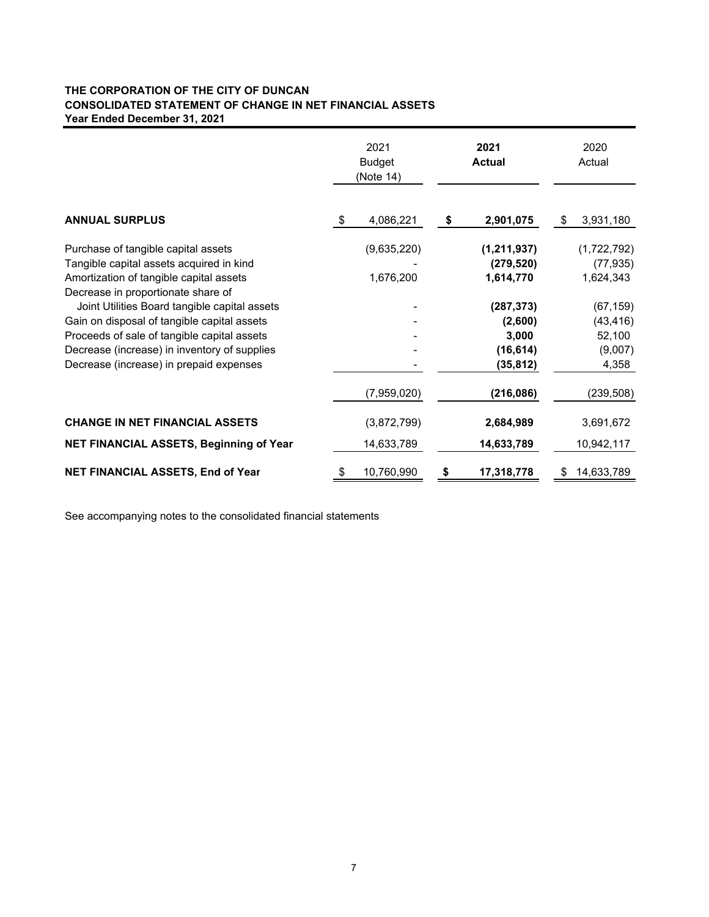**THE CORPORATION OF THE CITY OF DUNCAN**
**CONSOLIDATED STATEMENT OF CHANGE IN NET FINANCIAL ASSETS**
**Year Ended December 31, 2021**

| | 2021 Budget (Note 14) | **2021 Actual** | 2020 Actual |
|---|---|---|---|
| **ANNUAL SURPLUS** | $ 4,086,221 | **$ 2,901,075** | $ 3,931,180 |
| Purchase of tangible capital assets | (9,635,220) | **(1,211,937)** | (1,722,792) |
| Tangible capital assets acquired in kind | - | **(279,520)** | (77,935) |
| Amortization of tangible capital assets | 1,676,200 | **1,614,770** | 1,624,343 |
| Decrease in proportionate share of Joint Utilities Board tangible capital assets | - | **(287,373)** | (67,159) |
| Gain on disposal of tangible capital assets | - | **(2,600)** | (43,416) |
| Proceeds of sale of tangible capital assets | - | **3,000** | 52,100 |
| Decrease (increase) in inventory of supplies | - | **(16,614)** | (9,007) |
| Decrease (increase) in prepaid expenses | - | **(35,812)** | 4,358 |
| | (7,959,020) | **(216,086)** | (239,508) |
| **CHANGE IN NET FINANCIAL ASSETS** | (3,872,799) | **2,684,989** | 3,691,672 |
| **NET FINANCIAL ASSETS, Beginning of Year** | 14,633,789 | **14,633,789** | 10,942,117 |
| **NET FINANCIAL ASSETS, End of Year** | $ 10,760,990 | **$ 17,318,778** | $ 14,633,789 |

See accompanying notes to the consolidated financial statements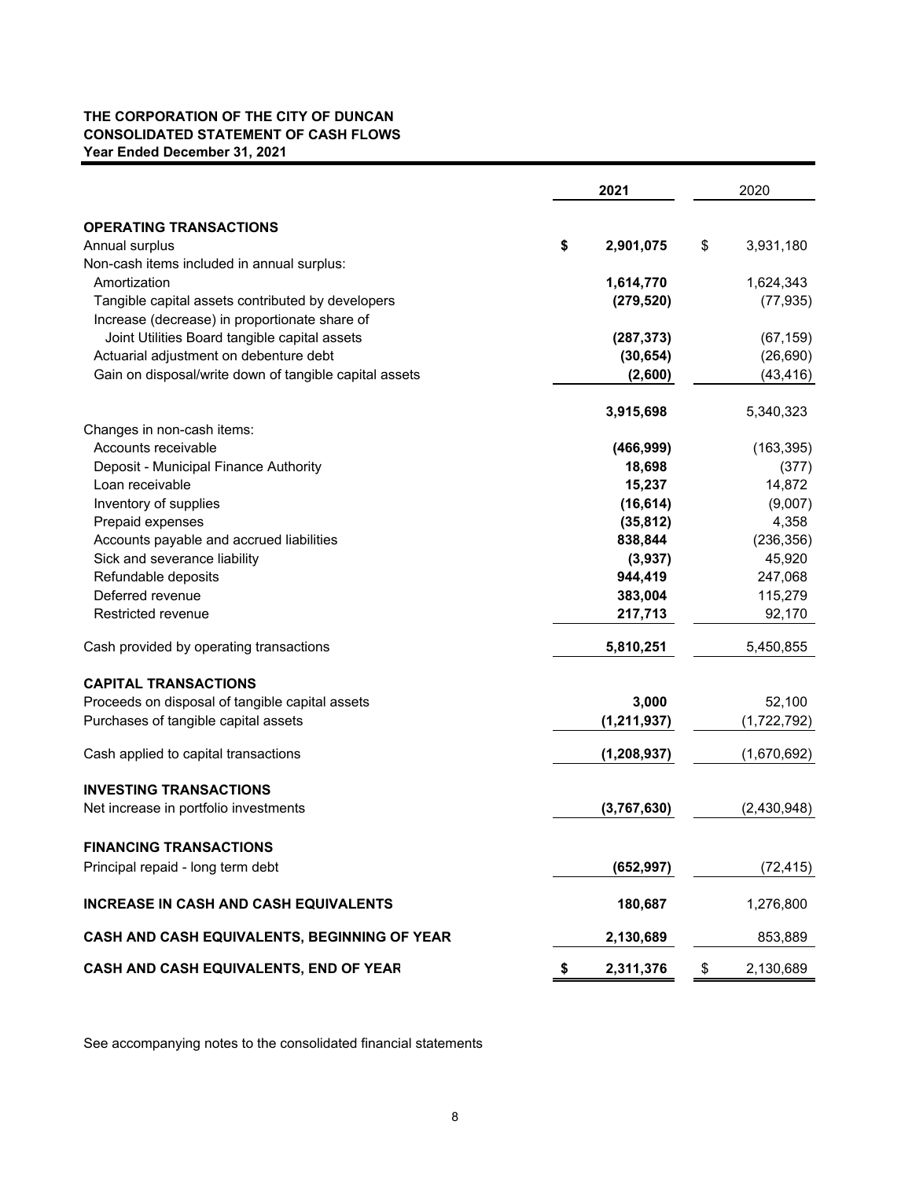**THE CORPORATION OF THE CITY OF DUNCAN**
**CONSOLIDATED STATEMENT OF CASH FLOWS**
**Year Ended December 31, 2021**

| | 2021 | 2020 |
|---|---|---|
| **OPERATING TRANSACTIONS** | | |
| Annual surplus | **$ 2,901,075** | $ 3,931,180 |
| Non-cash items included in annual surplus: | | |
| Amortization | **1,614,770** | 1,624,343 |
| Tangible capital assets contributed by developers | **(279,520)** | (77,935) |
| Increase (decrease) in proportionate share of Joint Utilities Board tangible capital assets | **(287,373)** | (67,159) |
| Actuarial adjustment on debenture debt | **(30,654)** | (26,690) |
| Gain on disposal/write down of tangible capital assets | **(2,600)** | (43,416) |
| | **3,915,698** | 5,340,323 |
| Changes in non-cash items: | | |
| Accounts receivable | **(466,999)** | (163,395) |
| Deposit - Municipal Finance Authority | **18,698** | (377) |
| Loan receivable | **15,237** | 14,872 |
| Inventory of supplies | **(16,614)** | (9,007) |
| Prepaid expenses | **(35,812)** | 4,358 |
| Accounts payable and accrued liabilities | **838,844** | (236,356) |
| Sick and severance liability | **(3,937)** | 45,920 |
| Refundable deposits | **944,419** | 247,068 |
| Deferred revenue | **383,004** | 115,279 |
| Restricted revenue | **217,713** | 92,170 |
| Cash provided by operating transactions | **5,810,251** | 5,450,855 |
| **CAPITAL TRANSACTIONS** | | |
| Proceeds on disposal of tangible capital assets | **3,000** | 52,100 |
| Purchases of tangible capital assets | **(1,211,937)** | (1,722,792) |
| Cash applied to capital transactions | **(1,208,937)** | (1,670,692) |
| **INVESTING TRANSACTIONS** | | |
| Net increase in portfolio investments | **(3,767,630)** | (2,430,948) |
| **FINANCING TRANSACTIONS** | | |
| Principal repaid - long term debt | **(652,997)** | (72,415) |
| **INCREASE IN CASH AND CASH EQUIVALENTS** | **180,687** | 1,276,800 |
| **CASH AND CASH EQUIVALENTS, BEGINNING OF YEAR** | **2,130,689** | 853,889 |
| **CASH AND CASH EQUIVALENTS, END OF YEAR** | **$ 2,311,376** | $ 2,130,689 |

See accompanying notes to the consolidated financial statements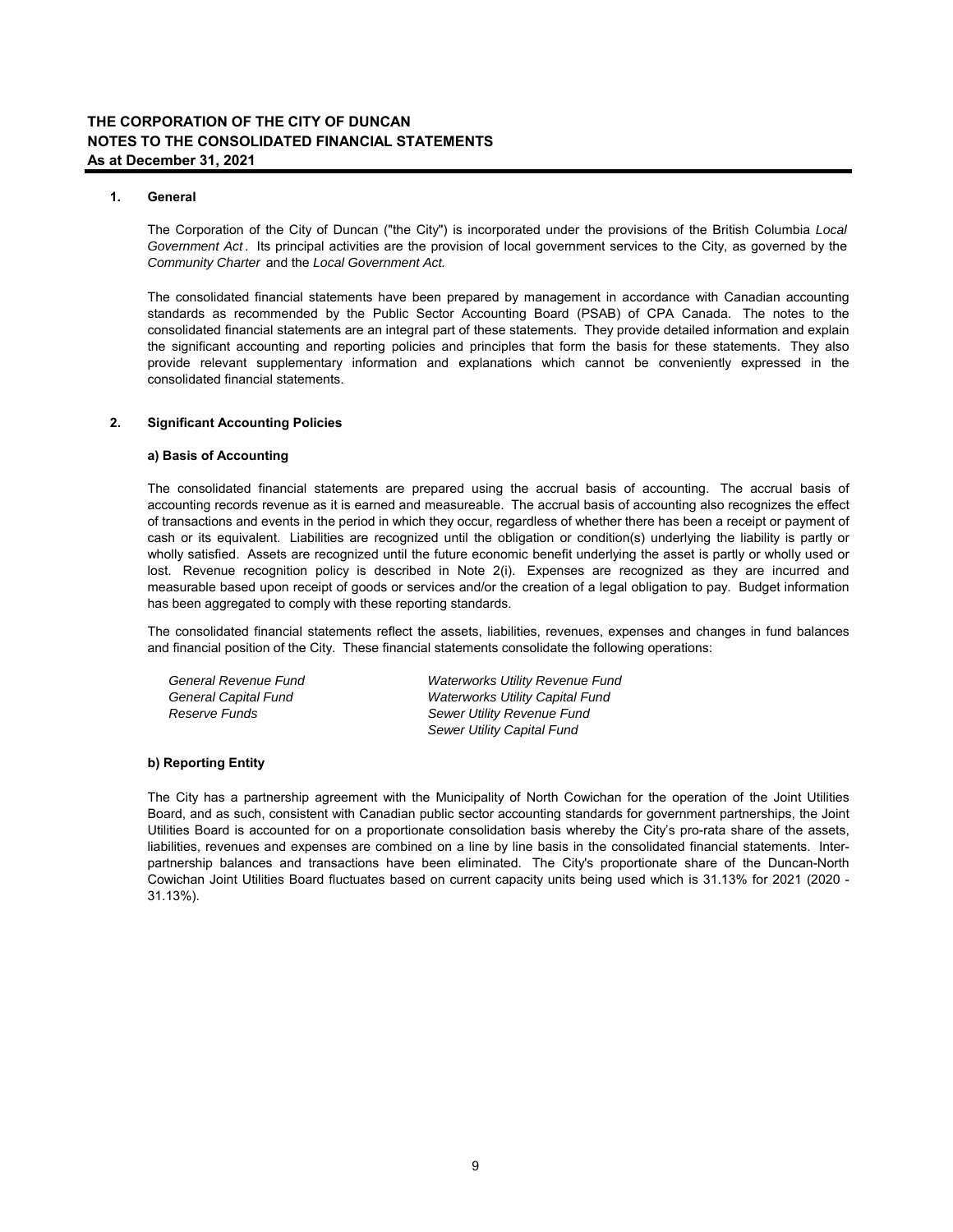# THE CORPORATION OF THE CITY OF DUNCAN
## NOTES TO THE CONSOLIDATED FINANCIAL STATEMENTS
### As at December 31, 2021

**1. General**

The Corporation of the City of Duncan ("the City") is incorporated under the provisions of the British Columbia *Local Government Act*. Its principal activities are the provision of local government services to the City, as governed by the *Community Charter* and the *Local Government Act.*

The consolidated financial statements have been prepared by management in accordance with Canadian accounting standards as recommended by the Public Sector Accounting Board (PSAB) of CPA Canada. The notes to the consolidated financial statements are an integral part of these statements. They provide detailed information and explain the significant accounting and reporting policies and principles that form the basis for these statements. They also provide relevant supplementary information and explanations which cannot be conveniently expressed in the consolidated financial statements.

**2. Significant Accounting Policies**

**a) Basis of Accounting**

The consolidated financial statements are prepared using the accrual basis of accounting. The accrual basis of accounting records revenue as it is earned and measureable. The accrual basis of accounting also recognizes the effect of transactions and events in the period in which they occur, regardless of whether there has been a receipt or payment of cash or its equivalent. Liabilities are recognized until the obligation or condition(s) underlying the liability is partly or wholly satisfied. Assets are recognized until the future economic benefit underlying the asset is partly or wholly used or lost. Revenue recognition policy is described in Note 2(i). Expenses are recognized as they are incurred and measurable based upon receipt of goods or services and/or the creation of a legal obligation to pay. Budget information has been aggregated to comply with these reporting standards.

The consolidated financial statements reflect the assets, liabilities, revenues, expenses and changes in fund balances and financial position of the City. These financial statements consolidate the following operations:

| | |
|---|---|
| *General Revenue Fund* | *Waterworks Utility Revenue Fund* |
| *General Capital Fund* | *Waterworks Utility Capital Fund* |
| *Reserve Funds* | *Sewer Utility Revenue Fund* |
| | *Sewer Utility Capital Fund* |

**b) Reporting Entity**

The City has a partnership agreement with the Municipality of North Cowichan for the operation of the Joint Utilities Board, and as such, consistent with Canadian public sector accounting standards for government partnerships, the Joint Utilities Board is accounted for on a proportionate consolidation basis whereby the City's pro-rata share of the assets, liabilities, revenues and expenses are combined on a line by line basis in the consolidated financial statements. Inter-partnership balances and transactions have been eliminated. The City's proportionate share of the Duncan-North Cowichan Joint Utilities Board fluctuates based on current capacity units being used which is 31.13% for 2021 (2020 - 31.13%).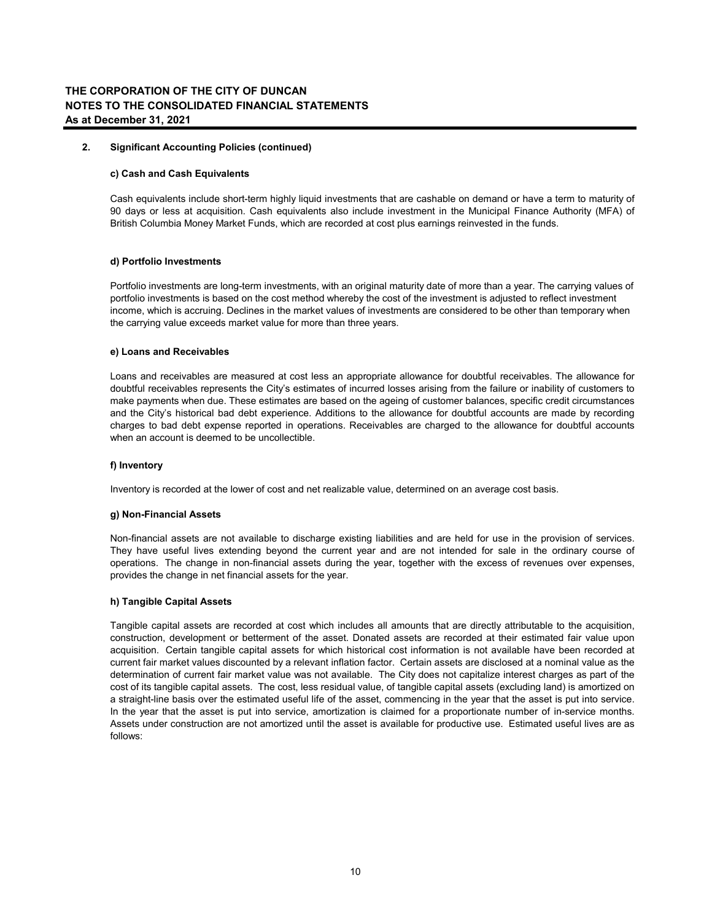**THE CORPORATION OF THE CITY OF DUNCAN**
**NOTES TO THE CONSOLIDATED FINANCIAL STATEMENTS**
**As at December 31, 2021**

**2. Significant Accounting Policies (continued)**

**c) Cash and Cash Equivalents**

Cash equivalents include short-term highly liquid investments that are cashable on demand or have a term to maturity of 90 days or less at acquisition. Cash equivalents also include investment in the Municipal Finance Authority (MFA) of British Columbia Money Market Funds, which are recorded at cost plus earnings reinvested in the funds.

**d) Portfolio Investments**

Portfolio investments are long-term investments, with an original maturity date of more than a year. The carrying values of portfolio investments is based on the cost method whereby the cost of the investment is adjusted to reflect investment income, which is accruing. Declines in the market values of investments are considered to be other than temporary when the carrying value exceeds market value for more than three years.

**e) Loans and Receivables**

Loans and receivables are measured at cost less an appropriate allowance for doubtful receivables. The allowance for doubtful receivables represents the City's estimates of incurred losses arising from the failure or inability of customers to make payments when due. These estimates are based on the ageing of customer balances, specific credit circumstances and the City's historical bad debt experience. Additions to the allowance for doubtful accounts are made by recording charges to bad debt expense reported in operations. Receivables are charged to the allowance for doubtful accounts when an account is deemed to be uncollectible.

**f) Inventory**

Inventory is recorded at the lower of cost and net realizable value, determined on an average cost basis.

**g) Non-Financial Assets**

Non-financial assets are not available to discharge existing liabilities and are held for use in the provision of services. They have useful lives extending beyond the current year and are not intended for sale in the ordinary course of operations. The change in non-financial assets during the year, together with the excess of revenues over expenses, provides the change in net financial assets for the year.

**h) Tangible Capital Assets**

Tangible capital assets are recorded at cost which includes all amounts that are directly attributable to the acquisition, construction, development or betterment of the asset. Donated assets are recorded at their estimated fair value upon acquisition. Certain tangible capital assets for which historical cost information is not available have been recorded at current fair market values discounted by a relevant inflation factor. Certain assets are disclosed at a nominal value as the determination of current fair market value was not available. The City does not capitalize interest charges as part of the cost of its tangible capital assets. The cost, less residual value, of tangible capital assets (excluding land) is amortized on a straight-line basis over the estimated useful life of the asset, commencing in the year that the asset is put into service. In the year that the asset is put into service, amortization is claimed for a proportionate number of in-service months. Assets under construction are not amortized until the asset is available for productive use. Estimated useful lives are as follows: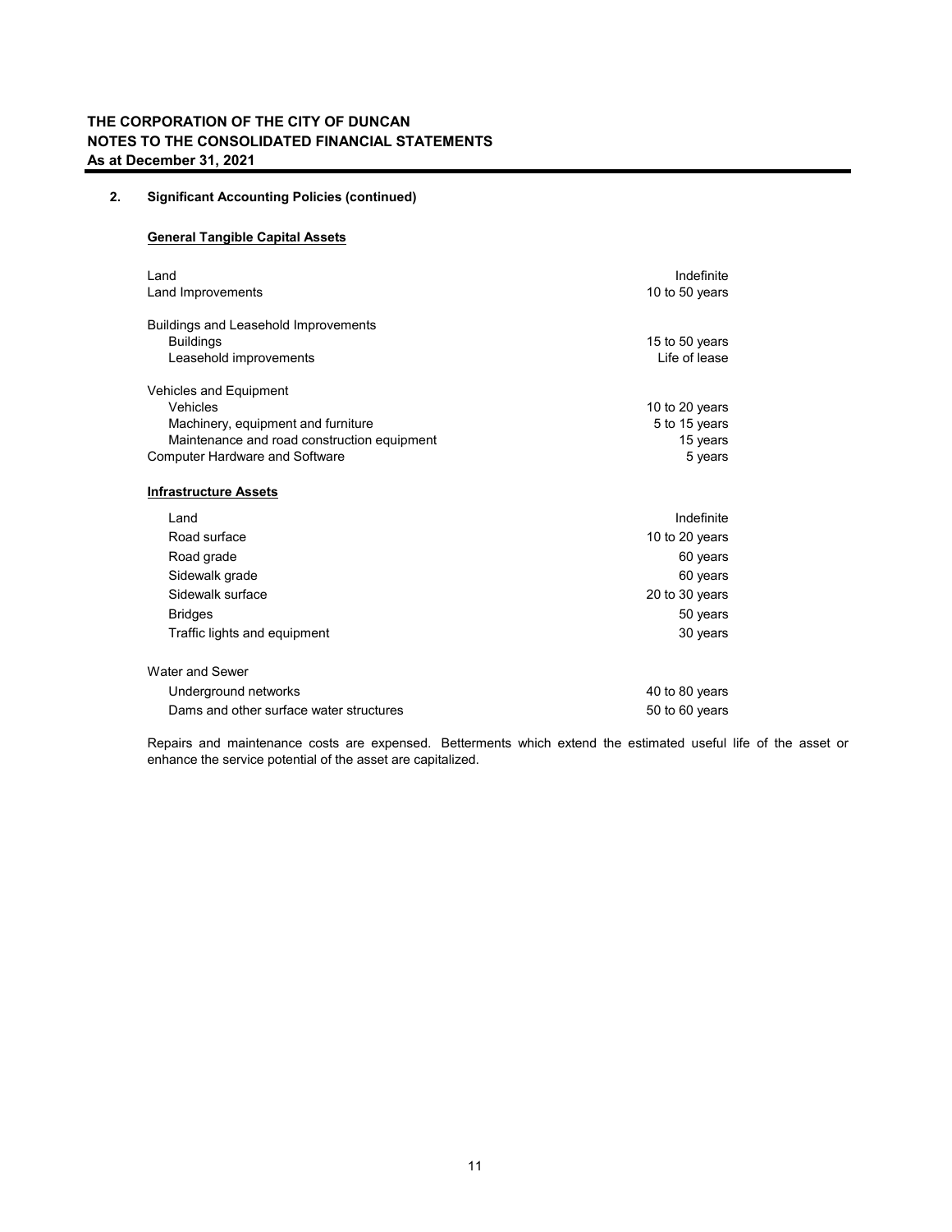**THE CORPORATION OF THE CITY OF DUNCAN**
**NOTES TO THE CONSOLIDATED FINANCIAL STATEMENTS**
**As at December 31, 2021**

**2. Significant Accounting Policies (continued)**

**General Tangible Capital Assets**

| | |
|---|---|
| Land | Indefinite |
| Land Improvements | 10 to 50 years |
| Buildings and Leasehold Improvements | |
| Buildings | 15 to 50 years |
| Leasehold improvements | Life of lease |
| Vehicles and Equipment | |
| Vehicles | 10 to 20 years |
| Machinery, equipment and furniture | 5 to 15 years |
| Maintenance and road construction equipment | 15 years |
| Computer Hardware and Software | 5 years |

**Infrastructure Assets**

| | |
|---|---|
| Land | Indefinite |
| Road surface | 10 to 20 years |
| Road grade | 60 years |
| Sidewalk grade | 60 years |
| Sidewalk surface | 20 to 30 years |
| Bridges | 50 years |
| Traffic lights and equipment | 30 years |
| Water and Sewer | |
| Underground networks | 40 to 80 years |
| Dams and other surface water structures | 50 to 60 years |

Repairs and maintenance costs are expensed. Betterments which extend the estimated useful life of the asset or enhance the service potential of the asset are capitalized.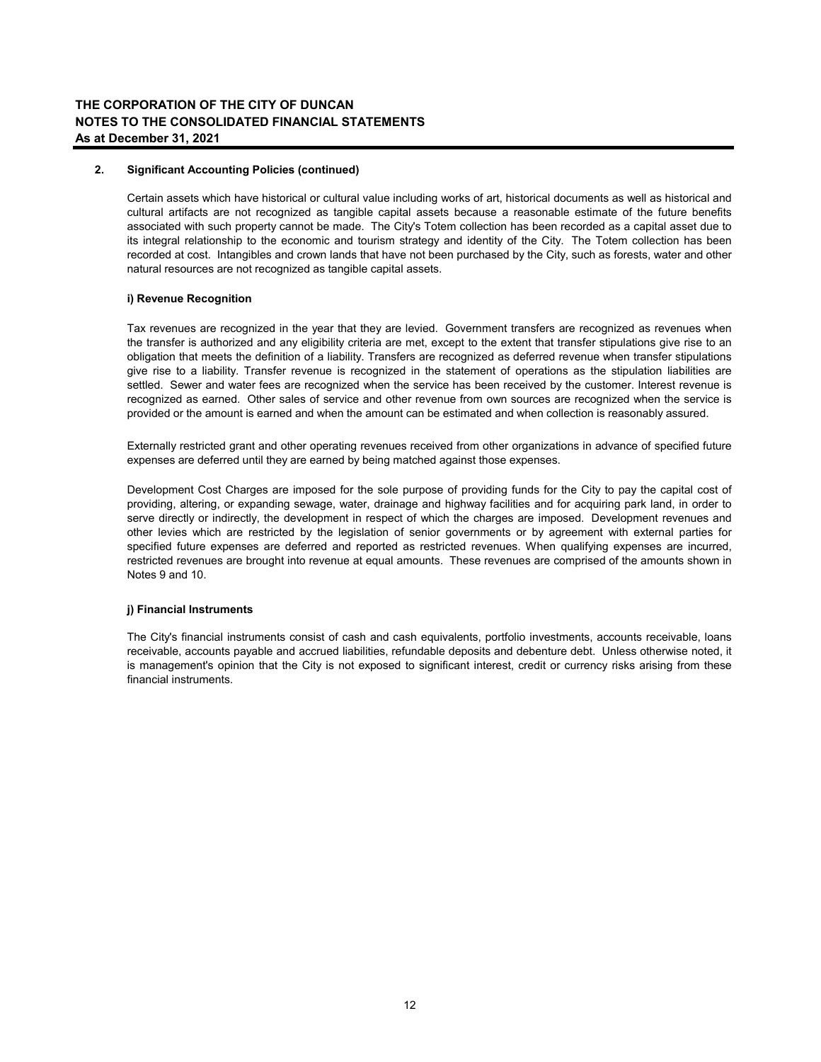## 2. Significant Accounting Policies (continued)

Certain assets which have historical or cultural value including works of art, historical documents as well as historical and cultural artifacts are not recognized as tangible capital assets because a reasonable estimate of the future benefits associated with such property cannot be made. The City's Totem collection has been recorded as a capital asset due to its integral relationship to the economic and tourism strategy and identity of the City. The Totem collection has been recorded at cost. Intangibles and crown lands that have not been purchased by the City, such as forests, water and other natural resources are not recognized as tangible capital assets.

### i) Revenue Recognition

Tax revenues are recognized in the year that they are levied. Government transfers are recognized as revenues when the transfer is authorized and any eligibility criteria are met, except to the extent that transfer stipulations give rise to an obligation that meets the definition of a liability. Transfers are recognized as deferred revenue when transfer stipulations give rise to a liability. Transfer revenue is recognized in the statement of operations as the stipulation liabilities are settled. Sewer and water fees are recognized when the service has been received by the customer. Interest revenue is recognized as earned. Other sales of service and other revenue from own sources are recognized when the service is provided or the amount is earned and when the amount can be estimated and when collection is reasonably assured.

Externally restricted grant and other operating revenues received from other organizations in advance of specified future expenses are deferred until they are earned by being matched against those expenses.

Development Cost Charges are imposed for the sole purpose of providing funds for the City to pay the capital cost of providing, altering, or expanding sewage, water, drainage and highway facilities and for acquiring park land, in order to serve directly or indirectly, the development in respect of which the charges are imposed. Development revenues and other levies which are restricted by the legislation of senior governments or by agreement with external parties for specified future expenses are deferred and reported as restricted revenues. When qualifying expenses are incurred, restricted revenues are brought into revenue at equal amounts. These revenues are comprised of the amounts shown in Notes 9 and 10.

### j) Financial Instruments

The City's financial instruments consist of cash and cash equivalents, portfolio investments, accounts receivable, loans receivable, accounts payable and accrued liabilities, refundable deposits and debenture debt. Unless otherwise noted, it is management's opinion that the City is not exposed to significant interest, credit or currency risks arising from these financial instruments.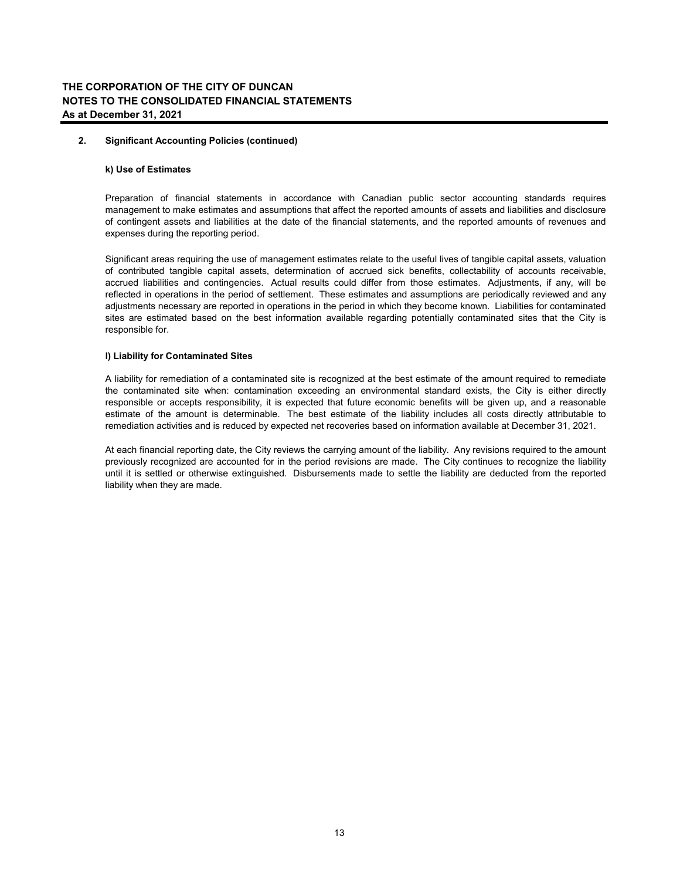**THE CORPORATION OF THE CITY OF DUNCAN**
**NOTES TO THE CONSOLIDATED FINANCIAL STATEMENTS**
**As at December 31, 2021**

## 2. Significant Accounting Policies (continued)

### k) Use of Estimates

Preparation of financial statements in accordance with Canadian public sector accounting standards requires management to make estimates and assumptions that affect the reported amounts of assets and liabilities and disclosure of contingent assets and liabilities at the date of the financial statements, and the reported amounts of revenues and expenses during the reporting period.

Significant areas requiring the use of management estimates relate to the useful lives of tangible capital assets, valuation of contributed tangible capital assets, determination of accrued sick benefits, collectability of accounts receivable, accrued liabilities and contingencies. Actual results could differ from those estimates. Adjustments, if any, will be reflected in operations in the period of settlement. These estimates and assumptions are periodically reviewed and any adjustments necessary are reported in operations in the period in which they become known. Liabilities for contaminated sites are estimated based on the best information available regarding potentially contaminated sites that the City is responsible for.

### l) Liability for Contaminated Sites

A liability for remediation of a contaminated site is recognized at the best estimate of the amount required to remediate the contaminated site when: contamination exceeding an environmental standard exists, the City is either directly responsible or accepts responsibility, it is expected that future economic benefits will be given up, and a reasonable estimate of the amount is determinable. The best estimate of the liability includes all costs directly attributable to remediation activities and is reduced by expected net recoveries based on information available at December 31, 2021.

At each financial reporting date, the City reviews the carrying amount of the liability. Any revisions required to the amount previously recognized are accounted for in the period revisions are made. The City continues to recognize the liability until it is settled or otherwise extinguished. Disbursements made to settle the liability are deducted from the reported liability when they are made.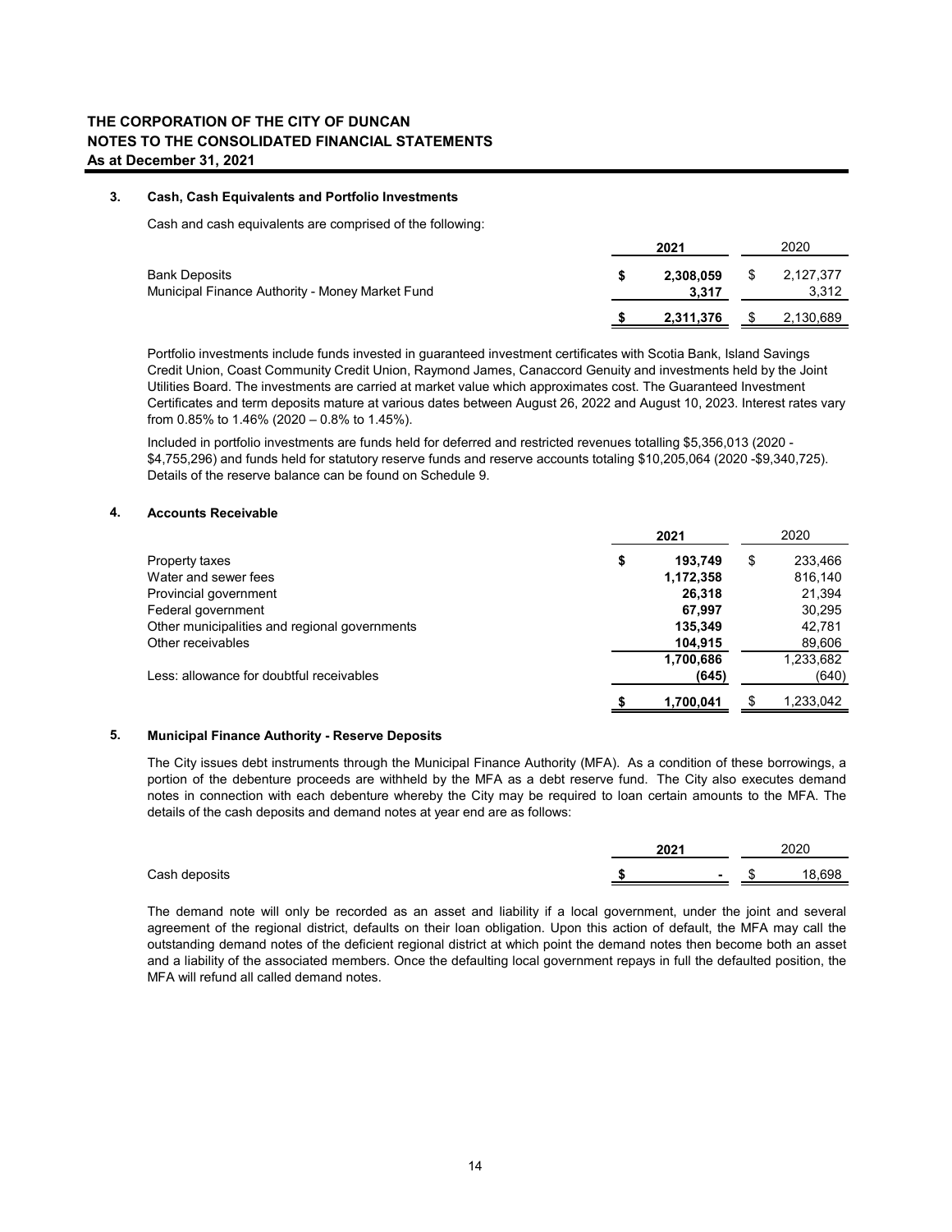**THE CORPORATION OF THE CITY OF DUNCAN**
**NOTES TO THE CONSOLIDATED FINANCIAL STATEMENTS**
**As at December 31, 2021**

### 3. Cash, Cash Equivalents and Portfolio Investments

Cash and cash equivalents are comprised of the following:

| | **2021** | 2020 |
|---|---|---|
| Bank Deposits | **$ 2,308,059** | $ 2,127,377 |
| Municipal Finance Authority - Money Market Fund | **3,317** | 3,312 |
| | **$ 2,311,376** | $ 2,130,689 |

Portfolio investments include funds invested in guaranteed investment certificates with Scotia Bank, Island Savings Credit Union, Coast Community Credit Union, Raymond James, Canaccord Genuity and investments held by the Joint Utilities Board. The investments are carried at market value which approximates cost. The Guaranteed Investment Certificates and term deposits mature at various dates between August 26, 2022 and August 10, 2023. Interest rates vary from 0.85% to 1.46% (2020 – 0.8% to 1.45%).

Included in portfolio investments are funds held for deferred and restricted revenues totalling $5,356,013 (2020 - $4,755,296) and funds held for statutory reserve funds and reserve accounts totaling $10,205,064 (2020 -$9,340,725). Details of the reserve balance can be found on Schedule 9.

### 4. Accounts Receivable

| | **2021** | 2020 |
|---|---|---|
| Property taxes | **$ 193,749** | $ 233,466 |
| Water and sewer fees | **1,172,358** | 816,140 |
| Provincial government | **26,318** | 21,394 |
| Federal government | **67,997** | 30,295 |
| Other municipalities and regional governments | **135,349** | 42,781 |
| Other receivables | **104,915** | 89,606 |
| | **1,700,686** | 1,233,682 |
| Less: allowance for doubtful receivables | **(645)** | (640) |
| | **$ 1,700,041** | $ 1,233,042 |

### 5. Municipal Finance Authority - Reserve Deposits

The City issues debt instruments through the Municipal Finance Authority (MFA). As a condition of these borrowings, a portion of the debenture proceeds are withheld by the MFA as a debt reserve fund. The City also executes demand notes in connection with each debenture whereby the City may be required to loan certain amounts to the MFA. The details of the cash deposits and demand notes at year end are as follows:

| | **2021** | 2020 |
|---|---|---|
| Cash deposits | **$ -** | $ 18,698 |

The demand note will only be recorded as an asset and liability if a local government, under the joint and several agreement of the regional district, defaults on their loan obligation. Upon this action of default, the MFA may call the outstanding demand notes of the deficient regional district at which point the demand notes then become both an asset and a liability of the associated members. Once the defaulting local government repays in full the defaulted position, the MFA will refund all called demand notes.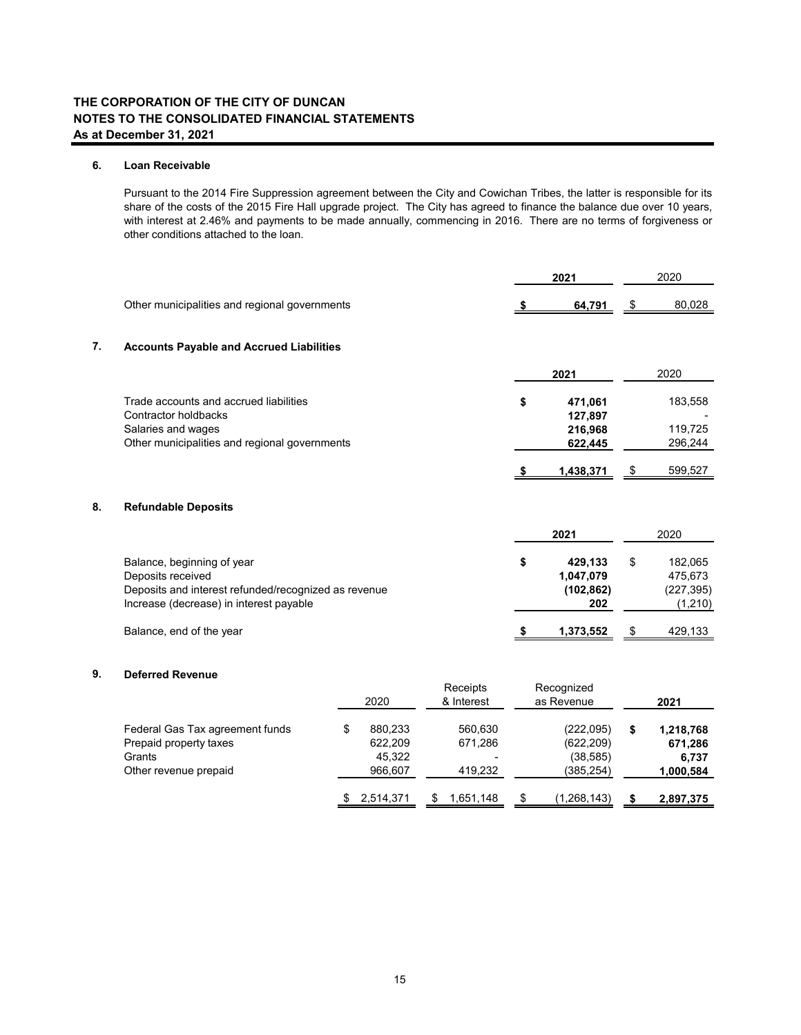**THE CORPORATION OF THE CITY OF DUNCAN**
**NOTES TO THE CONSOLIDATED FINANCIAL STATEMENTS**
**As at December 31, 2021**

### 6. Loan Receivable

Pursuant to the 2014 Fire Suppression agreement between the City and Cowichan Tribes, the latter is responsible for its share of the costs of the 2015 Fire Hall upgrade project. The City has agreed to finance the balance due over 10 years, with interest at 2.46% and payments to be made annually, commencing in 2016. There are no terms of forgiveness or other conditions attached to the loan.

| | **2021** | 2020 |
|---|---|---|
| Other municipalities and regional governments | **$ 64,791** | $ 80,028 |

### 7. Accounts Payable and Accrued Liabilities

| | **2021** | 2020 |
|---|---|---|
| Trade accounts and accrued liabilities | **$ 471,061** | 183,558 |
| Contractor holdbacks | **127,897** | - |
| Salaries and wages | **216,968** | 119,725 |
| Other municipalities and regional governments | **622,445** | 296,244 |
| | **$ 1,438,371** | $ 599,527 |

### 8. Refundable Deposits

| | **2021** | 2020 |
|---|---|---|
| Balance, beginning of year | **$ 429,133** | $ 182,065 |
| Deposits received | **1,047,079** | 475,673 |
| Deposits and interest refunded/recognized as revenue | **(102,862)** | (227,395) |
| Increase (decrease) in interest payable | **202** | (1,210) |
| Balance, end of the year | **$ 1,373,552** | $ 429,133 |

### 9. Deferred Revenue

| | 2020 | Receipts & Interest | Recognized as Revenue | **2021** |
|---|---|---|---|---|
| Federal Gas Tax agreement funds | $ 880,233 | 560,630 | (222,095) | **$ 1,218,768** |
| Prepaid property taxes | 622,209 | 671,286 | (622,209) | **671,286** |
| Grants | 45,322 | - | (38,585) | **6,737** |
| Other revenue prepaid | 966,607 | 419,232 | (385,254) | **1,000,584** |
| | $ 2,514,371 | $ 1,651,148 | $ (1,268,143) | **$ 2,897,375** |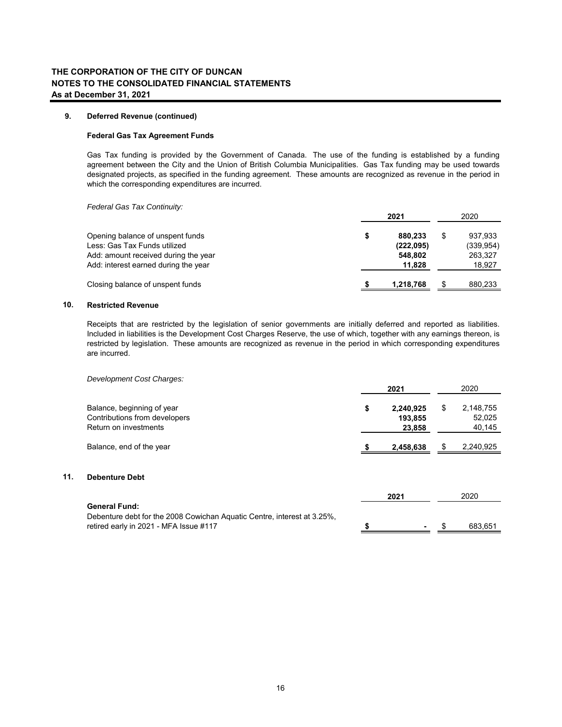### 9. Deferred Revenue (continued)

**Federal Gas Tax Agreement Funds**

Gas Tax funding is provided by the Government of Canada. The use of the funding is established by a funding agreement between the City and the Union of British Columbia Municipalities. Gas Tax funding may be used towards designated projects, as specified in the funding agreement. These amounts are recognized as revenue in the period in which the corresponding expenditures are incurred.

*Federal Gas Tax Continuity:*

| | 2021 | 2020 |
|---|---|---|
| Opening balance of unspent funds | $ 880,233 | $ 937,933 |
| Less: Gas Tax Funds utilized | (222,095) | (339,954) |
| Add: amount received during the year | 548,802 | 263,327 |
| Add: interest earned during the year | 11,828 | 18,927 |
| Closing balance of unspent funds | $ 1,218,768 | $ 880,233 |

### 10. Restricted Revenue

Receipts that are restricted by the legislation of senior governments are initially deferred and reported as liabilities. Included in liabilities is the Development Cost Charges Reserve, the use of which, together with any earnings thereon, is restricted by legislation. These amounts are recognized as revenue in the period in which corresponding expenditures are incurred.

*Development Cost Charges:*

| | 2021 | 2020 |
|---|---|---|
| Balance, beginning of year | $ 2,240,925 | $ 2,148,755 |
| Contributions from developers | 193,855 | 52,025 |
| Return on investments | 23,858 | 40,145 |
| Balance, end of the year | $ 2,458,638 | $ 2,240,925 |

### 11. Debenture Debt

| | 2021 | 2020 |
|---|---|---|
| **General Fund:** | | |
| Debenture debt for the 2008 Cowichan Aquatic Centre, interest at 3.25%, retired early in 2021 - MFA Issue #117 | $ - | $ 683,651 |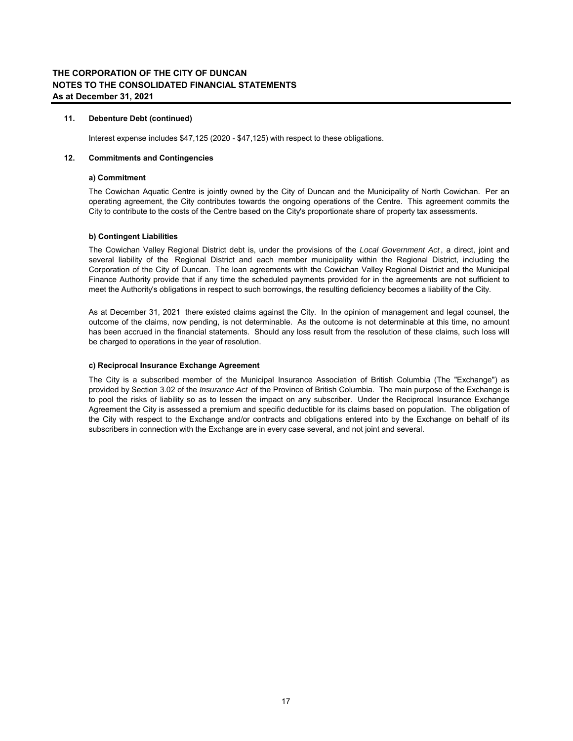# THE CORPORATION OF THE CITY OF DUNCAN
## NOTES TO THE CONSOLIDATED FINANCIAL STATEMENTS
### As at December 31, 2021

**11. Debenture Debt (continued)**

Interest expense includes $47,125 (2020 - $47,125) with respect to these obligations.

**12. Commitments and Contingencies**

**a) Commitment**

The Cowichan Aquatic Centre is jointly owned by the City of Duncan and the Municipality of North Cowichan. Per an operating agreement, the City contributes towards the ongoing operations of the Centre. This agreement commits the City to contribute to the costs of the Centre based on the City's proportionate share of property tax assessments.

**b) Contingent Liabilities**

The Cowichan Valley Regional District debt is, under the provisions of the *Local Government Act*, a direct, joint and several liability of the Regional District and each member municipality within the Regional District, including the Corporation of the City of Duncan. The loan agreements with the Cowichan Valley Regional District and the Municipal Finance Authority provide that if any time the scheduled payments provided for in the agreements are not sufficient to meet the Authority's obligations in respect to such borrowings, the resulting deficiency becomes a liability of the City.

As at December 31, 2021 there existed claims against the City. In the opinion of management and legal counsel, the outcome of the claims, now pending, is not determinable. As the outcome is not determinable at this time, no amount has been accrued in the financial statements. Should any loss result from the resolution of these claims, such loss will be charged to operations in the year of resolution.

**c) Reciprocal Insurance Exchange Agreement**

The City is a subscribed member of the Municipal Insurance Association of British Columbia (The "Exchange") as provided by Section 3.02 of the *Insurance Act* of the Province of British Columbia. The main purpose of the Exchange is to pool the risks of liability so as to lessen the impact on any subscriber. Under the Reciprocal Insurance Exchange Agreement the City is assessed a premium and specific deductible for its claims based on population. The obligation of the City with respect to the Exchange and/or contracts and obligations entered into by the Exchange on behalf of its subscribers in connection with the Exchange are in every case several, and not joint and several.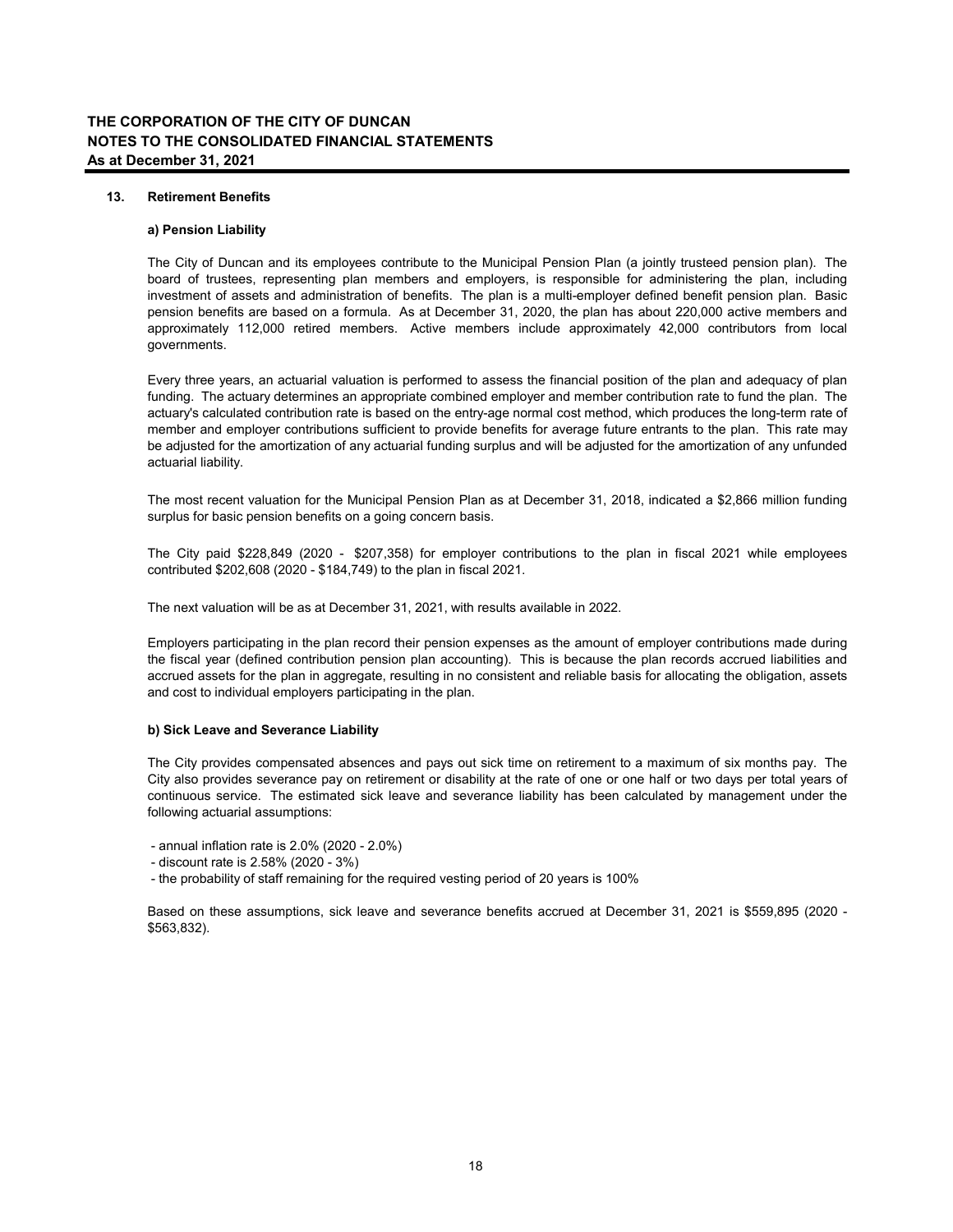## 13. Retirement Benefits

### a) Pension Liability

The City of Duncan and its employees contribute to the Municipal Pension Plan (a jointly trusteed pension plan). The board of trustees, representing plan members and employers, is responsible for administering the plan, including investment of assets and administration of benefits. The plan is a multi-employer defined benefit pension plan. Basic pension benefits are based on a formula. As at December 31, 2020, the plan has about 220,000 active members and approximately 112,000 retired members. Active members include approximately 42,000 contributors from local governments.

Every three years, an actuarial valuation is performed to assess the financial position of the plan and adequacy of plan funding. The actuary determines an appropriate combined employer and member contribution rate to fund the plan. The actuary's calculated contribution rate is based on the entry-age normal cost method, which produces the long-term rate of member and employer contributions sufficient to provide benefits for average future entrants to the plan. This rate may be adjusted for the amortization of any actuarial funding surplus and will be adjusted for the amortization of any unfunded actuarial liability.

The most recent valuation for the Municipal Pension Plan as at December 31, 2018, indicated a $2,866 million funding surplus for basic pension benefits on a going concern basis.

The City paid $228,849 (2020 - $207,358) for employer contributions to the plan in fiscal 2021 while employees contributed $202,608 (2020 - $184,749) to the plan in fiscal 2021.

The next valuation will be as at December 31, 2021, with results available in 2022.

Employers participating in the plan record their pension expenses as the amount of employer contributions made during the fiscal year (defined contribution pension plan accounting). This is because the plan records accrued liabilities and accrued assets for the plan in aggregate, resulting in no consistent and reliable basis for allocating the obligation, assets and cost to individual employers participating in the plan.

### b) Sick Leave and Severance Liability

The City provides compensated absences and pays out sick time on retirement to a maximum of six months pay. The City also provides severance pay on retirement or disability at the rate of one or one half or two days per total years of continuous service. The estimated sick leave and severance liability has been calculated by management under the following actuarial assumptions:

- annual inflation rate is 2.0% (2020 - 2.0%)
- discount rate is 2.58% (2020 - 3%)
- the probability of staff remaining for the required vesting period of 20 years is 100%

Based on these assumptions, sick leave and severance benefits accrued at December 31, 2021 is $559,895 (2020 - $563,832).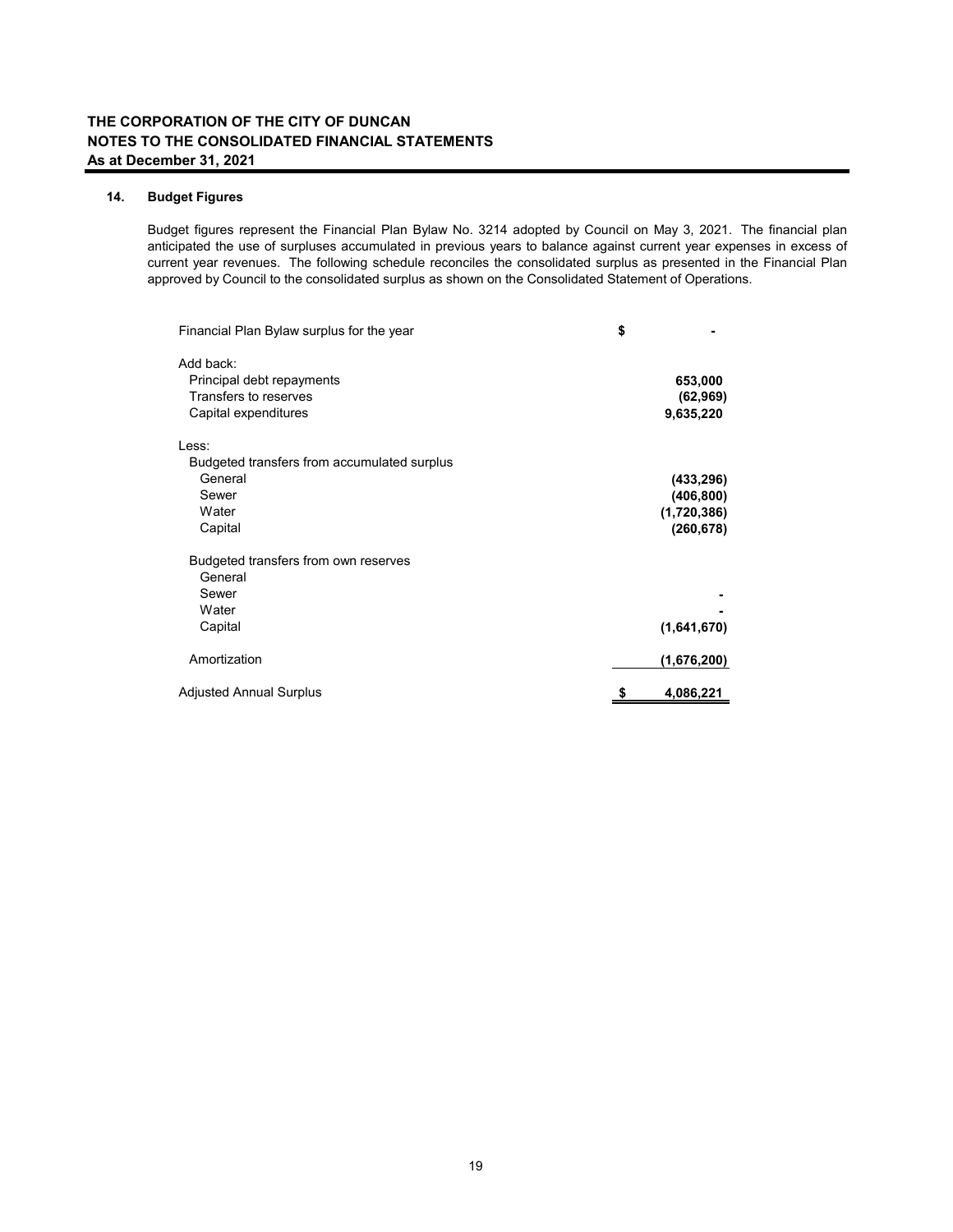**THE CORPORATION OF THE CITY OF DUNCAN**
**NOTES TO THE CONSOLIDATED FINANCIAL STATEMENTS**
**As at December 31, 2021**

**14. Budget Figures**

Budget figures represent the Financial Plan Bylaw No. 3214 adopted by Council on May 3, 2021. The financial plan anticipated the use of surpluses accumulated in previous years to balance against current year expenses in excess of current year revenues. The following schedule reconciles the consolidated surplus as presented in the Financial Plan approved by Council to the consolidated surplus as shown on the Consolidated Statement of Operations.

| | |
|---|---|
| Financial Plan Bylaw surplus for the year | $ - |
| Add back: | |
| Principal debt repayments | 653,000 |
| Transfers to reserves | (62,969) |
| Capital expenditures | 9,635,220 |
| Less: | |
| Budgeted transfers from accumulated surplus | |
| General | (433,296) |
| Sewer | (406,800) |
| Water | (1,720,386) |
| Capital | (260,678) |
| Budgeted transfers from own reserves | |
| General | |
| Sewer | - |
| Water | - |
| Capital | (1,641,670) |
| Amortization | (1,676,200) |
| Adjusted Annual Surplus | $ 4,086,221 |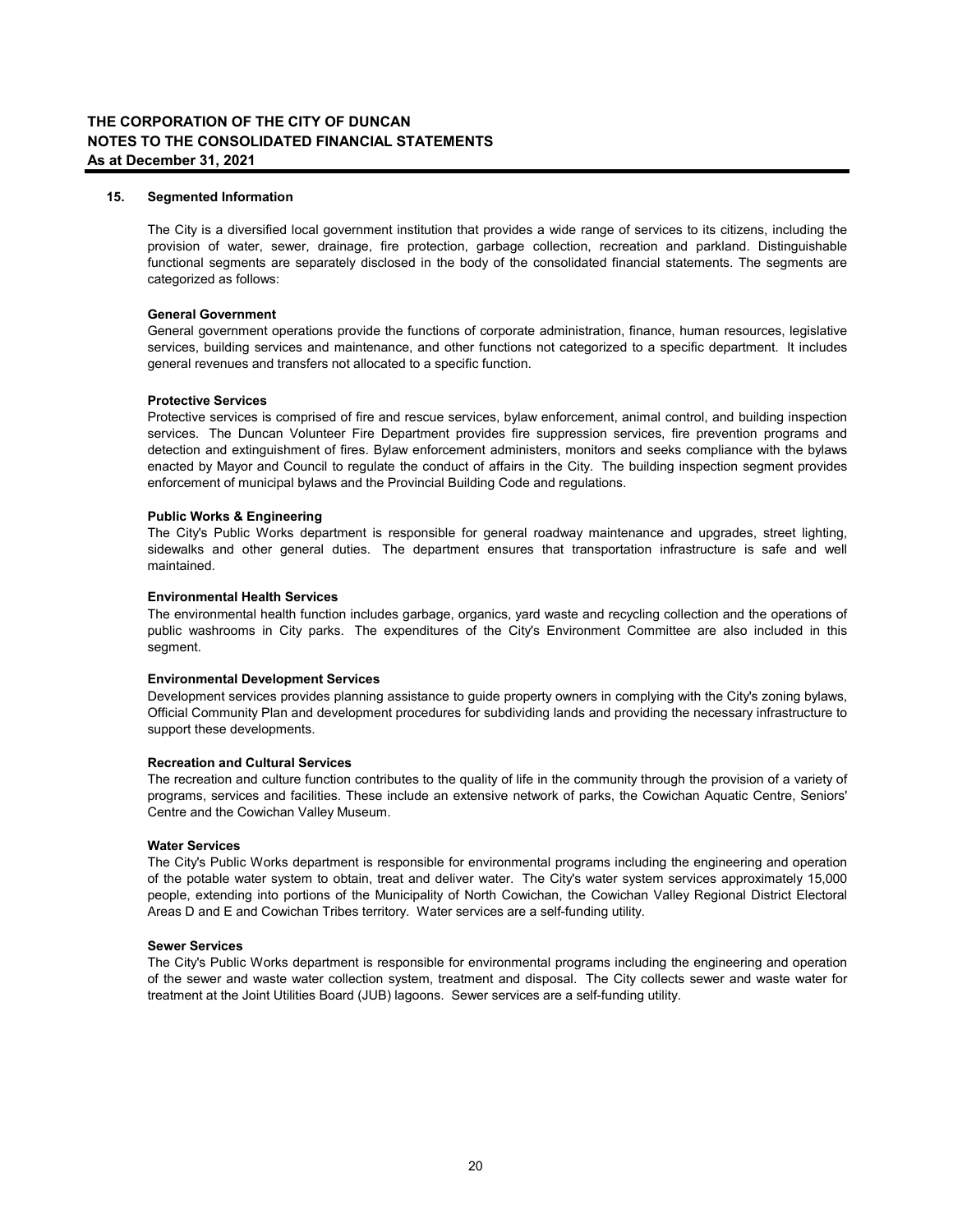# THE CORPORATION OF THE CITY OF DUNCAN
## NOTES TO THE CONSOLIDATED FINANCIAL STATEMENTS
### As at December 31, 2021

**15. Segmented Information**

The City is a diversified local government institution that provides a wide range of services to its citizens, including the provision of water, sewer, drainage, fire protection, garbage collection, recreation and parkland. Distinguishable functional segments are separately disclosed in the body of the consolidated financial statements. The segments are categorized as follows:

**General Government**
General government operations provide the functions of corporate administration, finance, human resources, legislative services, building services and maintenance, and other functions not categorized to a specific department. It includes general revenues and transfers not allocated to a specific function.

**Protective Services**
Protective services is comprised of fire and rescue services, bylaw enforcement, animal control, and building inspection services. The Duncan Volunteer Fire Department provides fire suppression services, fire prevention programs and detection and extinguishment of fires. Bylaw enforcement administers, monitors and seeks compliance with the bylaws enacted by Mayor and Council to regulate the conduct of affairs in the City. The building inspection segment provides enforcement of municipal bylaws and the Provincial Building Code and regulations.

**Public Works & Engineering**
The City's Public Works department is responsible for general roadway maintenance and upgrades, street lighting, sidewalks and other general duties. The department ensures that transportation infrastructure is safe and well maintained.

**Environmental Health Services**
The environmental health function includes garbage, organics, yard waste and recycling collection and the operations of public washrooms in City parks. The expenditures of the City's Environment Committee are also included in this segment.

**Environmental Development Services**
Development services provides planning assistance to guide property owners in complying with the City's zoning bylaws, Official Community Plan and development procedures for subdividing lands and providing the necessary infrastructure to support these developments.

**Recreation and Cultural Services**
The recreation and culture function contributes to the quality of life in the community through the provision of a variety of programs, services and facilities. These include an extensive network of parks, the Cowichan Aquatic Centre, Seniors' Centre and the Cowichan Valley Museum.

**Water Services**
The City's Public Works department is responsible for environmental programs including the engineering and operation of the potable water system to obtain, treat and deliver water. The City's water system services approximately 15,000 people, extending into portions of the Municipality of North Cowichan, the Cowichan Valley Regional District Electoral Areas D and E and Cowichan Tribes territory. Water services are a self-funding utility.

**Sewer Services**
The City's Public Works department is responsible for environmental programs including the engineering and operation of the sewer and waste water collection system, treatment and disposal. The City collects sewer and waste water for treatment at the Joint Utilities Board (JUB) lagoons. Sewer services are a self-funding utility.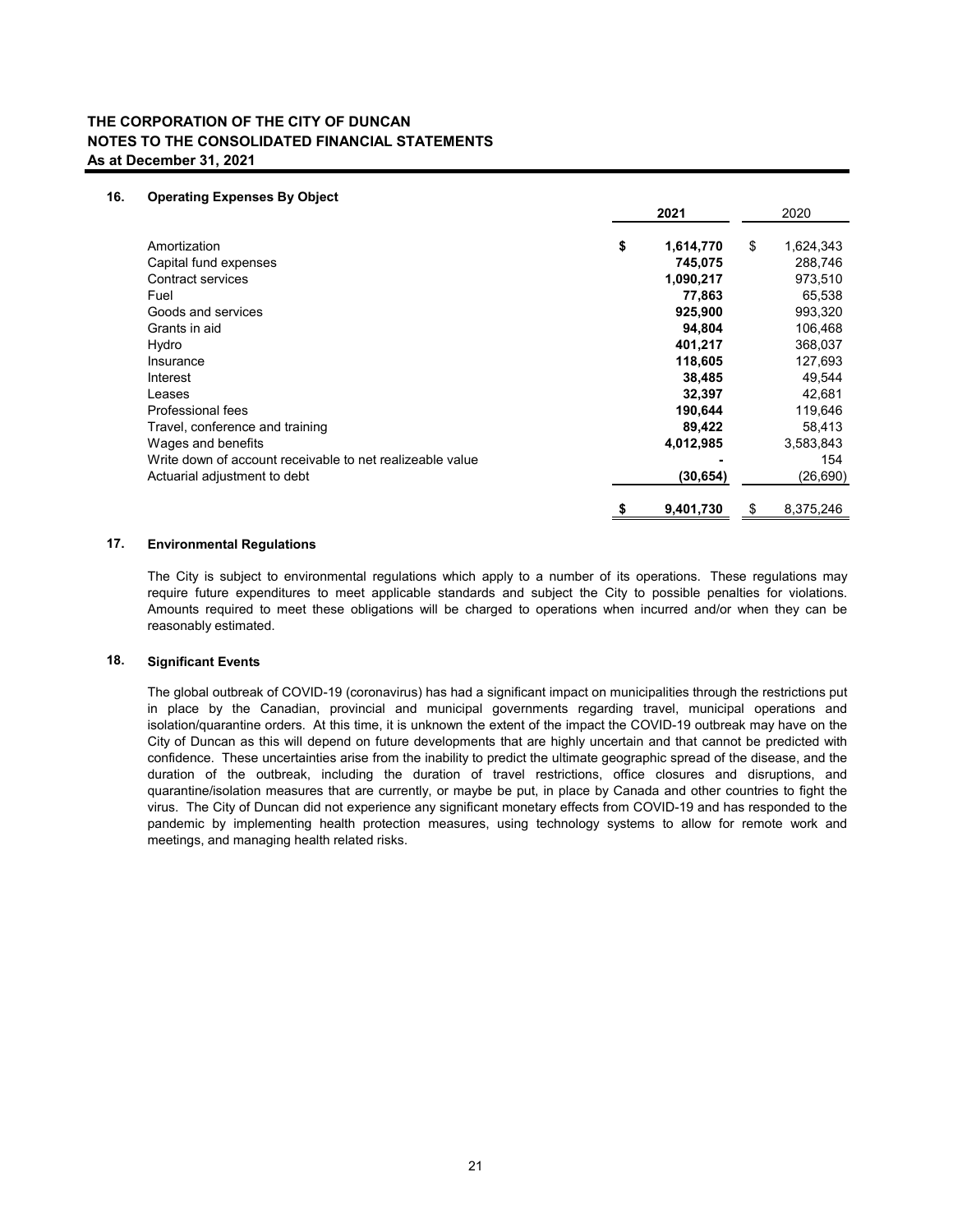**THE CORPORATION OF THE CITY OF DUNCAN**
**NOTES TO THE CONSOLIDATED FINANCIAL STATEMENTS**
**As at December 31, 2021**

### 16. Operating Expenses By Object

| | 2021 | 2020 |
|---|---|---|
| Amortization | **$ 1,614,770** | $ 1,624,343 |
| Capital fund expenses | **745,075** | 288,746 |
| Contract services | **1,090,217** | 973,510 |
| Fuel | **77,863** | 65,538 |
| Goods and services | **925,900** | 993,320 |
| Grants in aid | **94,804** | 106,468 |
| Hydro | **401,217** | 368,037 |
| Insurance | **118,605** | 127,693 |
| Interest | **38,485** | 49,544 |
| Leases | **32,397** | 42,681 |
| Professional fees | **190,644** | 119,646 |
| Travel, conference and training | **89,422** | 58,413 |
| Wages and benefits | **4,012,985** | 3,583,843 |
| Write down of account receivable to net realizeable value | **-** | 154 |
| Actuarial adjustment to debt | **(30,654)** | (26,690) |
| | **$ 9,401,730** | $ 8,375,246 |

### 17. Environmental Regulations

The City is subject to environmental regulations which apply to a number of its operations. These regulations may require future expenditures to meet applicable standards and subject the City to possible penalties for violations. Amounts required to meet these obligations will be charged to operations when incurred and/or when they can be reasonably estimated.

### 18. Significant Events

The global outbreak of COVID-19 (coronavirus) has had a significant impact on municipalities through the restrictions put in place by the Canadian, provincial and municipal governments regarding travel, municipal operations and isolation/quarantine orders. At this time, it is unknown the extent of the impact the COVID-19 outbreak may have on the City of Duncan as this will depend on future developments that are highly uncertain and that cannot be predicted with confidence. These uncertainties arise from the inability to predict the ultimate geographic spread of the disease, and the duration of the outbreak, including the duration of travel restrictions, office closures and disruptions, and quarantine/isolation measures that are currently, or maybe be put, in place by Canada and other countries to fight the virus. The City of Duncan did not experience any significant monetary effects from COVID-19 and has responded to the pandemic by implementing health protection measures, using technology systems to allow for remote work and meetings, and managing health related risks.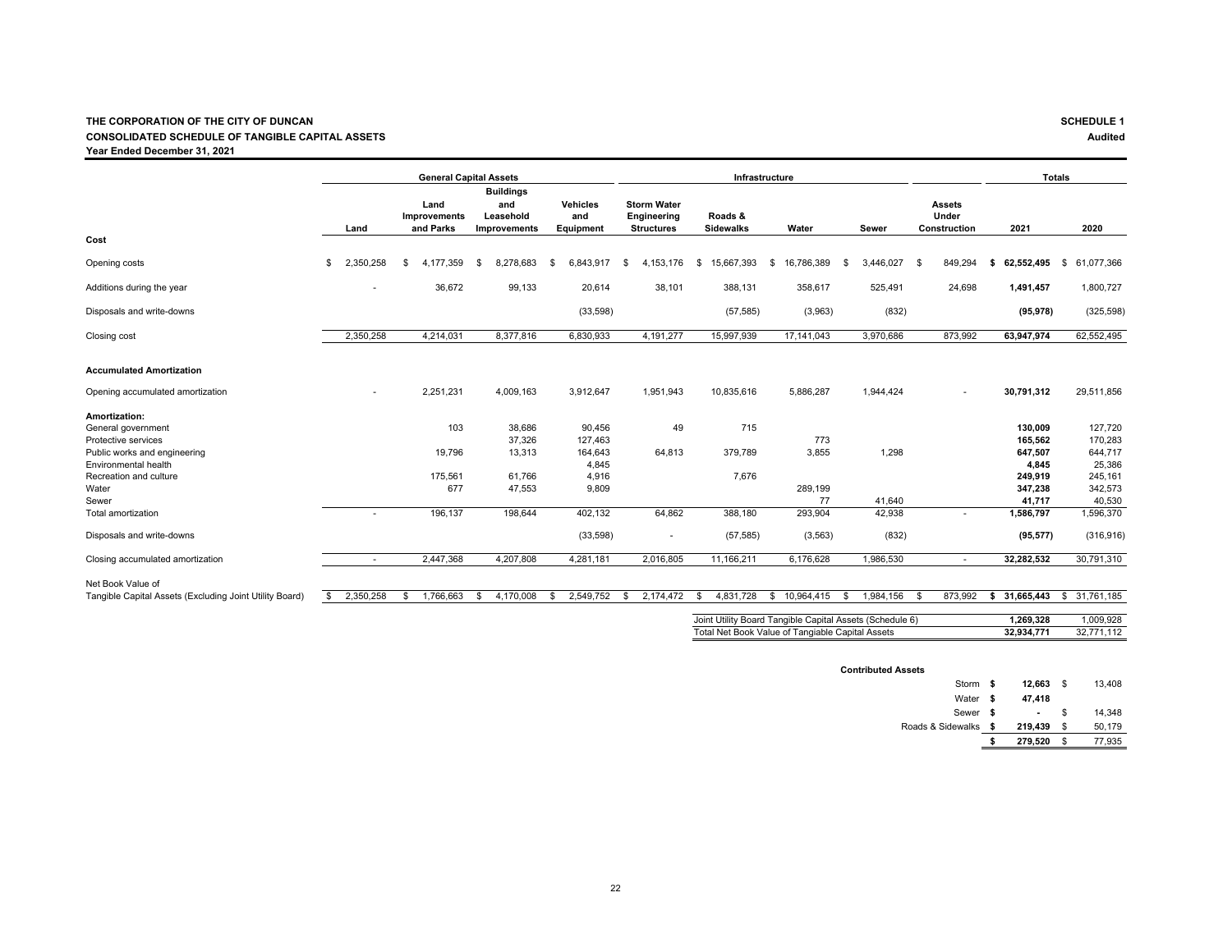**THE CORPORATION OF THE CITY OF DUNCAN** **SCHEDULE 1**

**CONSOLIDATED SCHEDULE OF TANGIBLE CAPITAL ASSETS** **Audited**

**Year Ended December 31, 2021**

| | General Capital Assets | | | | Infrastructure | | | | | Totals | |
|---|---|---|---|---|---|---|---|---|---|---|---|
| | Land | Land Improvements and Parks | Buildings and Leasehold Improvements | Vehicles and Equipment | Storm Water Engineering Structures | Roads & Sidewalks | Water | Sewer | Assets Under Construction | 2021 | 2020 |
| **Cost** | | | | | | | | | | | |
| Opening costs | $ 2,350,258 | $ 4,177,359 | $ 8,278,683 | $ 6,843,917 | $ 4,153,176 | $ 15,667,393 | $ 16,786,389 | $ 3,446,027 | $ 849,294 | **$ 62,552,495** | $ 61,077,366 |
| Additions during the year | - | 36,672 | 99,133 | 20,614 | 38,101 | 388,131 | 358,617 | 525,491 | 24,698 | **1,491,457** | 1,800,727 |
| Disposals and write-downs | | | | (33,598) | | (57,585) | (3,963) | (832) | | **(95,978)** | (325,598) |
| Closing cost | 2,350,258 | 4,214,031 | 8,377,816 | 6,830,933 | 4,191,277 | 15,997,939 | 17,141,043 | 3,970,686 | 873,992 | **63,947,974** | 62,552,495 |
| **Accumulated Amortization** | | | | | | | | | | | |
| Opening accumulated amortization | - | 2,251,231 | 4,009,163 | 3,912,647 | 1,951,943 | 10,835,616 | 5,886,287 | 1,944,424 | - | **30,791,312** | 29,511,856 |
| **Amortization:** | | | | | | | | | | | |
| General government | | 103 | 38,686 | 90,456 | 49 | 715 | | | | **130,009** | 127,720 |
| Protective services | | | 37,326 | 127,463 | | | 773 | | | **165,562** | 170,283 |
| Public works and engineering | | 19,796 | 13,313 | 164,643 | 64,813 | 379,789 | 3,855 | 1,298 | | **647,507** | 644,717 |
| Environmental health | | | | 4,845 | | | | | | **4,845** | 25,386 |
| Recreation and culture | | 175,561 | 61,766 | 4,916 | | 7,676 | | | | **249,919** | 245,161 |
| Water | | 677 | 47,553 | 9,809 | | | 289,199 | | | **347,238** | 342,573 |
| Sewer | | | | | | | 77 | 41,640 | | **41,717** | 40,530 |
| Total amortization | - | 196,137 | 198,644 | 402,132 | 64,862 | 388,180 | 293,904 | 42,938 | - | **1,586,797** | 1,596,370 |
| Disposals and write-downs | | | | (33,598) | - | (57,585) | (3,563) | (832) | | **(95,577)** | (316,916) |
| Closing accumulated amortization | - | 2,447,368 | 4,207,808 | 4,281,181 | 2,016,805 | 11,166,211 | 6,176,628 | 1,986,530 | - | **32,282,532** | 30,791,310 |
| Net Book Value of Tangible Capital Assets (Excluding Joint Utility Board) | $ 2,350,258 | $ 1,766,663 | $ 4,170,008 | $ 2,549,752 | $ 2,174,472 | $ 4,831,728 | $ 10,964,415 | $ 1,984,156 | $ 873,992 | **$ 31,665,443** | $ 31,761,185 |
| Joint Utility Board Tangible Capital Assets (Schedule 6) | | | | | | | | | | **1,269,328** | 1,009,928 |
| Total Net Book Value of Tangiable Capital Assets | | | | | | | | | | **32,934,771** | 32,771,112 |

**Contributed Assets**

| | 2021 | 2020 |
|---|---|---|
| Storm | **$ 12,663** | $ 13,408 |
| Water | **$ 47,418** | |
| Sewer | **$ -** | $ 14,348 |
| Roads & Sidewalks | **$ 219,439** | $ 50,179 |
| | **$ 279,520** | $ 77,935 |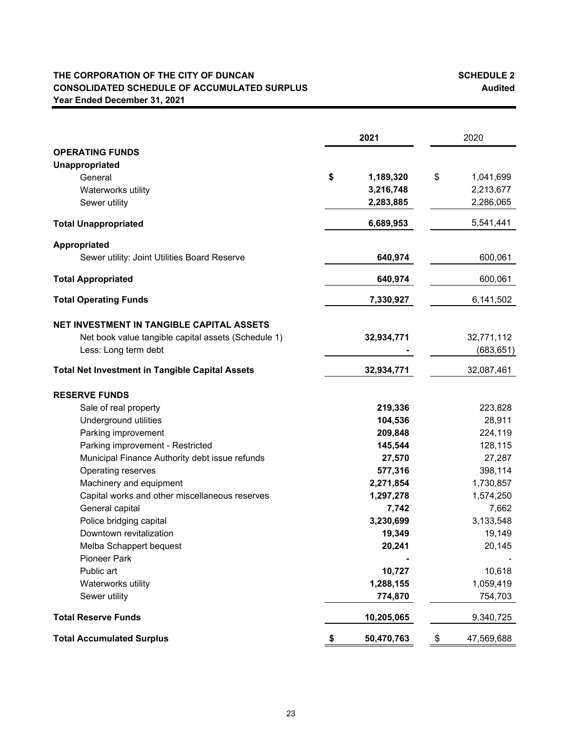**THE CORPORATION OF THE CITY OF DUNCAN**
**CONSOLIDATED SCHEDULE OF ACCUMULATED SURPLUS**
**Year Ended December 31, 2021**

**SCHEDULE 2**
**Audited**

| | 2021 | 2020 |
|---|---|---|
| **OPERATING FUNDS** | | |
| **Unappropriated** | | |
| General | **$ 1,189,320** | $ 1,041,699 |
| Waterworks utility | **3,216,748** | 2,213,677 |
| Sewer utility | **2,283,885** | 2,286,065 |
| **Total Unappropriated** | **6,689,953** | 5,541,441 |
| **Appropriated** | | |
| Sewer utility: Joint Utilities Board Reserve | **640,974** | 600,061 |
| **Total Appropriated** | **640,974** | 600,061 |
| **Total Operating Funds** | **7,330,927** | 6,141,502 |
| **NET INVESTMENT IN TANGIBLE CAPITAL ASSETS** | | |
| Net book value tangible capital assets (Schedule 1) | **32,934,771** | 32,771,112 |
| Less: Long term debt | **-** | (683,651) |
| **Total Net Investment in Tangible Capital Assets** | **32,934,771** | 32,087,461 |
| **RESERVE FUNDS** | | |
| Sale of real property | **219,336** | 223,828 |
| Underground utilities | **104,536** | 28,911 |
| Parking improvement | **209,848** | 224,119 |
| Parking improvement - Restricted | **145,544** | 128,115 |
| Municipal Finance Authority debt issue refunds | **27,570** | 27,287 |
| Operating reserves | **577,316** | 398,114 |
| Machinery and equipment | **2,271,854** | 1,730,857 |
| Capital works and other miscellaneous reserves | **1,297,278** | 1,574,250 |
| General capital | **7,742** | 7,662 |
| Police bridging capital | **3,230,699** | 3,133,548 |
| Downtown revitalization | **19,349** | 19,149 |
| Melba Schappert bequest | **20,241** | 20,145 |
| Pioneer Park | **-** | - |
| Public art | **10,727** | 10,618 |
| Waterworks utility | **1,288,155** | 1,059,419 |
| Sewer utility | **774,870** | 754,703 |
| **Total Reserve Funds** | **10,205,065** | 9,340,725 |
| **Total Accumulated Surplus** | **$ 50,470,763** | $ 47,569,688 |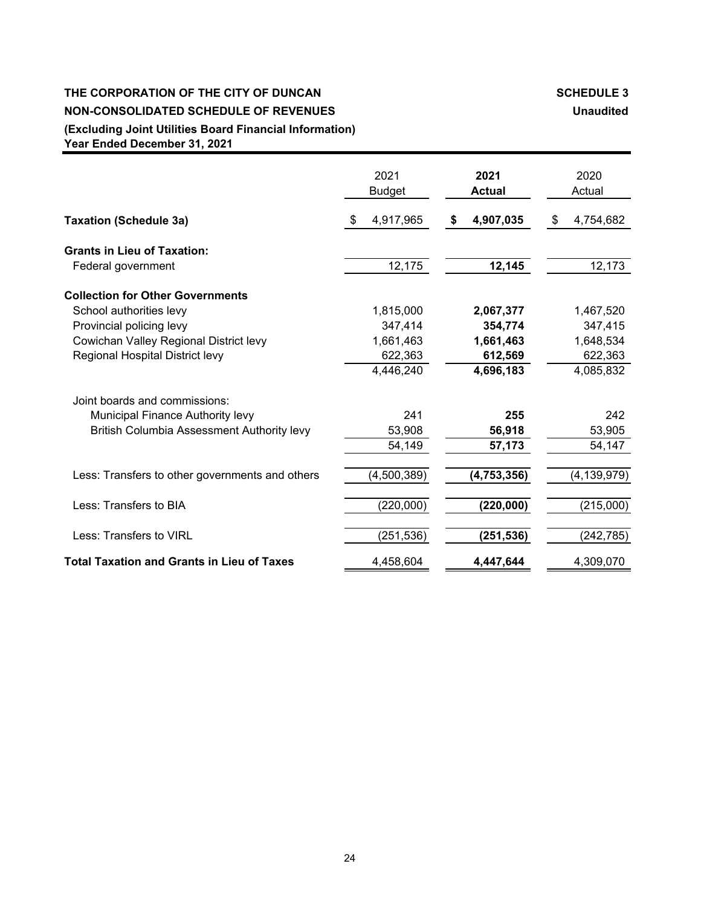**THE CORPORATION OF THE CITY OF DUNCAN** **SCHEDULE 3**

**NON-CONSOLIDATED SCHEDULE OF REVENUES** **Unaudited**

**(Excluding Joint Utilities Board Financial Information)**

**Year Ended December 31, 2021**

| | 2021 Budget | **2021 Actual** | 2020 Actual |
|---|---|---|---|
| **Taxation (Schedule 3a)** | $ 4,917,965 | **$ 4,907,035** | $ 4,754,682 |
| **Grants in Lieu of Taxation:** | | | |
| Federal government | 12,175 | **12,145** | 12,173 |
| **Collection for Other Governments** | | | |
| School authorities levy | 1,815,000 | **2,067,377** | 1,467,520 |
| Provincial policing levy | 347,414 | **354,774** | 347,415 |
| Cowichan Valley Regional District levy | 1,661,463 | **1,661,463** | 1,648,534 |
| Regional Hospital District levy | 622,363 | **612,569** | 622,363 |
| | 4,446,240 | **4,696,183** | 4,085,832 |
| Joint boards and commissions: | | | |
| Municipal Finance Authority levy | 241 | **255** | 242 |
| British Columbia Assessment Authority levy | 53,908 | **56,918** | 53,905 |
| | 54,149 | **57,173** | 54,147 |
| Less: Transfers to other governments and others | (4,500,389) | **(4,753,356)** | (4,139,979) |
| Less: Transfers to BIA | (220,000) | **(220,000)** | (215,000) |
| Less: Transfers to VIRL | (251,536) | **(251,536)** | (242,785) |
| **Total Taxation and Grants in Lieu of Taxes** | 4,458,604 | **4,447,644** | 4,309,070 |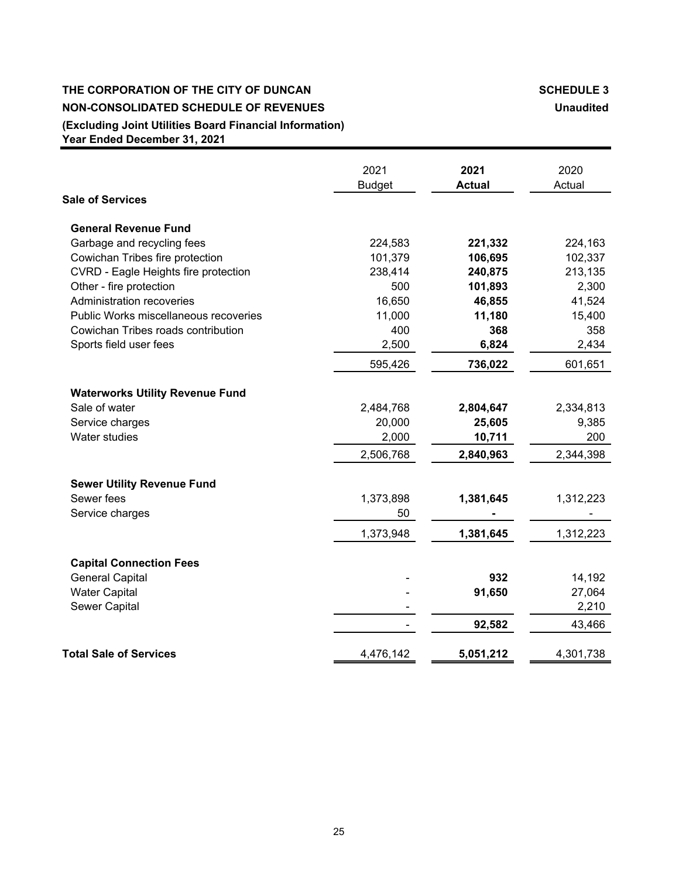**THE CORPORATION OF THE CITY OF DUNCAN** **SCHEDULE 3**

**NON-CONSOLIDATED SCHEDULE OF REVENUES** **Unaudited**

**(Excluding Joint Utilities Board Financial Information)**

**Year Ended December 31, 2021**

| | 2021 Budget | **2021 Actual** | 2020 Actual |
|---|---|---|---|
| **Sale of Services** | | | |
| **General Revenue Fund** | | | |
| Garbage and recycling fees | 224,583 | **221,332** | 224,163 |
| Cowichan Tribes fire protection | 101,379 | **106,695** | 102,337 |
| CVRD - Eagle Heights fire protection | 238,414 | **240,875** | 213,135 |
| Other - fire protection | 500 | **101,893** | 2,300 |
| Administration recoveries | 16,650 | **46,855** | 41,524 |
| Public Works miscellaneous recoveries | 11,000 | **11,180** | 15,400 |
| Cowichan Tribes roads contribution | 400 | **368** | 358 |
| Sports field user fees | 2,500 | **6,824** | 2,434 |
| | 595,426 | **736,022** | 601,651 |
| **Waterworks Utility Revenue Fund** | | | |
| Sale of water | 2,484,768 | **2,804,647** | 2,334,813 |
| Service charges | 20,000 | **25,605** | 9,385 |
| Water studies | 2,000 | **10,711** | 200 |
| | 2,506,768 | **2,840,963** | 2,344,398 |
| **Sewer Utility Revenue Fund** | | | |
| Sewer fees | 1,373,898 | **1,381,645** | 1,312,223 |
| Service charges | 50 | **-** | - |
| | 1,373,948 | **1,381,645** | 1,312,223 |
| **Capital Connection Fees** | | | |
| General Capital | - | **932** | 14,192 |
| Water Capital | - | **91,650** | 27,064 |
| Sewer Capital | - | | 2,210 |
| | - | **92,582** | 43,466 |
| **Total Sale of Services** | 4,476,142 | **5,051,212** | 4,301,738 |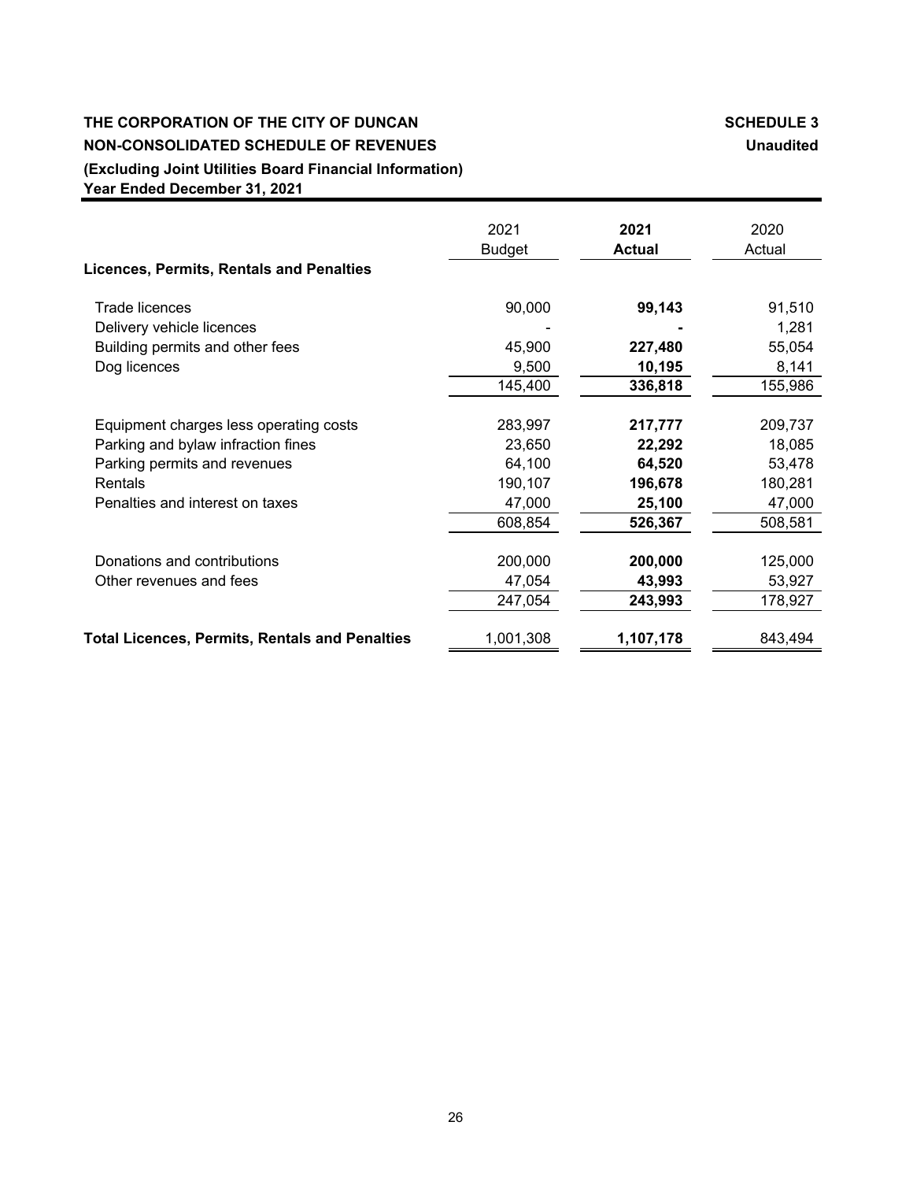**THE CORPORATION OF THE CITY OF DUNCAN** **SCHEDULE 3**

**NON-CONSOLIDATED SCHEDULE OF REVENUES** **Unaudited**

**(Excluding Joint Utilities Board Financial Information)**

**Year Ended December 31, 2021**

| | 2021 Budget | **2021 Actual** | 2020 Actual |
|---|---|---|---|
| **Licences, Permits, Rentals and Penalties** | | | |
| Trade licences | 90,000 | **99,143** | 91,510 |
| Delivery vehicle licences | - | **-** | 1,281 |
| Building permits and other fees | 45,900 | **227,480** | 55,054 |
| Dog licences | 9,500 | **10,195** | 8,141 |
| | 145,400 | **336,818** | 155,986 |
| Equipment charges less operating costs | 283,997 | **217,777** | 209,737 |
| Parking and bylaw infraction fines | 23,650 | **22,292** | 18,085 |
| Parking permits and revenues | 64,100 | **64,520** | 53,478 |
| Rentals | 190,107 | **196,678** | 180,281 |
| Penalties and interest on taxes | 47,000 | **25,100** | 47,000 |
| | 608,854 | **526,367** | 508,581 |
| Donations and contributions | 200,000 | **200,000** | 125,000 |
| Other revenues and fees | 47,054 | **43,993** | 53,927 |
| | 247,054 | **243,993** | 178,927 |
| **Total Licences, Permits, Rentals and Penalties** | 1,001,308 | **1,107,178** | 843,494 |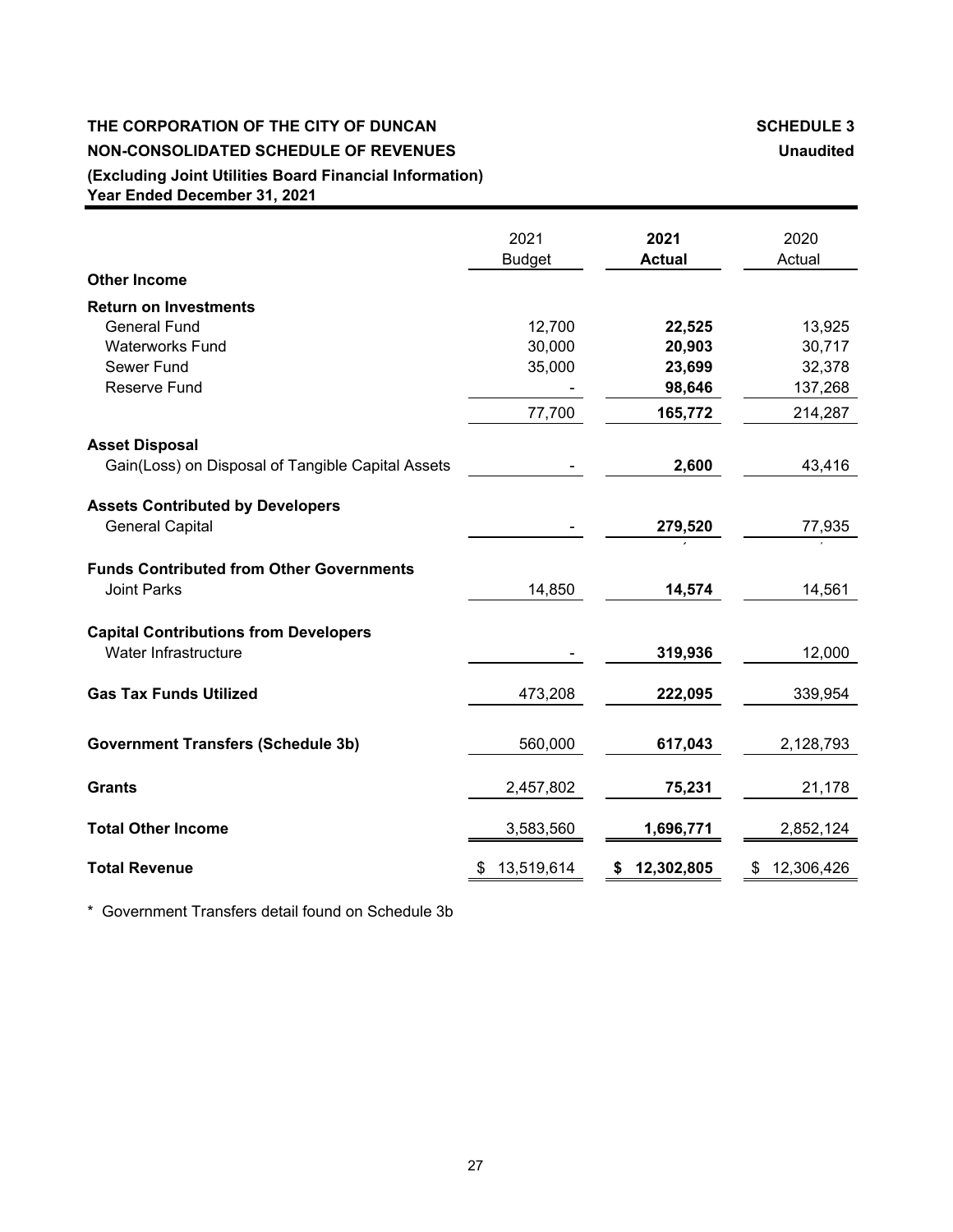**THE CORPORATION OF THE CITY OF DUNCAN** **SCHEDULE 3**

**NON-CONSOLIDATED SCHEDULE OF REVENUES** **Unaudited**

**(Excluding Joint Utilities Board Financial Information)**

**Year Ended December 31, 2021**

| | 2021 Budget | **2021 Actual** | 2020 Actual |
|---|---|---|---|
| **Other Income** | | | |
| **Return on Investments** | | | |
| General Fund | 12,700 | **22,525** | 13,925 |
| Waterworks Fund | 30,000 | **20,903** | 30,717 |
| Sewer Fund | 35,000 | **23,699** | 32,378 |
| Reserve Fund | - | **98,646** | 137,268 |
| | 77,700 | **165,772** | 214,287 |
| **Asset Disposal** | | | |
| Gain(Loss) on Disposal of Tangible Capital Assets | - | **2,600** | 43,416 |
| **Assets Contributed by Developers** | | | |
| General Capital | - | **279,520** | 77,935 |
| **Funds Contributed from Other Governments** | | | |
| Joint Parks | 14,850 | **14,574** | 14,561 |
| **Capital Contributions from Developers** | | | |
| Water Infrastructure | - | **319,936** | 12,000 |
| **Gas Tax Funds Utilized** | 473,208 | **222,095** | 339,954 |
| **Government Transfers (Schedule 3b)** | 560,000 | **617,043** | 2,128,793 |
| **Grants** | 2,457,802 | **75,231** | 21,178 |
| **Total Other Income** | 3,583,560 | **1,696,771** | 2,852,124 |
| **Total Revenue** | $ 13,519,614 | **$ 12,302,805** | $ 12,306,426 |

* Government Transfers detail found on Schedule 3b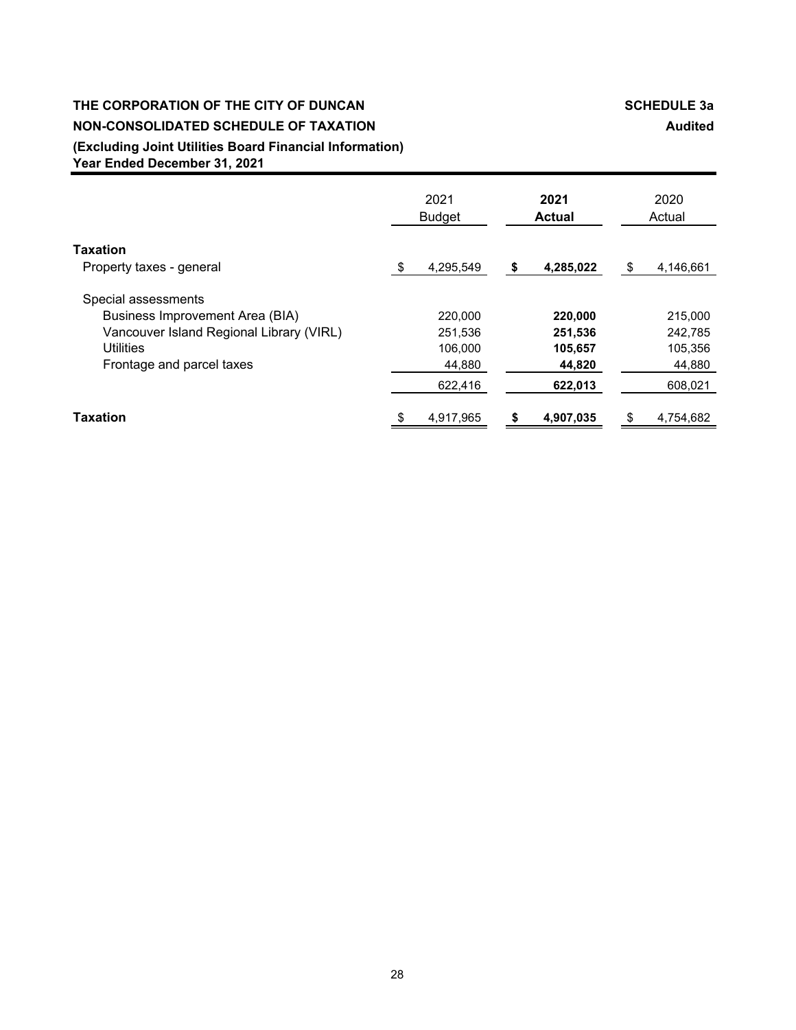**THE CORPORATION OF THE CITY OF DUNCAN** **SCHEDULE 3a**

**NON-CONSOLIDATED SCHEDULE OF TAXATION** **Audited**

**(Excluding Joint Utilities Board Financial Information)**

**Year Ended December 31, 2021**

| | 2021 Budget | **2021 Actual** | 2020 Actual |
|---|---|---|---|
| **Taxation** | | | |
| Property taxes - general | $ 4,295,549 | **$ 4,285,022** | $ 4,146,661 |
| Special assessments | | | |
| Business Improvement Area (BIA) | 220,000 | **220,000** | 215,000 |
| Vancouver Island Regional Library (VIRL) | 251,536 | **251,536** | 242,785 |
| Utilities | 106,000 | **105,657** | 105,356 |
| Frontage and parcel taxes | 44,880 | **44,820** | 44,880 |
| | 622,416 | **622,013** | 608,021 |
| **Taxation** | $ 4,917,965 | **$ 4,907,035** | $ 4,754,682 |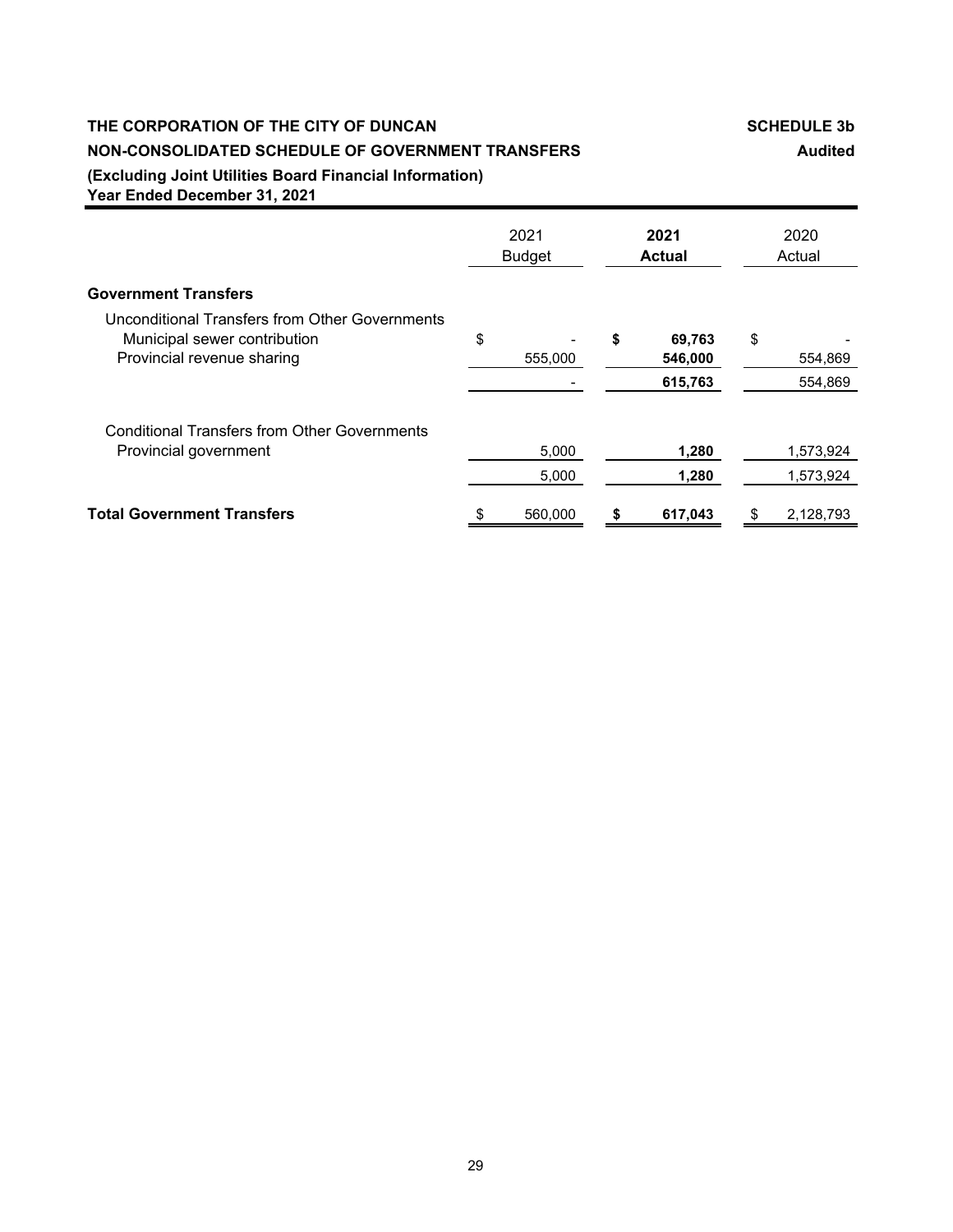**THE CORPORATION OF THE CITY OF DUNCAN** **SCHEDULE 3b**

**NON-CONSOLIDATED SCHEDULE OF GOVERNMENT TRANSFERS** **Audited**

**(Excluding Joint Utilities Board Financial Information)**

**Year Ended December 31, 2021**

| | 2021 Budget | **2021 Actual** | 2020 Actual |
|---|---|---|---|
| **Government Transfers** | | | |
| Unconditional Transfers from Other Governments | | | |
| Municipal sewer contribution | $ - | **$ 69,763** | $ - |
| Provincial revenue sharing | 555,000 | **546,000** | 554,869 |
| | - | **615,763** | 554,869 |
| Conditional Transfers from Other Governments | | | |
| Provincial government | 5,000 | **1,280** | 1,573,924 |
| | 5,000 | **1,280** | 1,573,924 |
| **Total Government Transfers** | $ 560,000 | **$ 617,043** | $ 2,128,793 |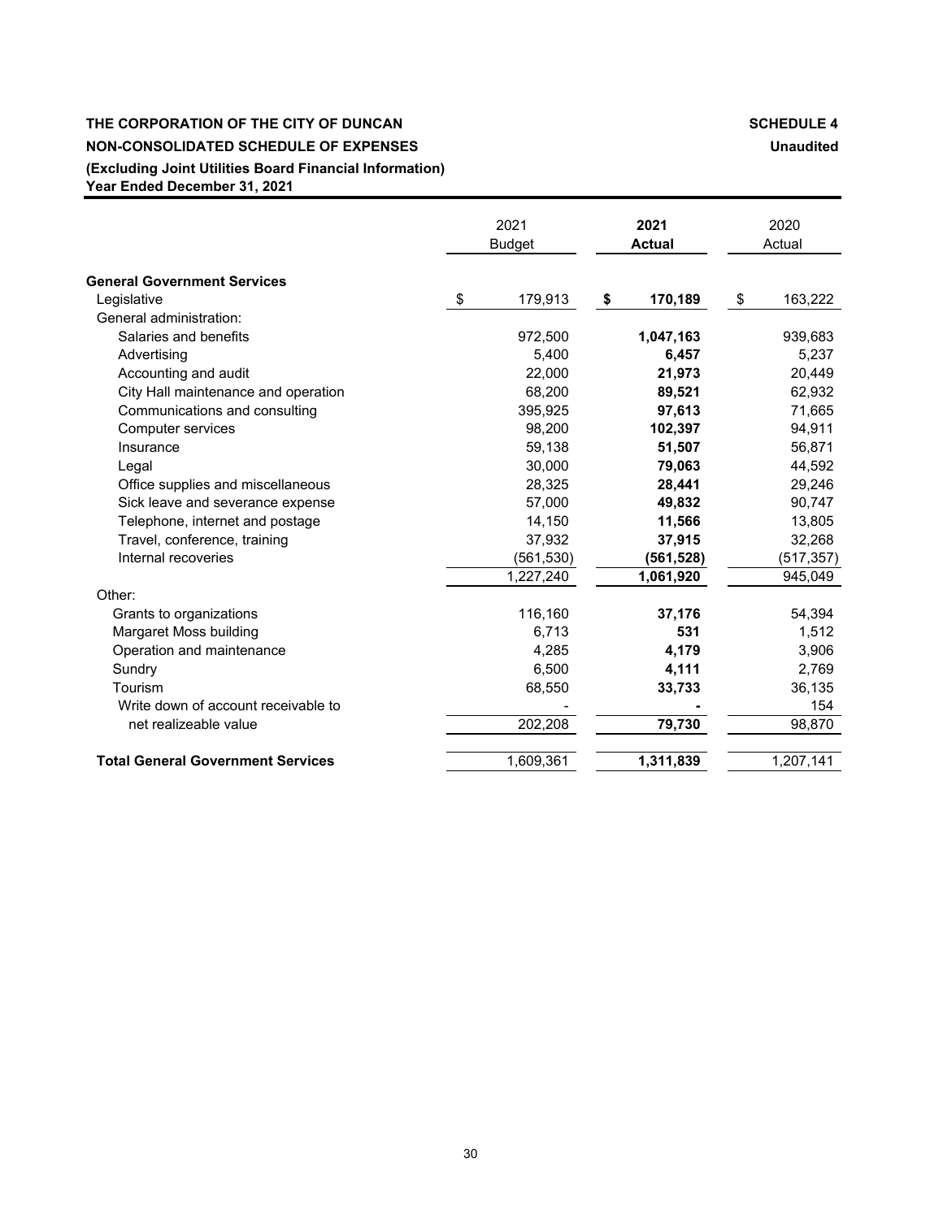**THE CORPORATION OF THE CITY OF DUNCAN** **SCHEDULE 4**

**NON-CONSOLIDATED SCHEDULE OF EXPENSES** **Unaudited**

**(Excluding Joint Utilities Board Financial Information)**

**Year Ended December 31, 2021**

| | 2021 Budget | **2021 Actual** | 2020 Actual |
|---|---|---|---|
| **General Government Services** | | | |
| Legislative | $ 179,913 | **$ 170,189** | $ 163,222 |
| General administration: | | | |
| Salaries and benefits | 972,500 | **1,047,163** | 939,683 |
| Advertising | 5,400 | **6,457** | 5,237 |
| Accounting and audit | 22,000 | **21,973** | 20,449 |
| City Hall maintenance and operation | 68,200 | **89,521** | 62,932 |
| Communications and consulting | 395,925 | **97,613** | 71,665 |
| Computer services | 98,200 | **102,397** | 94,911 |
| Insurance | 59,138 | **51,507** | 56,871 |
| Legal | 30,000 | **79,063** | 44,592 |
| Office supplies and miscellaneous | 28,325 | **28,441** | 29,246 |
| Sick leave and severance expense | 57,000 | **49,832** | 90,747 |
| Telephone, internet and postage | 14,150 | **11,566** | 13,805 |
| Travel, conference, training | 37,932 | **37,915** | 32,268 |
| Internal recoveries | (561,530) | **(561,528)** | (517,357) |
| | 1,227,240 | **1,061,920** | 945,049 |
| Other: | | | |
| Grants to organizations | 116,160 | **37,176** | 54,394 |
| Margaret Moss building | 6,713 | **531** | 1,512 |
| Operation and maintenance | 4,285 | **4,179** | 3,906 |
| Sundry | 6,500 | **4,111** | 2,769 |
| Tourism | 68,550 | **33,733** | 36,135 |
| Write down of account receivable to net realizeable value | - | **-** | 154 |
| | 202,208 | **79,730** | 98,870 |
| **Total General Government Services** | 1,609,361 | **1,311,839** | 1,207,141 |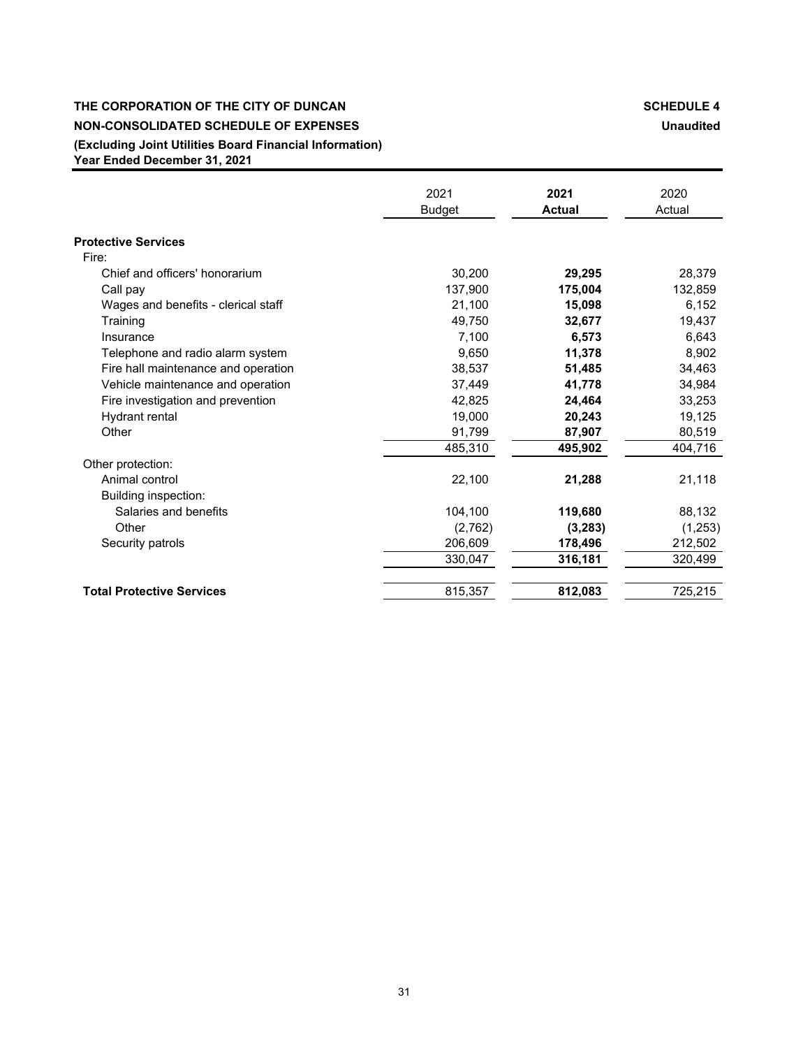**THE CORPORATION OF THE CITY OF DUNCAN** **SCHEDULE 4**

**NON-CONSOLIDATED SCHEDULE OF EXPENSES** **Unaudited**

**(Excluding Joint Utilities Board Financial Information)**

**Year Ended December 31, 2021**

| | 2021 Budget | **2021 Actual** | 2020 Actual |
|---|---|---|---|
| **Protective Services** | | | |
| Fire: | | | |
| Chief and officers' honorarium | 30,200 | **29,295** | 28,379 |
| Call pay | 137,900 | **175,004** | 132,859 |
| Wages and benefits - clerical staff | 21,100 | **15,098** | 6,152 |
| Training | 49,750 | **32,677** | 19,437 |
| Insurance | 7,100 | **6,573** | 6,643 |
| Telephone and radio alarm system | 9,650 | **11,378** | 8,902 |
| Fire hall maintenance and operation | 38,537 | **51,485** | 34,463 |
| Vehicle maintenance and operation | 37,449 | **41,778** | 34,984 |
| Fire investigation and prevention | 42,825 | **24,464** | 33,253 |
| Hydrant rental | 19,000 | **20,243** | 19,125 |
| Other | 91,799 | **87,907** | 80,519 |
| | 485,310 | **495,902** | 404,716 |
| Other protection: | | | |
| Animal control | 22,100 | **21,288** | 21,118 |
| Building inspection: | | | |
| Salaries and benefits | 104,100 | **119,680** | 88,132 |
| Other | (2,762) | **(3,283)** | (1,253) |
| Security patrols | 206,609 | **178,496** | 212,502 |
| | 330,047 | **316,181** | 320,499 |
| **Total Protective Services** | 815,357 | **812,083** | 725,215 |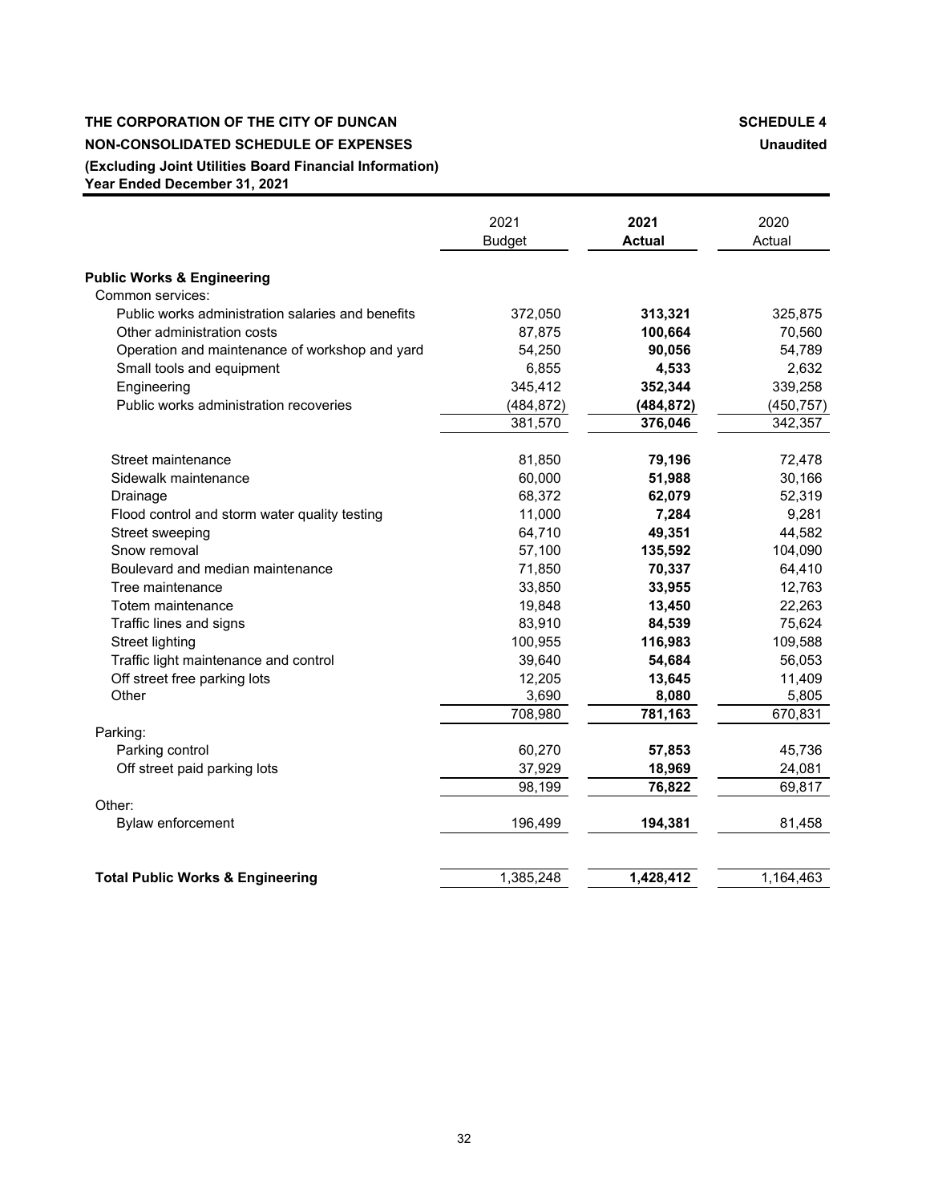**THE CORPORATION OF THE CITY OF DUNCAN** **SCHEDULE 4**

**NON-CONSOLIDATED SCHEDULE OF EXPENSES** **Unaudited**

**(Excluding Joint Utilities Board Financial Information)**

**Year Ended December 31, 2021**

| | 2021 Budget | **2021 Actual** | 2020 Actual |
|---|---|---|---|
| **Public Works & Engineering** | | | |
| Common services: | | | |
| Public works administration salaries and benefits | 372,050 | **313,321** | 325,875 |
| Other administration costs | 87,875 | **100,664** | 70,560 |
| Operation and maintenance of workshop and yard | 54,250 | **90,056** | 54,789 |
| Small tools and equipment | 6,855 | **4,533** | 2,632 |
| Engineering | 345,412 | **352,344** | 339,258 |
| Public works administration recoveries | (484,872) | **(484,872)** | (450,757) |
| | 381,570 | **376,046** | 342,357 |
| Street maintenance | 81,850 | **79,196** | 72,478 |
| Sidewalk maintenance | 60,000 | **51,988** | 30,166 |
| Drainage | 68,372 | **62,079** | 52,319 |
| Flood control and storm water quality testing | 11,000 | **7,284** | 9,281 |
| Street sweeping | 64,710 | **49,351** | 44,582 |
| Snow removal | 57,100 | **135,592** | 104,090 |
| Boulevard and median maintenance | 71,850 | **70,337** | 64,410 |
| Tree maintenance | 33,850 | **33,955** | 12,763 |
| Totem maintenance | 19,848 | **13,450** | 22,263 |
| Traffic lines and signs | 83,910 | **84,539** | 75,624 |
| Street lighting | 100,955 | **116,983** | 109,588 |
| Traffic light maintenance and control | 39,640 | **54,684** | 56,053 |
| Off street free parking lots | 12,205 | **13,645** | 11,409 |
| Other | 3,690 | **8,080** | 5,805 |
| | 708,980 | **781,163** | 670,831 |
| Parking: | | | |
| Parking control | 60,270 | **57,853** | 45,736 |
| Off street paid parking lots | 37,929 | **18,969** | 24,081 |
| | 98,199 | **76,822** | 69,817 |
| Other: | | | |
| Bylaw enforcement | 196,499 | **194,381** | 81,458 |
| **Total Public Works & Engineering** | 1,385,248 | **1,428,412** | 1,164,463 |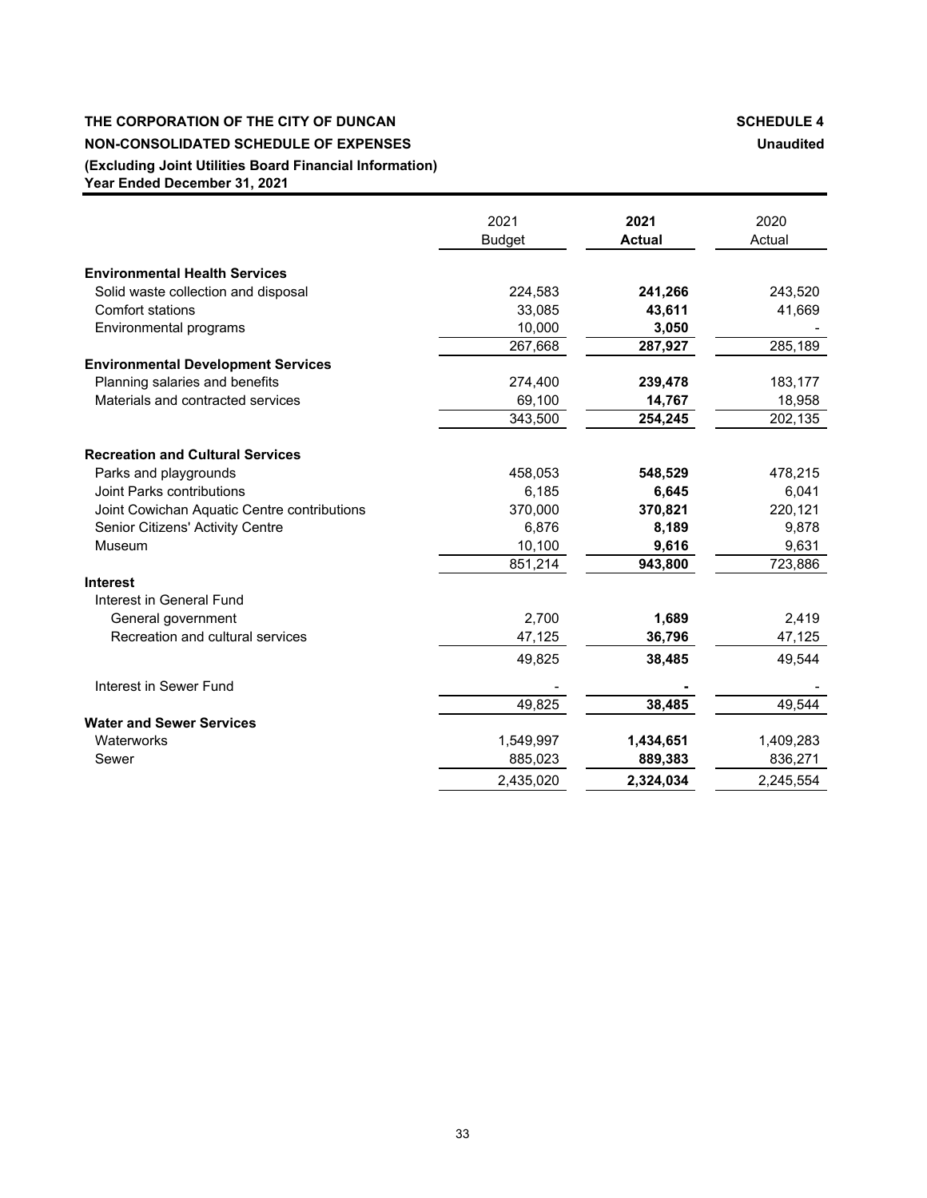**THE CORPORATION OF THE CITY OF DUNCAN** **SCHEDULE 4**

**NON-CONSOLIDATED SCHEDULE OF EXPENSES** **Unaudited**

**(Excluding Joint Utilities Board Financial Information)**

**Year Ended December 31, 2021**

| | 2021 Budget | **2021 Actual** | 2020 Actual |
|---|---|---|---|
| **Environmental Health Services** | | | |
| Solid waste collection and disposal | 224,583 | **241,266** | 243,520 |
| Comfort stations | 33,085 | **43,611** | 41,669 |
| Environmental programs | 10,000 | **3,050** | - |
| | 267,668 | **287,927** | 285,189 |
| **Environmental Development Services** | | | |
| Planning salaries and benefits | 274,400 | **239,478** | 183,177 |
| Materials and contracted services | 69,100 | **14,767** | 18,958 |
| | 343,500 | **254,245** | 202,135 |
| **Recreation and Cultural Services** | | | |
| Parks and playgrounds | 458,053 | **548,529** | 478,215 |
| Joint Parks contributions | 6,185 | **6,645** | 6,041 |
| Joint Cowichan Aquatic Centre contributions | 370,000 | **370,821** | 220,121 |
| Senior Citizens' Activity Centre | 6,876 | **8,189** | 9,878 |
| Museum | 10,100 | **9,616** | 9,631 |
| | 851,214 | **943,800** | 723,886 |
| **Interest** | | | |
| Interest in General Fund | | | |
| General government | 2,700 | **1,689** | 2,419 |
| Recreation and cultural services | 47,125 | **36,796** | 47,125 |
| | 49,825 | **38,485** | 49,544 |
| Interest in Sewer Fund | - | **-** | - |
| | 49,825 | **38,485** | 49,544 |
| **Water and Sewer Services** | | | |
| Waterworks | 1,549,997 | **1,434,651** | 1,409,283 |
| Sewer | 885,023 | **889,383** | 836,271 |
| | 2,435,020 | **2,324,034** | 2,245,554 |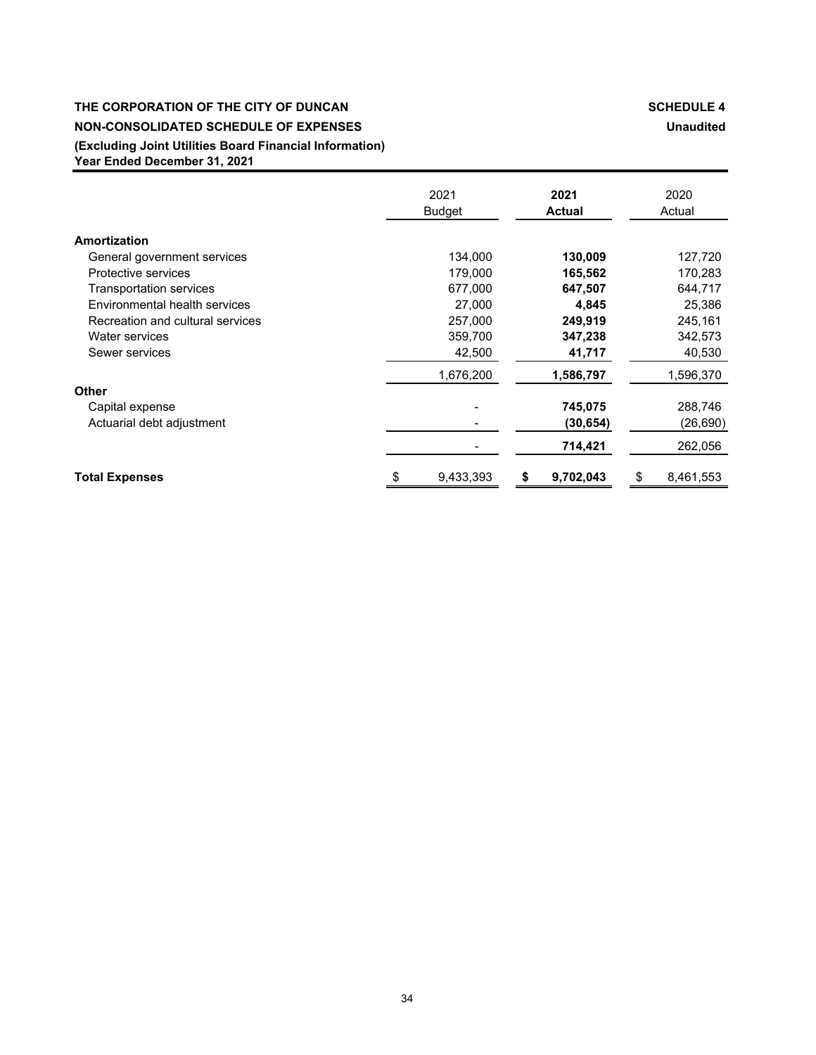**THE CORPORATION OF THE CITY OF DUNCAN** **SCHEDULE 4**

**NON-CONSOLIDATED SCHEDULE OF EXPENSES** **Unaudited**

**(Excluding Joint Utilities Board Financial Information)**

**Year Ended December 31, 2021**

| | 2021 Budget | **2021 Actual** | 2020 Actual |
|---|---|---|---|
| **Amortization** | | | |
| General government services | 134,000 | **130,009** | 127,720 |
| Protective services | 179,000 | **165,562** | 170,283 |
| Transportation services | 677,000 | **647,507** | 644,717 |
| Environmental health services | 27,000 | **4,845** | 25,386 |
| Recreation and cultural services | 257,000 | **249,919** | 245,161 |
| Water services | 359,700 | **347,238** | 342,573 |
| Sewer services | 42,500 | **41,717** | 40,530 |
| | 1,676,200 | **1,586,797** | 1,596,370 |
| **Other** | | | |
| Capital expense | - | **745,075** | 288,746 |
| Actuarial debt adjustment | - | **(30,654)** | (26,690) |
| | - | **714,421** | 262,056 |
| **Total Expenses** | $ 9,433,393 | **$ 9,702,043** | $ 8,461,553 |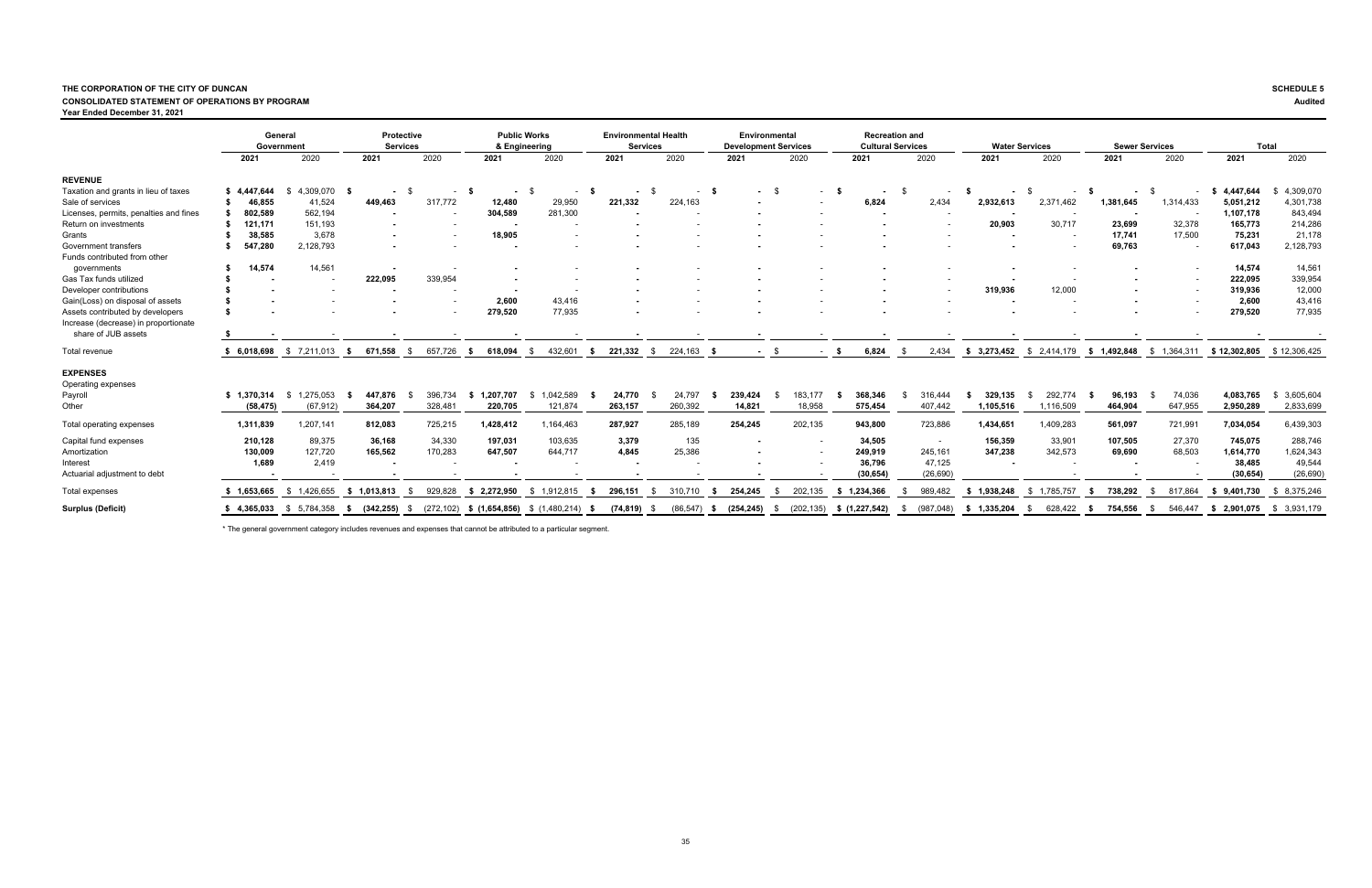**THE CORPORATION OF THE CITY OF DUNCAN**
**CONSOLIDATED STATEMENT OF OPERATIONS BY PROGRAM**
**Year Ended December 31, 2021**

**SCHEDULE 5**
**Audited**

| | General Government | | Protective Services | | Public Works & Engineering | | Environmental Health Services | | Environmental Development Services | | Recreation and Cultural Services | | Water Services | | Sewer Services | | Total | |
|---|---|---|---|---|---|---|---|---|---|---|---|---|---|---|---|---|---|---|
| | 2021 | 2020 | 2021 | 2020 | 2021 | 2020 | 2021 | 2020 | 2021 | 2020 | 2021 | 2020 | 2021 | 2020 | 2021 | 2020 | 2021 | 2020 |
| **REVENUE** | | | | | | | | | | | | | | | | | | |
| Taxation and grants in lieu of taxes | $ 4,447,644 | $ 4,309,070 | $ - | $ - | $ - | $ - | $ - | $ - | $ - | $ - | $ - | $ - | $ - | $ - | $ - | $ - | $ 4,447,644 | $ 4,309,070 |
| Sale of services | $ 46,855 | 41,524 | 449,463 | 317,772 | 12,480 | 29,950 | 221,332 | 224,163 | - | - | 6,824 | 2,434 | 2,932,613 | 2,371,462 | 1,381,645 | 1,314,433 | 5,051,212 | 4,301,738 |
| Licenses, permits, penalties and fines | $ 802,589 | 562,194 | - | - | 304,589 | 281,300 | - | - | - | - | - | - | - | - | - | - | 1,107,178 | 843,494 |
| Return on investments | $ 121,171 | 151,193 | - | - | - | - | - | - | - | - | - | - | 20,903 | 30,717 | 23,699 | 32,378 | 165,773 | 214,286 |
| Grants | $ 38,585 | 3,678 | - | - | 18,905 | - | - | - | - | - | - | - | - | - | 17,741 | 17,500 | 75,231 | 21,178 |
| Government transfers | $ 547,280 | 2,128,793 | - | - | - | - | - | - | - | - | - | - | - | - | 69,763 | - | 617,043 | 2,128,793 |
| Funds contributed from other governments | $ 14,574 | 14,561 | - | - | - | - | - | - | - | - | - | - | - | - | - | - | 14,574 | 14,561 |
| Gas Tax funds utilized | $ - | - | 222,095 | 339,954 | - | - | - | - | - | - | - | - | - | - | - | - | 222,095 | 339,954 |
| Developer contributions | $ - | - | - | - | - | - | - | - | - | - | - | - | 319,936 | 12,000 | - | - | 319,936 | 12,000 |
| Gain(Loss) on disposal of assets | $ - | - | - | - | 2,600 | 43,416 | - | - | - | - | - | - | - | - | - | - | 2,600 | 43,416 |
| Assets contributed by developers | $ - | - | - | - | 279,520 | 77,935 | - | - | - | - | - | - | - | - | - | - | 279,520 | 77,935 |
| Increase (decrease) in proportionate share of JUB assets | $ - | - | - | - | - | - | - | - | - | - | - | - | - | - | - | - | - | - |
| Total revenue | $ 6,018,698 | $ 7,211,013 | $ 671,558 | $ 657,726 | $ 618,094 | $ 432,601 | $ 221,332 | $ 224,163 | $ - | $ - | $ 6,824 | $ 2,434 | $ 3,273,452 | $ 2,414,179 | $ 1,492,848 | $ 1,364,311 | $ 12,302,805 | $ 12,306,425 |
| **EXPENSES** | | | | | | | | | | | | | | | | | | |
| Operating expenses | | | | | | | | | | | | | | | | | | |
| Payroll | $ 1,370,314 | $ 1,275,053 | $ 447,876 | $ 396,734 | $ 1,207,707 | $ 1,042,589 | $ 24,770 | $ 24,797 | $ 239,424 | $ 183,177 | $ 368,346 | $ 316,444 | $ 329,135 | $ 292,774 | $ 96,193 | $ 74,036 | 4,083,765 | $ 3,605,604 |
| Other | (58,475) | (67,912) | 364,207 | 328,481 | 220,705 | 121,874 | 263,157 | 260,392 | 14,821 | 18,958 | 575,454 | 407,442 | 1,105,516 | 1,116,509 | 464,904 | 647,955 | 2,950,289 | 2,833,699 |
| Total operating expenses | 1,311,839 | 1,207,141 | 812,083 | 725,215 | 1,428,412 | 1,164,463 | 287,927 | 285,189 | 254,245 | 202,135 | 943,800 | 723,886 | 1,434,651 | 1,409,283 | 561,097 | 721,991 | 7,034,054 | 6,439,303 |
| Capital fund expenses | 210,128 | 89,375 | 36,168 | 34,330 | 197,031 | 103,635 | 3,379 | 135 | - | - | 34,505 | - | 156,359 | 33,901 | 107,505 | 27,370 | 745,075 | 288,746 |
| Amortization | 130,009 | 127,720 | 165,562 | 170,283 | 647,507 | 644,717 | 4,845 | 25,386 | - | - | 249,919 | 245,161 | 347,238 | 342,573 | 69,690 | 68,503 | 1,614,770 | 1,624,343 |
| Interest | 1,689 | 2,419 | - | - | - | - | - | - | - | - | 36,796 | 47,125 | - | - | - | - | 38,485 | 49,544 |
| Actuarial adjustment to debt | - | - | - | - | - | - | - | - | - | - | (30,654) | (26,690) | - | - | - | - | (30,654) | (26,690) |
| Total expenses | $ 1,653,665 | $ 1,426,655 | $ 1,013,813 | $ 929,828 | $ 2,272,950 | $ 1,912,815 | $ 296,151 | $ 310,710 | $ 254,245 | $ 202,135 | $ 1,234,366 | $ 989,482 | $ 1,938,248 | $ 1,785,757 | $ 738,292 | $ 817,864 | $ 9,401,730 | $ 8,375,246 |
| **Surplus (Deficit)** | $ 4,365,033 | $ 5,784,358 | $ (342,255) | $ (272,102) | $ (1,654,856) | $ (1,480,214) | $ (74,819) | $ (86,547) | $ (254,245) | $ (202,135) | $ (1,227,542) | $ (987,048) | $ 1,335,204 | $ 628,422 | $ 754,556 | $ 546,447 | $ 2,901,075 | $ 3,931,179 |

\* The general government category includes revenues and expenses that cannot be attributed to a particular segment.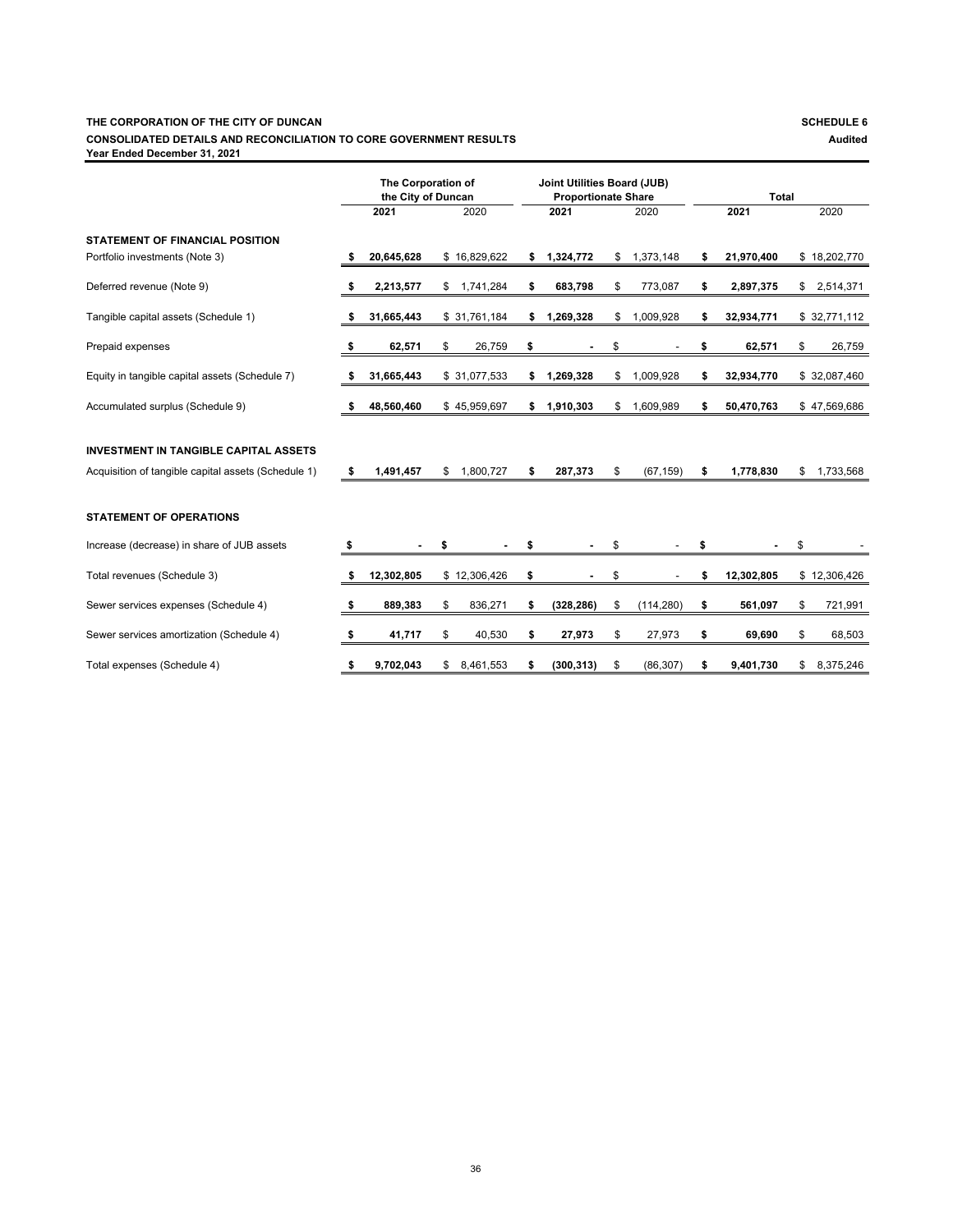**THE CORPORATION OF THE CITY OF DUNCAN** **SCHEDULE 6**

**CONSOLIDATED DETAILS AND RECONCILIATION TO CORE GOVERNMENT RESULTS** **Audited**

**Year Ended December 31, 2021**

| | The Corporation of the City of Duncan | | Joint Utilities Board (JUB) Proportionate Share | | Total | |
|---|---|---|---|---|---|---|
| | **2021** | 2020 | **2021** | 2020 | **2021** | 2020 |
| **STATEMENT OF FINANCIAL POSITION** | | | | | | |
| Portfolio investments (Note 3) | **$ 20,645,628** | $ 16,829,622 | **$ 1,324,772** | $ 1,373,148 | **$ 21,970,400** | $ 18,202,770 |
| Deferred revenue (Note 9) | **$ 2,213,577** | $ 1,741,284 | **$ 683,798** | $ 773,087 | **$ 2,897,375** | $ 2,514,371 |
| Tangible capital assets (Schedule 1) | **$ 31,665,443** | $ 31,761,184 | **$ 1,269,328** | $ 1,009,928 | **$ 32,934,771** | $ 32,771,112 |
| Prepaid expenses | **$ 62,571** | $ 26,759 | **$ -** | $ - | **$ 62,571** | $ 26,759 |
| Equity in tangible capital assets (Schedule 7) | **$ 31,665,443** | $ 31,077,533 | **$ 1,269,328** | $ 1,009,928 | **$ 32,934,770** | $ 32,087,460 |
| Accumulated surplus (Schedule 9) | **$ 48,560,460** | $ 45,959,697 | **$ 1,910,303** | $ 1,609,989 | **$ 50,470,763** | $ 47,569,686 |
| **INVESTMENT IN TANGIBLE CAPITAL ASSETS** | | | | | | |
| Acquisition of tangible capital assets (Schedule 1) | **$ 1,491,457** | $ 1,800,727 | **$ 287,373** | $ (67,159) | **$ 1,778,830** | $ 1,733,568 |
| **STATEMENT OF OPERATIONS** | | | | | | |
| Increase (decrease) in share of JUB assets | **$ -** | **$ -** | **$ -** | $ - | **$ -** | $ - |
| Total revenues (Schedule 3) | **$ 12,302,805** | $ 12,306,426 | **$ -** | $ - | **$ 12,302,805** | $ 12,306,426 |
| Sewer services expenses (Schedule 4) | **$ 889,383** | $ 836,271 | **$ (328,286)** | $ (114,280) | **$ 561,097** | $ 721,991 |
| Sewer services amortization (Schedule 4) | **$ 41,717** | $ 40,530 | **$ 27,973** | $ 27,973 | **$ 69,690** | $ 68,503 |
| Total expenses (Schedule 4) | **$ 9,702,043** | $ 8,461,553 | **$ (300,313)** | $ (86,307) | **$ 9,401,730** | $ 8,375,246 |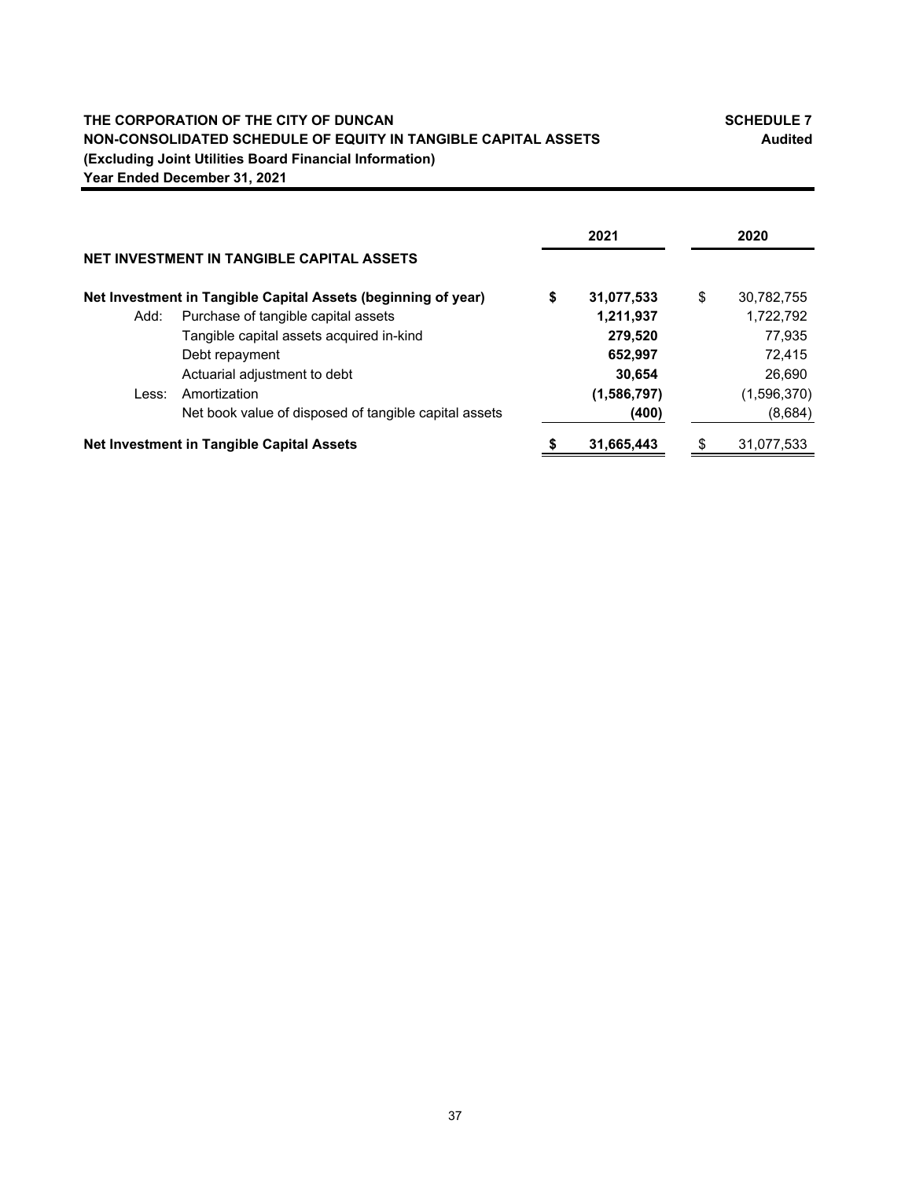**THE CORPORATION OF THE CITY OF DUNCAN** **SCHEDULE 7**

**NON-CONSOLIDATED SCHEDULE OF EQUITY IN TANGIBLE CAPITAL ASSETS** **Audited**

**(Excluding Joint Utilities Board Financial Information)**

**Year Ended December 31, 2021**

| | | 2021 | 2020 |
|---|---|---|---|
| **NET INVESTMENT IN TANGIBLE CAPITAL ASSETS** | | | |
| **Net Investment in Tangible Capital Assets (beginning of year)** | | **$ 31,077,533** | $ 30,782,755 |
| Add: | Purchase of tangible capital assets | **1,211,937** | 1,722,792 |
| | Tangible capital assets acquired in-kind | **279,520** | 77,935 |
| | Debt repayment | **652,997** | 72,415 |
| | Actuarial adjustment to debt | **30,654** | 26,690 |
| Less: | Amortization | **(1,586,797)** | (1,596,370) |
| | Net book value of disposed of tangible capital assets | **(400)** | (8,684) |
| **Net Investment in Tangible Capital Assets** | | **$ 31,665,443** | $ 31,077,533 |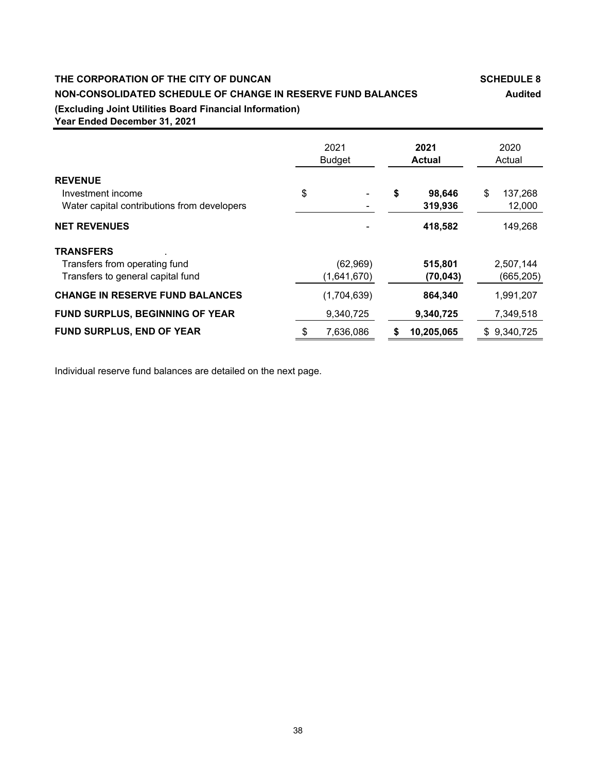**THE CORPORATION OF THE CITY OF DUNCAN** — **SCHEDULE 8**

**NON-CONSOLIDATED SCHEDULE OF CHANGE IN RESERVE FUND BALANCES** — **Audited**

**(Excluding Joint Utilities Board Financial Information)**

**Year Ended December 31, 2021**

| | 2021 Budget | **2021 Actual** | 2020 Actual |
|---|---|---|---|
| **REVENUE** | | | |
| Investment income | $ - | **$ 98,646** | $ 137,268 |
| Water capital contributions from developers | - | **319,936** | 12,000 |
| **NET REVENUES** | - | **418,582** | 149,268 |
| **TRANSFERS** | | | |
| Transfers from operating fund | (62,969) | **515,801** | 2,507,144 |
| Transfers to general capital fund | (1,641,670) | **(70,043)** | (665,205) |
| **CHANGE IN RESERVE FUND BALANCES** | (1,704,639) | **864,340** | 1,991,207 |
| **FUND SURPLUS, BEGINNING OF YEAR** | 9,340,725 | **9,340,725** | 7,349,518 |
| **FUND SURPLUS, END OF YEAR** | $ 7,636,086 | **$ 10,205,065** | $ 9,340,725 |

Individual reserve fund balances are detailed on the next page.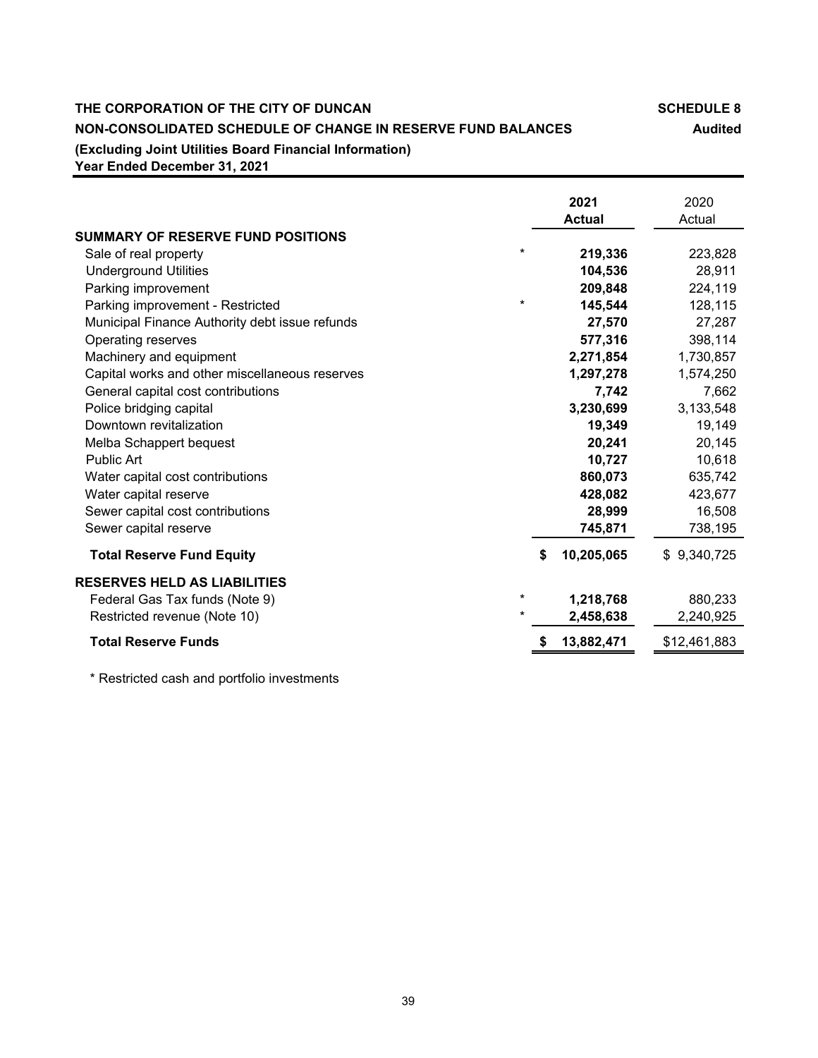**THE CORPORATION OF THE CITY OF DUNCAN** **SCHEDULE 8**

**NON-CONSOLIDATED SCHEDULE OF CHANGE IN RESERVE FUND BALANCES** **Audited**

**(Excluding Joint Utilities Board Financial Information)**

**Year Ended December 31, 2021**

| | | 2021 Actual | 2020 Actual |
|---|---|---|---|
| **SUMMARY OF RESERVE FUND POSITIONS** | | | |
| Sale of real property | * | **219,336** | 223,828 |
| Underground Utilities | | **104,536** | 28,911 |
| Parking improvement | | **209,848** | 224,119 |
| Parking improvement - Restricted | * | **145,544** | 128,115 |
| Municipal Finance Authority debt issue refunds | | **27,570** | 27,287 |
| Operating reserves | | **577,316** | 398,114 |
| Machinery and equipment | | **2,271,854** | 1,730,857 |
| Capital works and other miscellaneous reserves | | **1,297,278** | 1,574,250 |
| General capital cost contributions | | **7,742** | 7,662 |
| Police bridging capital | | **3,230,699** | 3,133,548 |
| Downtown revitalization | | **19,349** | 19,149 |
| Melba Schappert bequest | | **20,241** | 20,145 |
| Public Art | | **10,727** | 10,618 |
| Water capital cost contributions | | **860,073** | 635,742 |
| Water capital reserve | | **428,082** | 423,677 |
| Sewer capital cost contributions | | **28,999** | 16,508 |
| Sewer capital reserve | | **745,871** | 738,195 |
| **Total Reserve Fund Equity** | | **$ 10,205,065** | $ 9,340,725 |
| **RESERVES HELD AS LIABILITIES** | | | |
| Federal Gas Tax funds (Note 9) | * | **1,218,768** | 880,233 |
| Restricted revenue (Note 10) | * | **2,458,638** | 2,240,925 |
| **Total Reserve Funds** | | **$ 13,882,471** | $12,461,883 |

* Restricted cash and portfolio investments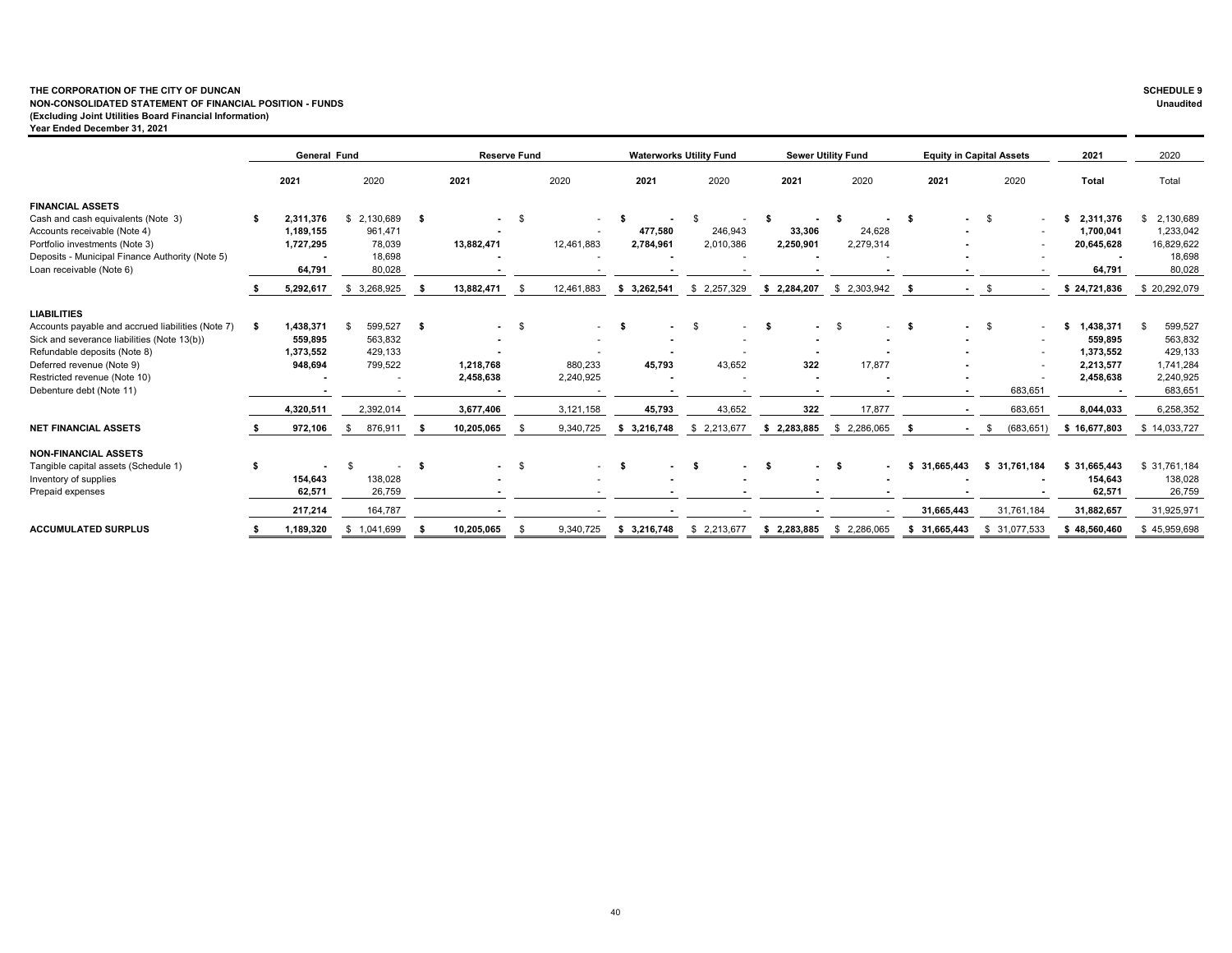**THE CORPORATION OF THE CITY OF DUNCAN**
**NON-CONSOLIDATED STATEMENT OF FINANCIAL POSITION - FUNDS**
**(Excluding Joint Utilities Board Financial Information)**
**Year Ended December 31, 2021**

**SCHEDULE 9**
**Unaudited**

| | General Fund | | Reserve Fund | | Waterworks Utility Fund | | Sewer Utility Fund | | Equity in Capital Assets | | 2021 | 2020 |
|---|---|---|---|---|---|---|---|---|---|---|---|---|
| | **2021** | 2020 | **2021** | 2020 | **2021** | 2020 | **2021** | 2020 | **2021** | 2020 | **Total** | Total |
| **FINANCIAL ASSETS** | | | | | | | | | | | | |
| Cash and cash equivalents (Note 3) | **$ 2,311,376** | $ 2,130,689 | **$ -** | $ - | **$ -** | $ - | **$ -** | **$ -** | **$ -** | $ - | **$ 2,311,376** | $ 2,130,689 |
| Accounts receivable (Note 4) | **1,189,155** | 961,471 | **-** | - | **477,580** | 246,943 | **33,306** | 24,628 | **-** | - | **1,700,041** | 1,233,042 |
| Portfolio investments (Note 3) | **1,727,295** | 78,039 | **13,882,471** | 12,461,883 | **2,784,961** | 2,010,386 | **2,250,901** | 2,279,314 | **-** | - | **20,645,628** | 16,829,622 |
| Deposits - Municipal Finance Authority (Note 5) | **-** | 18,698 | **-** | - | **-** | - | **-** | - | **-** | - | **-** | 18,698 |
| Loan receivable (Note 6) | **64,791** | 80,028 | **-** | - | **-** | - | **-** | **-** | **-** | - | **64,791** | 80,028 |
| | **$ 5,292,617** | $ 3,268,925 | **$ 13,882,471** | $ 12,461,883 | **$ 3,262,541** | $ 2,257,329 | **$ 2,284,207** | $ 2,303,942 | **$ -** | $ - | **$ 24,721,836** | $ 20,292,079 |
| **LIABILITIES** | | | | | | | | | | | | |
| Accounts payable and accrued liabilities (Note 7) | **$ 1,438,371** | $ 599,527 | **$ -** | $ - | **$ -** | $ - | **$ -** | $ - | **$ -** | $ - | **$ 1,438,371** | $ 599,527 |
| Sick and severance liabilities (Note 13(b)) | **559,895** | 563,832 | **-** | - | **-** | - | **-** | **-** | **-** | - | **559,895** | 563,832 |
| Refundable deposits (Note 8) | **1,373,552** | 429,133 | **-** | - | **-** | - | **-** | **-** | **-** | - | **1,373,552** | 429,133 |
| Deferred revenue (Note 9) | **948,694** | 799,522 | **1,218,768** | 880,233 | **45,793** | 43,652 | **322** | 17,877 | **-** | - | **2,213,577** | 1,741,284 |
| Restricted revenue (Note 10) | **-** | - | **2,458,638** | 2,240,925 | **-** | - | **-** | **-** | **-** | - | **2,458,638** | 2,240,925 |
| Debenture debt (Note 11) | **-** | - | **-** | - | **-** | - | **-** | **-** | **-** | 683,651 | **-** | 683,651 |
| | **4,320,511** | 2,392,014 | **3,677,406** | 3,121,158 | **45,793** | 43,652 | **322** | 17,877 | **-** | 683,651 | **8,044,033** | 6,258,352 |
| **NET FINANCIAL ASSETS** | **$ 972,106** | $ 876,911 | **$ 10,205,065** | $ 9,340,725 | **$ 3,216,748** | $ 2,213,677 | **$ 2,283,885** | $ 2,286,065 | **$ -** | $ (683,651) | **$ 16,677,803** | $ 14,033,727 |
| **NON-FINANCIAL ASSETS** | | | | | | | | | | | | |
| Tangible capital assets (Schedule 1) | **$ -** | $ - | **$ -** | $ - | **$ -** | **$ -** | **$ -** | **$ -** | **$ 31,665,443** | **$ 31,761,184** | **$ 31,665,443** | $ 31,761,184 |
| Inventory of supplies | **154,643** | 138,028 | **-** | - | **-** | **-** | **-** | **-** | **-** | **-** | **154,643** | 138,028 |
| Prepaid expenses | **62,571** | 26,759 | **-** | - | **-** | **-** | **-** | **-** | **-** | **-** | **62,571** | 26,759 |
| | **217,214** | 164,787 | **-** | - | **-** | - | **-** | - | **31,665,443** | 31,761,184 | **31,882,657** | 31,925,971 |
| **ACCUMULATED SURPLUS** | **$ 1,189,320** | $ 1,041,699 | **$ 10,205,065** | $ 9,340,725 | **$ 3,216,748** | $ 2,213,677 | **$ 2,283,885** | $ 2,286,065 | **$ 31,665,443** | $ 31,077,533 | **$ 48,560,460** | $ 45,959,698 |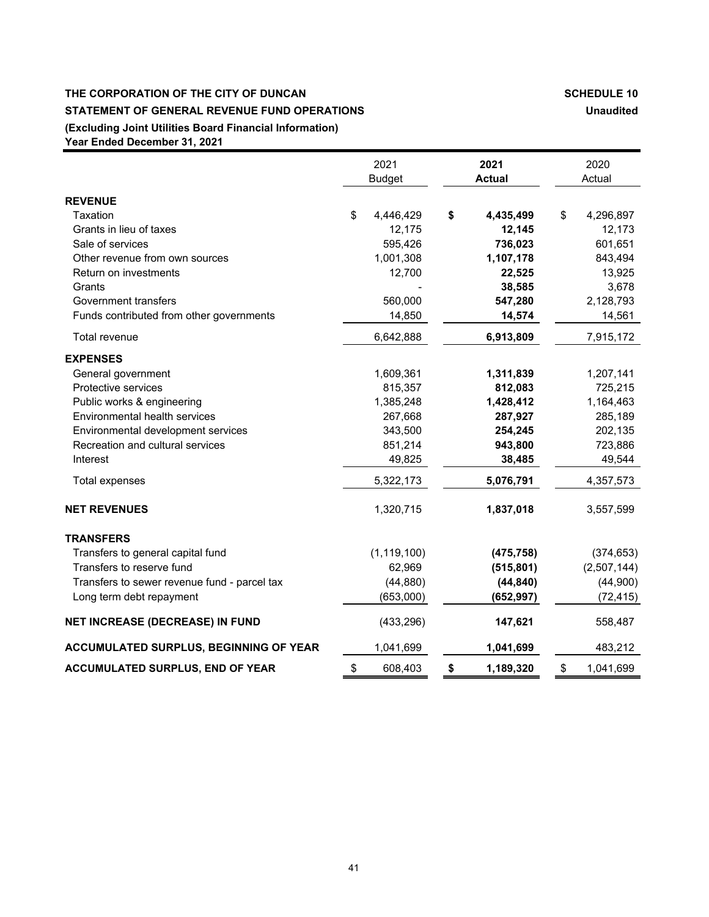**THE CORPORATION OF THE CITY OF DUNCAN** **SCHEDULE 10**

**STATEMENT OF GENERAL REVENUE FUND OPERATIONS** **Unaudited**

**(Excluding Joint Utilities Board Financial Information)**

**Year Ended December 31, 2021**

| | 2021 Budget | **2021 Actual** | 2020 Actual |
|---|---|---|---|
| **REVENUE** | | | |
| Taxation | $ 4,446,429 | **$ 4,435,499** | $ 4,296,897 |
| Grants in lieu of taxes | 12,175 | **12,145** | 12,173 |
| Sale of services | 595,426 | **736,023** | 601,651 |
| Other revenue from own sources | 1,001,308 | **1,107,178** | 843,494 |
| Return on investments | 12,700 | **22,525** | 13,925 |
| Grants | - | **38,585** | 3,678 |
| Government transfers | 560,000 | **547,280** | 2,128,793 |
| Funds contributed from other governments | 14,850 | **14,574** | 14,561 |
| Total revenue | 6,642,888 | **6,913,809** | 7,915,172 |
| **EXPENSES** | | | |
| General government | 1,609,361 | **1,311,839** | 1,207,141 |
| Protective services | 815,357 | **812,083** | 725,215 |
| Public works & engineering | 1,385,248 | **1,428,412** | 1,164,463 |
| Environmental health services | 267,668 | **287,927** | 285,189 |
| Environmental development services | 343,500 | **254,245** | 202,135 |
| Recreation and cultural services | 851,214 | **943,800** | 723,886 |
| Interest | 49,825 | **38,485** | 49,544 |
| Total expenses | 5,322,173 | **5,076,791** | 4,357,573 |
| **NET REVENUES** | 1,320,715 | **1,837,018** | 3,557,599 |
| **TRANSFERS** | | | |
| Transfers to general capital fund | (1,119,100) | **(475,758)** | (374,653) |
| Transfers to reserve fund | 62,969 | **(515,801)** | (2,507,144) |
| Transfers to sewer revenue fund - parcel tax | (44,880) | **(44,840)** | (44,900) |
| Long term debt repayment | (653,000) | **(652,997)** | (72,415) |
| **NET INCREASE (DECREASE) IN FUND** | (433,296) | **147,621** | 558,487 |
| **ACCUMULATED SURPLUS, BEGINNING OF YEAR** | 1,041,699 | **1,041,699** | 483,212 |
| **ACCUMULATED SURPLUS, END OF YEAR** | $ 608,403 | **$ 1,189,320** | $ 1,041,699 |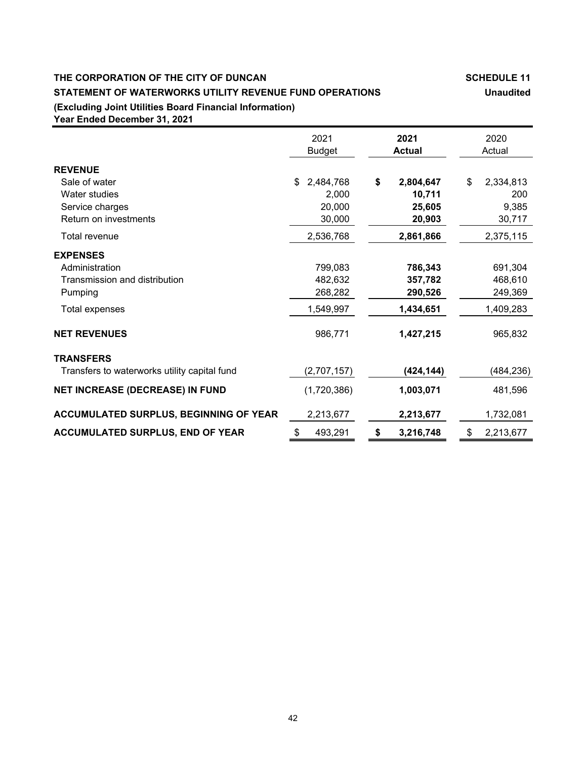**THE CORPORATION OF THE CITY OF DUNCAN** **SCHEDULE 11**

**STATEMENT OF WATERWORKS UTILITY REVENUE FUND OPERATIONS** **Unaudited**

**(Excluding Joint Utilities Board Financial Information)**

**Year Ended December 31, 2021**

| | 2021 Budget | **2021 Actual** | 2020 Actual |
|---|---|---|---|
| **REVENUE** | | | |
| Sale of water | $ 2,484,768 | **$ 2,804,647** | $ 2,334,813 |
| Water studies | 2,000 | **10,711** | 200 |
| Service charges | 20,000 | **25,605** | 9,385 |
| Return on investments | 30,000 | **20,903** | 30,717 |
| Total revenue | 2,536,768 | **2,861,866** | 2,375,115 |
| **EXPENSES** | | | |
| Administration | 799,083 | **786,343** | 691,304 |
| Transmission and distribution | 482,632 | **357,782** | 468,610 |
| Pumping | 268,282 | **290,526** | 249,369 |
| Total expenses | 1,549,997 | **1,434,651** | 1,409,283 |
| **NET REVENUES** | 986,771 | **1,427,215** | 965,832 |
| **TRANSFERS** | | | |
| Transfers to waterworks utility capital fund | (2,707,157) | **(424,144)** | (484,236) |
| **NET INCREASE (DECREASE) IN FUND** | (1,720,386) | **1,003,071** | 481,596 |
| **ACCUMULATED SURPLUS, BEGINNING OF YEAR** | 2,213,677 | **2,213,677** | 1,732,081 |
| **ACCUMULATED SURPLUS, END OF YEAR** | $ 493,291 | **$ 3,216,748** | $ 2,213,677 |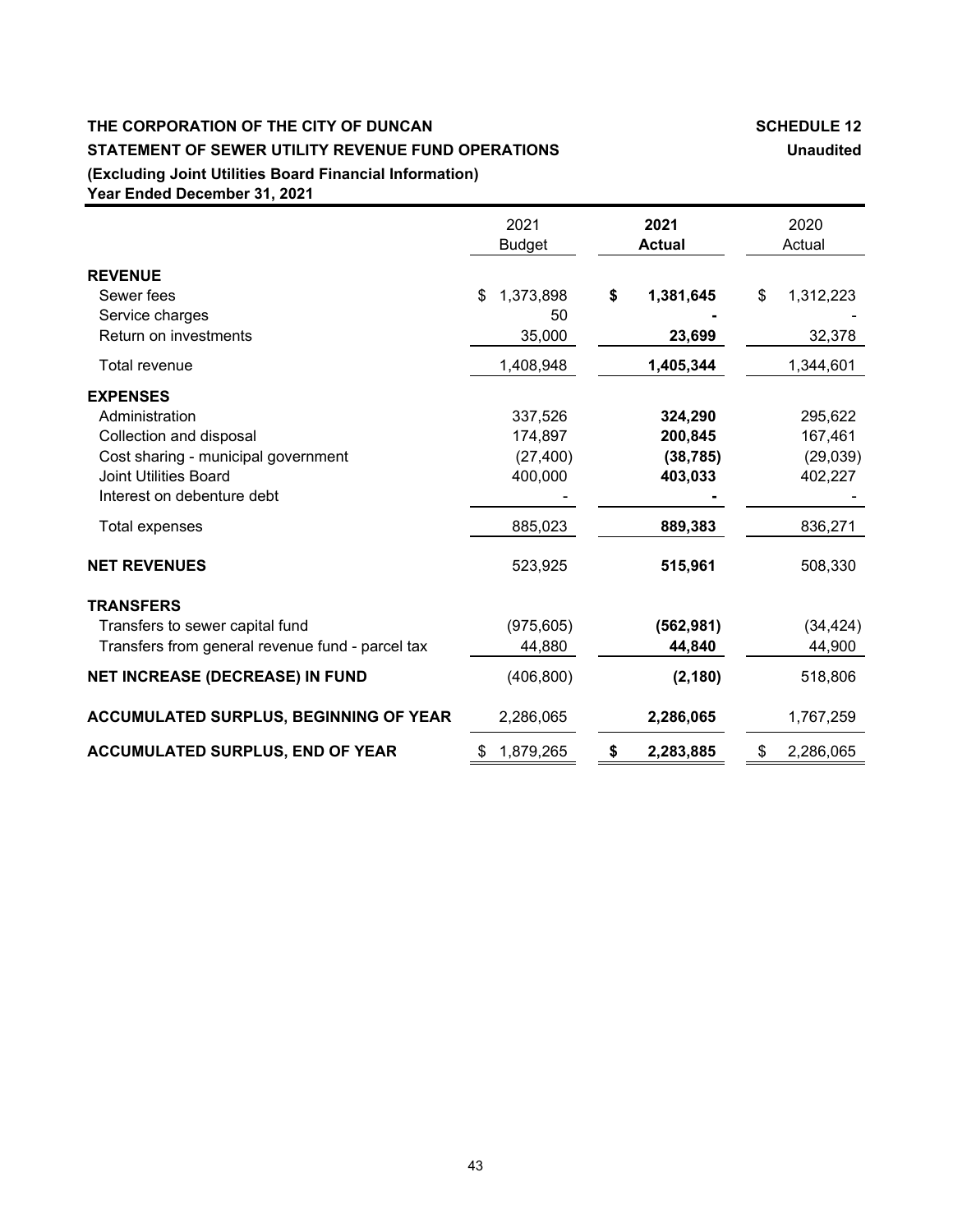**THE CORPORATION OF THE CITY OF DUNCAN** **SCHEDULE 12**

**STATEMENT OF SEWER UTILITY REVENUE FUND OPERATIONS** **Unaudited**

**(Excluding Joint Utilities Board Financial Information)**

**Year Ended December 31, 2021**

| | 2021 Budget | **2021 Actual** | 2020 Actual |
|---|---|---|---|
| **REVENUE** | | | |
| Sewer fees | $ 1,373,898 | **$ 1,381,645** | $ 1,312,223 |
| Service charges | 50 | **-** | - |
| Return on investments | 35,000 | **23,699** | 32,378 |
| Total revenue | 1,408,948 | **1,405,344** | 1,344,601 |
| **EXPENSES** | | | |
| Administration | 337,526 | **324,290** | 295,622 |
| Collection and disposal | 174,897 | **200,845** | 167,461 |
| Cost sharing - municipal government | (27,400) | **(38,785)** | (29,039) |
| Joint Utilities Board | 400,000 | **403,033** | 402,227 |
| Interest on debenture debt | - | **-** | - |
| Total expenses | 885,023 | **889,383** | 836,271 |
| **NET REVENUES** | 523,925 | **515,961** | 508,330 |
| **TRANSFERS** | | | |
| Transfers to sewer capital fund | (975,605) | **(562,981)** | (34,424) |
| Transfers from general revenue fund - parcel tax | 44,880 | **44,840** | 44,900 |
| **NET INCREASE (DECREASE) IN FUND** | (406,800) | **(2,180)** | 518,806 |
| **ACCUMULATED SURPLUS, BEGINNING OF YEAR** | 2,286,065 | **2,286,065** | 1,767,259 |
| **ACCUMULATED SURPLUS, END OF YEAR** | $ 1,879,265 | **$ 2,283,885** | $ 2,286,065 |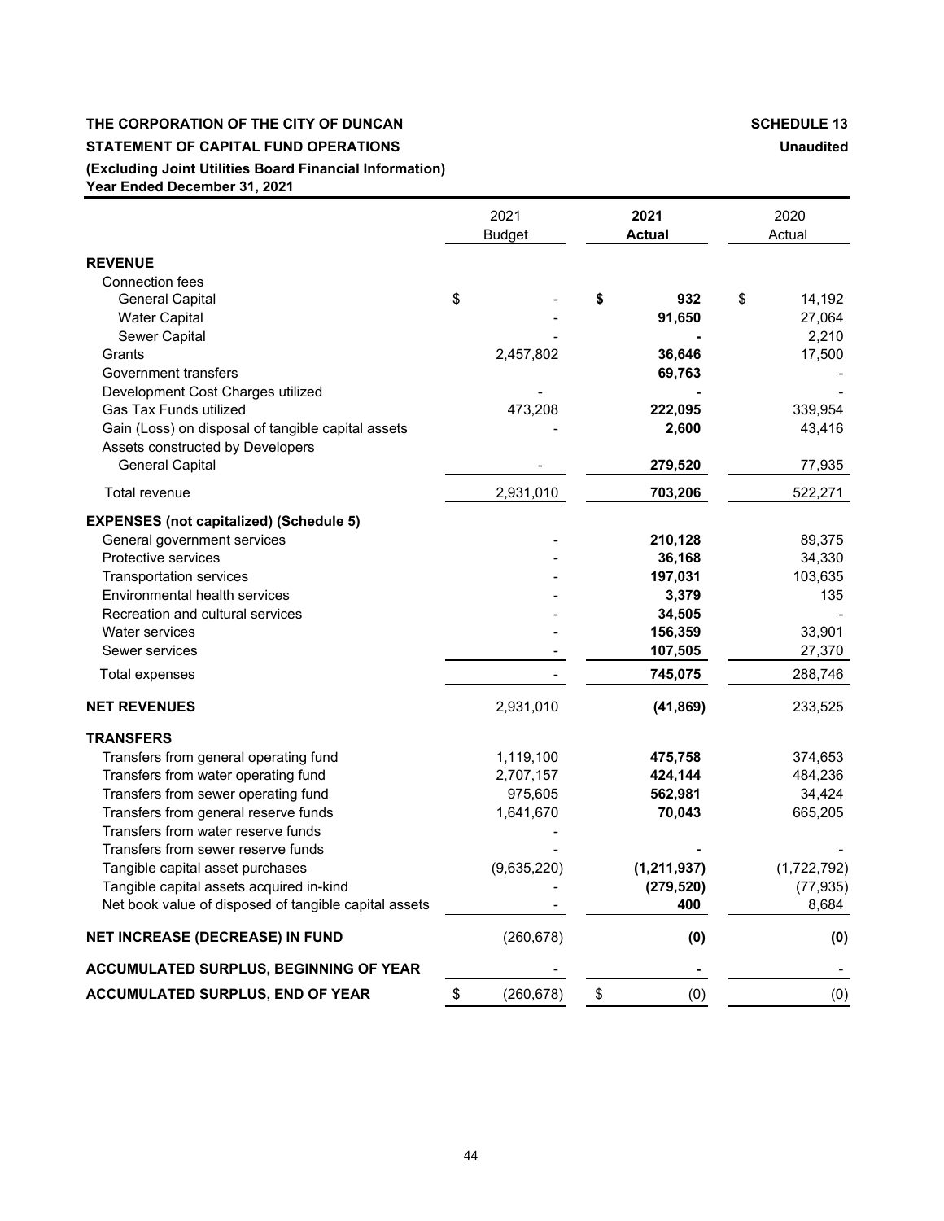**THE CORPORATION OF THE CITY OF DUNCAN** **SCHEDULE 13**

**STATEMENT OF CAPITAL FUND OPERATIONS** **Unaudited**

**(Excluding Joint Utilities Board Financial Information)**

**Year Ended December 31, 2021**

| | 2021 Budget | **2021 Actual** | 2020 Actual |
|---|---|---|---|
| **REVENUE** | | | |
| Connection fees | | | |
| General Capital | $ - | **$ 932** | $ 14,192 |
| Water Capital | - | **91,650** | 27,064 |
| Sewer Capital | - | **-** | 2,210 |
| Grants | 2,457,802 | **36,646** | 17,500 |
| Government transfers | | **69,763** | - |
| Development Cost Charges utilized | - | **-** | - |
| Gas Tax Funds utilized | 473,208 | **222,095** | 339,954 |
| Gain (Loss) on disposal of tangible capital assets | - | **2,600** | 43,416 |
| Assets constructed by Developers | | | |
| General Capital | - | **279,520** | 77,935 |
| Total revenue | 2,931,010 | **703,206** | 522,271 |
| **EXPENSES (not capitalized) (Schedule 5)** | | | |
| General government services | - | **210,128** | 89,375 |
| Protective services | - | **36,168** | 34,330 |
| Transportation services | - | **197,031** | 103,635 |
| Environmental health services | - | **3,379** | 135 |
| Recreation and cultural services | - | **34,505** | - |
| Water services | - | **156,359** | 33,901 |
| Sewer services | - | **107,505** | 27,370 |
| Total expenses | - | **745,075** | 288,746 |
| **NET REVENUES** | 2,931,010 | **(41,869)** | 233,525 |
| **TRANSFERS** | | | |
| Transfers from general operating fund | 1,119,100 | **475,758** | 374,653 |
| Transfers from water operating fund | 2,707,157 | **424,144** | 484,236 |
| Transfers from sewer operating fund | 975,605 | **562,981** | 34,424 |
| Transfers from general reserve funds | 1,641,670 | **70,043** | 665,205 |
| Transfers from water reserve funds | - | | |
| Transfers from sewer reserve funds | - | **-** | - |
| Tangible capital asset purchases | (9,635,220) | **(1,211,937)** | (1,722,792) |
| Tangible capital assets acquired in-kind | - | **(279,520)** | (77,935) |
| Net book value of disposed of tangible capital assets | - | **400** | 8,684 |
| **NET INCREASE (DECREASE) IN FUND** | (260,678) | **(0)** | **(0)** |
| **ACCUMULATED SURPLUS, BEGINNING OF YEAR** | - | **-** | - |
| **ACCUMULATED SURPLUS, END OF YEAR** | $ (260,678) | $ (0) | (0) |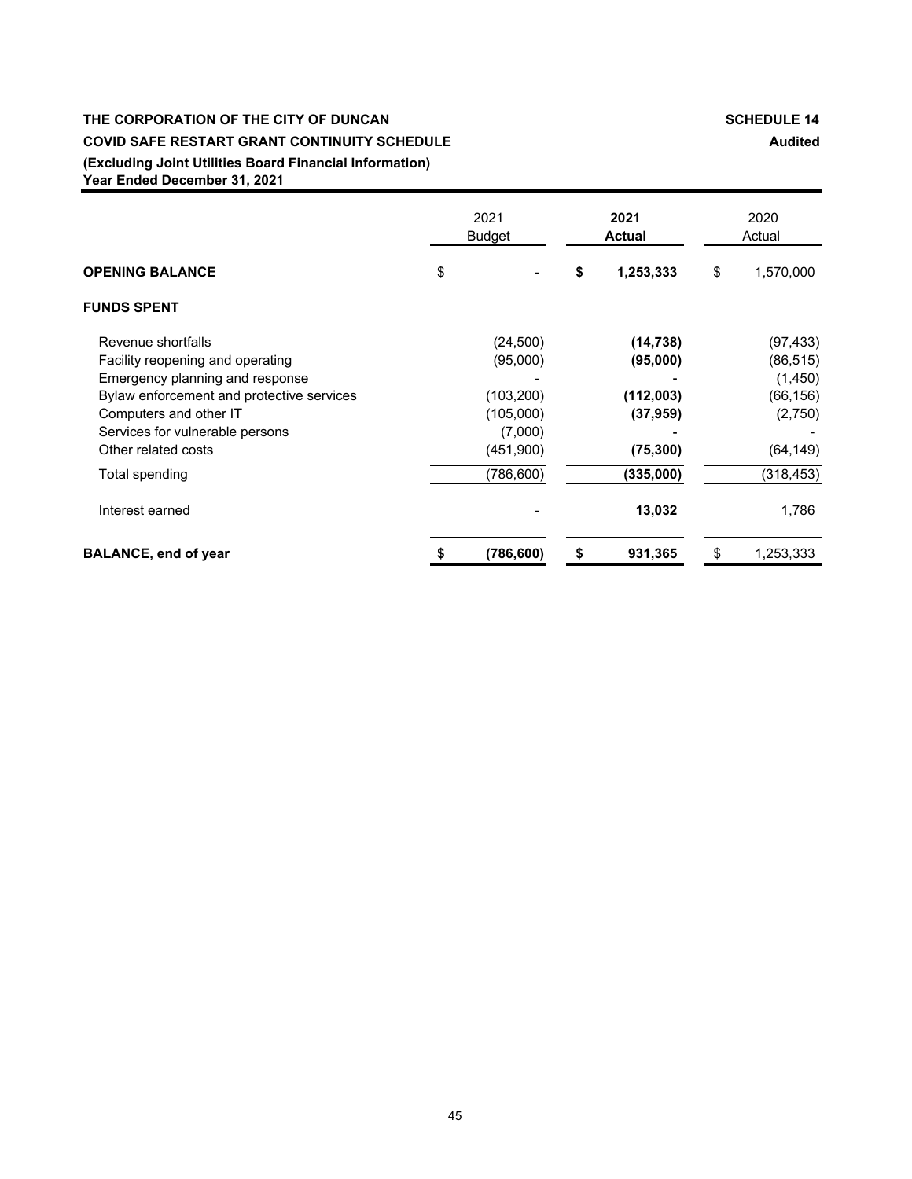**THE CORPORATION OF THE CITY OF DUNCAN** **SCHEDULE 14**

**COVID SAFE RESTART GRANT CONTINUITY SCHEDULE** **Audited**

**(Excluding Joint Utilities Board Financial Information)**

**Year Ended December 31, 2021**

| | 2021 Budget | 2021 Actual | 2020 Actual |
|---|---|---|---|
| **OPENING BALANCE** | $ - | **$ 1,253,333** | $ 1,570,000 |
| **FUNDS SPENT** | | | |
| Revenue shortfalls | (24,500) | **(14,738)** | (97,433) |
| Facility reopening and operating | (95,000) | **(95,000)** | (86,515) |
| Emergency planning and response | - | **-** | (1,450) |
| Bylaw enforcement and protective services | (103,200) | **(112,003)** | (66,156) |
| Computers and other IT | (105,000) | **(37,959)** | (2,750) |
| Services for vulnerable persons | (7,000) | **-** | - |
| Other related costs | (451,900) | **(75,300)** | (64,149) |
| Total spending | (786,600) | **(335,000)** | (318,453) |
| Interest earned | - | **13,032** | 1,786 |
| **BALANCE, end of year** | **$ (786,600)** | **$ 931,365** | $ 1,253,333 |